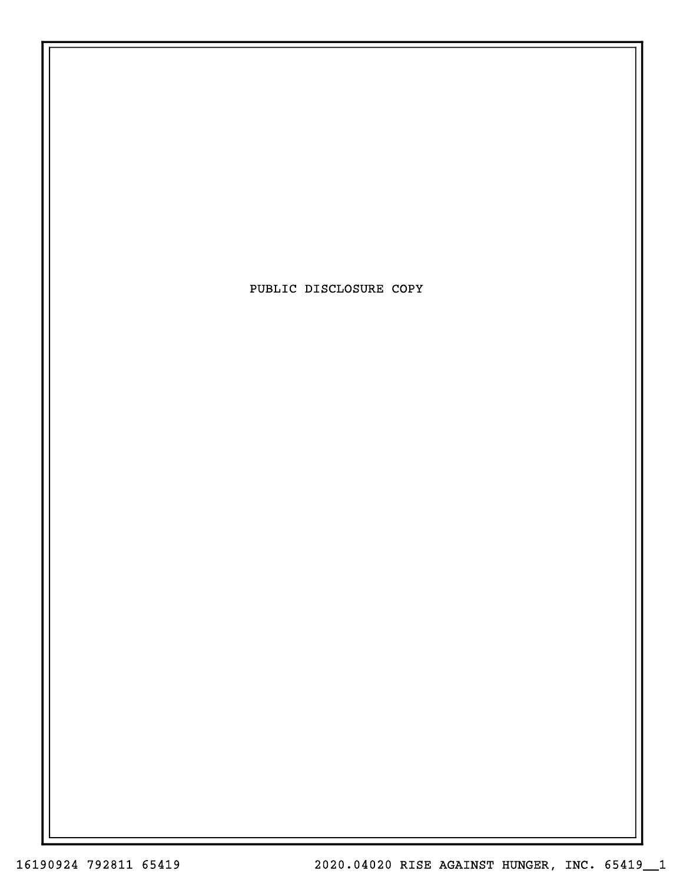PUBLIC DISCLOSURE COPY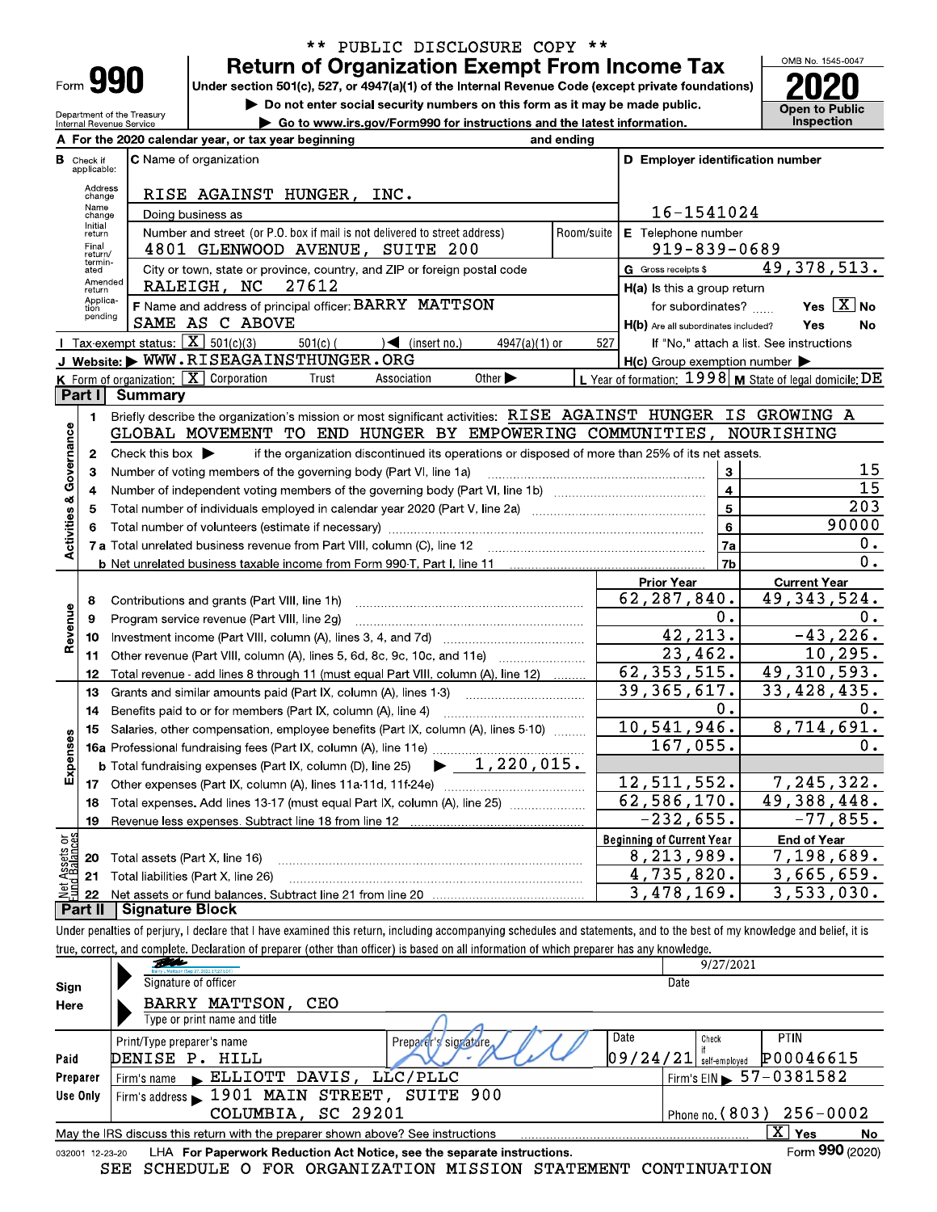\*\* PUBLIC DISCLOSURE COPY \*\*

# Form 990 — Return of Organization Exempt From Income Tax

Under section 501(c), 527, or 4947(a)(1) of the Internal Revenue Code (except private foundations)

▶ Do not enter social security numbers on this form as it may be made public.

▶ Go to www.irs.gov/Form990 for instructions and the latest information.

Department of the Treasury, Internal Revenue Service

OMB No. 1545-0047 — **2020** — Open to Public Inspection

**A** For the 2020 calendar year, or tax year beginning and ending

**B** Check if applicable: Address change, Name change, Initial return, Final return/terminated, Amended return, Application pending

**C** Name of organization: RISE AGAINST HUNGER, INC.

Doing business as

Number and street (or P.O. box if mail is not delivered to street address): 4801 GLENWOOD AVENUE, SUITE 200 — Room/suite

City or town, state or province, country, and ZIP or foreign postal code: RALEIGH, NC 27612

**D** Employer identification number: 16-1541024

**E** Telephone number: 919-839-0689

**G** Gross receipts $ 49,378,513.

**F** Name and address of principal officer: BARRY MATTSON, SAME AS C ABOVE

**H(a)** Is this a group return for subordinates? Yes [ ] No [X]

**H(b)** Are all subordinates included? Yes No — If "No," attach a list. See instructions

**I** Tax-exempt status: [X] 501(c)(3) 501(c) ( ) ◀ (insert no.) 4947(a)(1) or 527

**J** Website: ▶ WWW.RISEAGAINSTHUNGER.ORG

**H(c)** Group exemption number ▶

**K** Form of organization: [X] Corporation Trust Association Other ▶

**L** Year of formation: 1998 **M** State of legal domicile: DE

## Part I Summary

**Activities & Governance**

1. Briefly describe the organization's mission or most significant activities: RISE AGAINST HUNGER IS GROWING A GLOBAL MOVEMENT TO END HUNGER BY EMPOWERING COMMUNITIES, NOURISHING
2. Check this box ▶ if the organization discontinued its operations or disposed of more than 25% of its net assets.

| | | | |
|---|---|---|---|
| 3 | Number of voting members of the governing body (Part VI, line 1a) | 3 | 15 |
| 4 | Number of independent voting members of the governing body (Part VI, line 1b) | 4 | 15 |
| 5 | Total number of individuals employed in calendar year 2020 (Part V, line 2a) | 5 | 203 |
| 6 | Total number of volunteers (estimate if necessary) | 6 | 90000 |
| 7a | Total unrelated business revenue from Part VIII, column (C), line 12 | 7a | 0. |
| b | Net unrelated business taxable income from Form 990-T, Part I, line 11 | 7b | 0. |

| | | Prior Year | Current Year |
|---|---|---|---|
| **Revenue** | | | |
| 8 | Contributions and grants (Part VIII, line 1h) | 62,287,840. | 49,343,524. |
| 9 | Program service revenue (Part VIII, line 2g) | 0. | 0. |
| 10 | Investment income (Part VIII, column (A), lines 3, 4, and 7d) | 42,213. | -43,226. |
| 11 | Other revenue (Part VIII, column (A), lines 5, 6d, 8c, 9c, 10c, and 11e) | 23,462. | 10,295. |
| 12 | Total revenue - add lines 8 through 11 (must equal Part VIII, column (A), line 12) | 62,353,515. | 49,310,593. |
| **Expenses** | | | |
| 13 | Grants and similar amounts paid (Part IX, column (A), lines 1-3) | 39,365,617. | 33,428,435. |
| 14 | Benefits paid to or for members (Part IX, column (A), line 4) | 0. | 0. |
| 15 | Salaries, other compensation, employee benefits (Part IX, column (A), lines 5-10) | 10,541,946. | 8,714,691. |
| 16a | Professional fundraising fees (Part IX, column (A), line 11e) | 167,055. | 0. |
| b | Total fundraising expenses (Part IX, column (D), line 25) ▶ 1,220,015. | | |
| 17 | Other expenses (Part IX, column (A), lines 11a-11d, 11f-24e) | 12,511,552. | 7,245,322. |
| 18 | Total expenses. Add lines 13-17 (must equal Part IX, column (A), line 25) | 62,586,170. | 49,388,448. |
| 19 | Revenue less expenses. Subtract line 18 from line 12 | -232,655. | -77,855. |

| | **Net Assets or Fund Balances** | Beginning of Current Year | End of Year |
|---|---|---|---|
| 20 | Total assets (Part X, line 16) | 8,213,989. | 7,198,689. |
| 21 | Total liabilities (Part X, line 26) | 4,735,820. | 3,665,659. |
| 22 | Net assets or fund balances. Subtract line 21 from line 20 | 3,478,169. | 3,533,030. |

## Part II Signature Block

Under penalties of perjury, I declare that I have examined this return, including accompanying schedules and statements, and to the best of my knowledge and belief, it is true, correct, and complete. Declaration of preparer (other than officer) is based on all information of which preparer has any knowledge.

**Sign Here**

Signature of officer — Date: 9/27/2021

BARRY MATTSON, CEO — Type or print name and title

**Paid Preparer Use Only**

| Print/Type preparer's name | Preparer's signature | Date | Check if self-employed | PTIN |
|---|---|---|---|---|
| DENISE P. HILL | | 09/24/21 | | P00046615 |

Firm's name ▶ ELLIOTT DAVIS, LLC/PLLC — Firm's EIN ▶ 57-0381582

Firm's address ▶ 1901 MAIN STREET, SUITE 900, COLUMBIA, SC 29201 — Phone no. (803) 256-0002

May the IRS discuss this return with the preparer shown above? See instructions [X] Yes No

032001 12-23-20 LHA For Paperwork Reduction Act Notice, see the separate instructions. Form **990** (2020)

SEE SCHEDULE O FOR ORGANIZATION MISSION STATEMENT CONTINUATION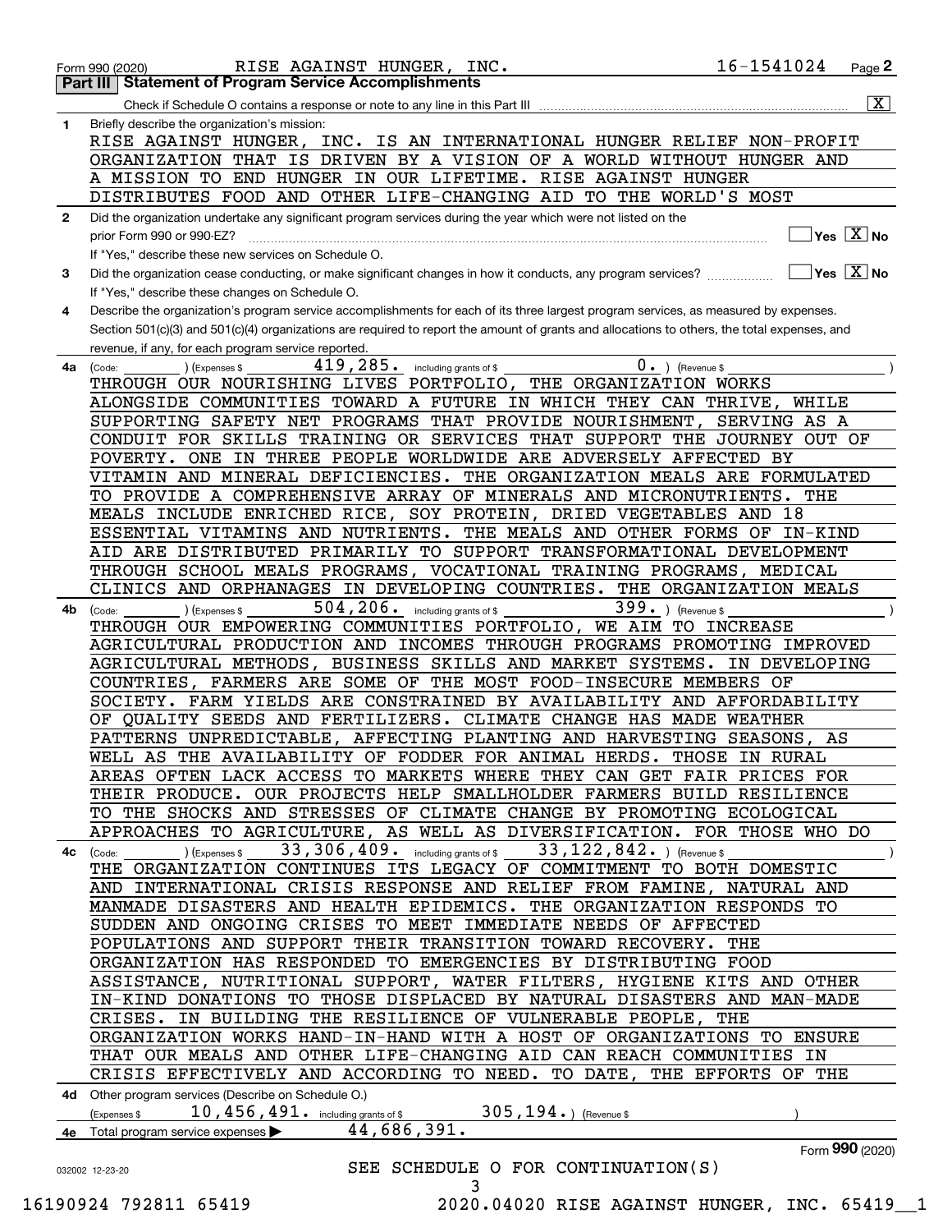Form 990 (2020) RISE AGAINST HUNGER, INC. 16-1541024 Page 2

**Part III | Statement of Program Service Accomplishments**

Check if Schedule O contains a response or note to any line in this Part III .......... [X]

**1** Briefly describe the organization's mission:

RISE AGAINST HUNGER, INC. IS AN INTERNATIONAL HUNGER RELIEF NON-PROFIT ORGANIZATION THAT IS DRIVEN BY A VISION OF A WORLD WITHOUT HUNGER AND A MISSION TO END HUNGER IN OUR LIFETIME. RISE AGAINST HUNGER DISTRIBUTES FOOD AND OTHER LIFE-CHANGING AID TO THE WORLD'S MOST

**2** Did the organization undertake any significant program services during the year which were not listed on the prior Form 990 or 990-EZ? [ ] Yes [X] No

If "Yes," describe these new services on Schedule O.

**3** Did the organization cease conducting, or make significant changes in how it conducts, any program services? [ ] Yes [X] No

If "Yes," describe these changes on Schedule O.

**4** Describe the organization's program service accomplishments for each of its three largest program services, as measured by expenses. Section 501(c)(3) and 501(c)(4) organizations are required to report the amount of grants and allocations to others, the total expenses, and revenue, if any, for each program service reported.

**4a** (Code: ) (Expenses $ 419,285. including grants of $ 0. ) (Revenue $ )

THROUGH OUR NOURISHING LIVES PORTFOLIO, THE ORGANIZATION WORKS ALONGSIDE COMMUNITIES TOWARD A FUTURE IN WHICH THEY CAN THRIVE, WHILE SUPPORTING SAFETY NET PROGRAMS THAT PROVIDE NOURISHMENT, SERVING AS A CONDUIT FOR SKILLS TRAINING OR SERVICES THAT SUPPORT THE JOURNEY OUT OF POVERTY. ONE IN THREE PEOPLE WORLDWIDE ARE ADVERSELY AFFECTED BY VITAMIN AND MINERAL DEFICIENCIES. THE ORGANIZATION MEALS ARE FORMULATED TO PROVIDE A COMPREHENSIVE ARRAY OF MINERALS AND MICRONUTRIENTS. THE MEALS INCLUDE ENRICHED RICE, SOY PROTEIN, DRIED VEGETABLES AND 18 ESSENTIAL VITAMINS AND NUTRIENTS. THE MEALS AND OTHER FORMS OF IN-KIND AID ARE DISTRIBUTED PRIMARILY TO SUPPORT TRANSFORMATIONAL DEVELOPMENT THROUGH SCHOOL MEALS PROGRAMS, VOCATIONAL TRAINING PROGRAMS, MEDICAL CLINICS AND ORPHANAGES IN DEVELOPING COUNTRIES. THE ORGANIZATION MEALS

**4b** (Code: ) (Expenses $ 504,206. including grants of $ 399. ) (Revenue $ )

THROUGH OUR EMPOWERING COMMUNITIES PORTFOLIO, WE AIM TO INCREASE AGRICULTURAL PRODUCTION AND INCOMES THROUGH PROGRAMS PROMOTING IMPROVED AGRICULTURAL METHODS, BUSINESS SKILLS AND MARKET SYSTEMS. IN DEVELOPING COUNTRIES, FARMERS ARE SOME OF THE MOST FOOD-INSECURE MEMBERS OF SOCIETY. FARM YIELDS ARE CONSTRAINED BY AVAILABILITY AND AFFORDABILITY OF QUALITY SEEDS AND FERTILIZERS. CLIMATE CHANGE HAS MADE WEATHER PATTERNS UNPREDICTABLE, AFFECTING PLANTING AND HARVESTING SEASONS, AS WELL AS THE AVAILABILITY OF FODDER FOR ANIMAL HERDS. THOSE IN RURAL AREAS OFTEN LACK ACCESS TO MARKETS WHERE THEY CAN GET FAIR PRICES FOR THEIR PRODUCE. OUR PROJECTS HELP SMALLHOLDER FARMERS BUILD RESILIENCE TO THE SHOCKS AND STRESSES OF CLIMATE CHANGE BY PROMOTING ECOLOGICAL APPROACHES TO AGRICULTURE, AS WELL AS DIVERSIFICATION. FOR THOSE WHO DO

**4c** (Code: ) (Expenses $ 33,306,409. including grants of $ 33,122,842. ) (Revenue $ )

THE ORGANIZATION CONTINUES ITS LEGACY OF COMMITMENT TO BOTH DOMESTIC AND INTERNATIONAL CRISIS RESPONSE AND RELIEF FROM FAMINE, NATURAL AND MANMADE DISASTERS AND HEALTH EPIDEMICS. THE ORGANIZATION RESPONDS TO SUDDEN AND ONGOING CRISES TO MEET IMMEDIATE NEEDS OF AFFECTED POPULATIONS AND SUPPORT THEIR TRANSITION TOWARD RECOVERY. THE ORGANIZATION HAS RESPONDED TO EMERGENCIES BY DISTRIBUTING FOOD ASSISTANCE, NUTRITIONAL SUPPORT, WATER FILTERS, HYGIENE KITS AND OTHER IN-KIND DONATIONS TO THOSE DISPLACED BY NATURAL DISASTERS AND MAN-MADE CRISES. IN BUILDING THE RESILIENCE OF VULNERABLE PEOPLE, THE ORGANIZATION WORKS HAND-IN-HAND WITH A HOST OF ORGANIZATIONS TO ENSURE THAT OUR MEALS AND OTHER LIFE-CHANGING AID CAN REACH COMMUNITIES IN CRISIS EFFECTIVELY AND ACCORDING TO NEED. TO DATE, THE EFFORTS OF THE

**4d** Other program services (Describe on Schedule O.)

(Expenses $ 10,456,491. including grants of $ 305,194. ) (Revenue $ )

**4e** Total program service expenses ▶ 44,686,391.

Form 990 (2020)

SEE SCHEDULE O FOR CONTINUATION(S)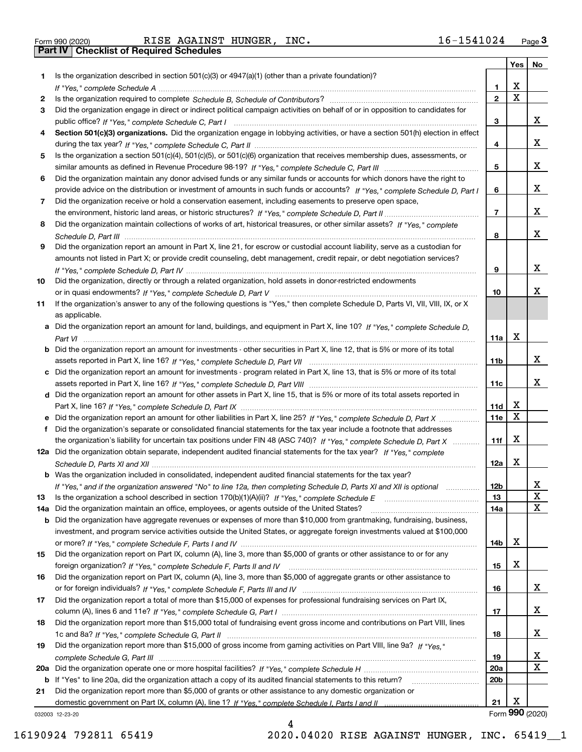Form 990 (2020) RISE AGAINST HUNGER, INC. 16-1541024 Page **3**

## Part IV Checklist of Required Schedules

| | | | Yes | No |
|---|---|---|---|---|
| **1** | Is the organization described in section 501(c)(3) or 4947(a)(1) (other than a private foundation)? *If "Yes," complete Schedule A* | **1** | X | |
| **2** | Is the organization required to complete *Schedule B, Schedule of Contributors*? | **2** | X | |
| **3** | Did the organization engage in direct or indirect political campaign activities on behalf of or in opposition to candidates for public office? *If "Yes," complete Schedule C, Part I* | **3** | | X |
| **4** | **Section 501(c)(3) organizations.** Did the organization engage in lobbying activities, or have a section 501(h) election in effect during the tax year? *If "Yes," complete Schedule C, Part II* | **4** | | X |
| **5** | Is the organization a section 501(c)(4), 501(c)(5), or 501(c)(6) organization that receives membership dues, assessments, or similar amounts as defined in Revenue Procedure 98-19? *If "Yes," complete Schedule C, Part III* | **5** | | X |
| **6** | Did the organization maintain any donor advised funds or any similar funds or accounts for which donors have the right to provide advice on the distribution or investment of amounts in such funds or accounts? *If "Yes," complete Schedule D, Part I* | **6** | | X |
| **7** | Did the organization receive or hold a conservation easement, including easements to preserve open space, the environment, historic land areas, or historic structures? *If "Yes," complete Schedule D, Part II* | **7** | | X |
| **8** | Did the organization maintain collections of works of art, historical treasures, or other similar assets? *If "Yes," complete Schedule D, Part III* | **8** | | X |
| **9** | Did the organization report an amount in Part X, line 21, for escrow or custodial account liability, serve as a custodian for amounts not listed in Part X; or provide credit counseling, debt management, credit repair, or debt negotiation services? *If "Yes," complete Schedule D, Part IV* | **9** | | X |
| **10** | Did the organization, directly or through a related organization, hold assets in donor-restricted endowments or in quasi endowments? *If "Yes," complete Schedule D, Part V* | **10** | | X |
| **11** | If the organization's answer to any of the following questions is "Yes," then complete Schedule D, Parts VI, VII, VIII, IX, or X as applicable. | | | |
| **a** | Did the organization report an amount for land, buildings, and equipment in Part X, line 10? *If "Yes," complete Schedule D, Part VI* | **11a** | X | |
| **b** | Did the organization report an amount for investments - other securities in Part X, line 12, that is 5% or more of its total assets reported in Part X, line 16? *If "Yes," complete Schedule D, Part VII* | **11b** | | X |
| **c** | Did the organization report an amount for investments - program related in Part X, line 13, that is 5% or more of its total assets reported in Part X, line 16? *If "Yes," complete Schedule D, Part VIII* | **11c** | | X |
| **d** | Did the organization report an amount for other assets in Part X, line 15, that is 5% or more of its total assets reported in Part X, line 16? *If "Yes," complete Schedule D, Part IX* | **11d** | X | |
| **e** | Did the organization report an amount for other liabilities in Part X, line 25? *If "Yes," complete Schedule D, Part X* | **11e** | X | |
| **f** | Did the organization's separate or consolidated financial statements for the tax year include a footnote that addresses the organization's liability for uncertain tax positions under FIN 48 (ASC 740)? *If "Yes," complete Schedule D, Part X* | **11f** | X | |
| **12a** | Did the organization obtain separate, independent audited financial statements for the tax year? *If "Yes," complete Schedule D, Parts XI and XII* | **12a** | X | |
| **b** | Was the organization included in consolidated, independent audited financial statements for the tax year? *If "Yes," and if the organization answered "No" to line 12a, then completing Schedule D, Parts XI and XII is optional* | **12b** | | X |
| **13** | Is the organization a school described in section 170(b)(1)(A)(ii)? *If "Yes," complete Schedule E* | **13** | | X |
| **14a** | Did the organization maintain an office, employees, or agents outside of the United States? | **14a** | | X |
| **b** | Did the organization have aggregate revenues or expenses of more than $10,000 from grantmaking, fundraising, business, investment, and program service activities outside the United States, or aggregate foreign investments valued at $100,000 or more? *If "Yes," complete Schedule F, Parts I and IV* | **14b** | X | |
| **15** | Did the organization report on Part IX, column (A), line 3, more than $5,000 of grants or other assistance to or for any foreign organization? *If "Yes," complete Schedule F, Parts II and IV* | **15** | X | |
| **16** | Did the organization report on Part IX, column (A), line 3, more than $5,000 of aggregate grants or other assistance to or for foreign individuals? *If "Yes," complete Schedule F, Parts III and IV* | **16** | | X |
| **17** | Did the organization report a total of more than $15,000 of expenses for professional fundraising services on Part IX, column (A), lines 6 and 11e? *If "Yes," complete Schedule G, Part I* | **17** | | X |
| **18** | Did the organization report more than $15,000 total of fundraising event gross income and contributions on Part VIII, lines 1c and 8a? *If "Yes," complete Schedule G, Part II* | **18** | | X |
| **19** | Did the organization report more than $15,000 of gross income from gaming activities on Part VIII, line 9a? *If "Yes," complete Schedule G, Part III* | **19** | | X |
| **20a** | Did the organization operate one or more hospital facilities? *If "Yes," complete Schedule H* | **20a** | | X |
| **b** | If "Yes" to line 20a, did the organization attach a copy of its audited financial statements to this return? | **20b** | | |
| **21** | Did the organization report more than $5,000 of grants or other assistance to any domestic organization or domestic government on Part IX, column (A), line 1? *If "Yes," complete Schedule I, Parts I and II* | **21** | X | |

032003 12-23-20

Form **990** (2020)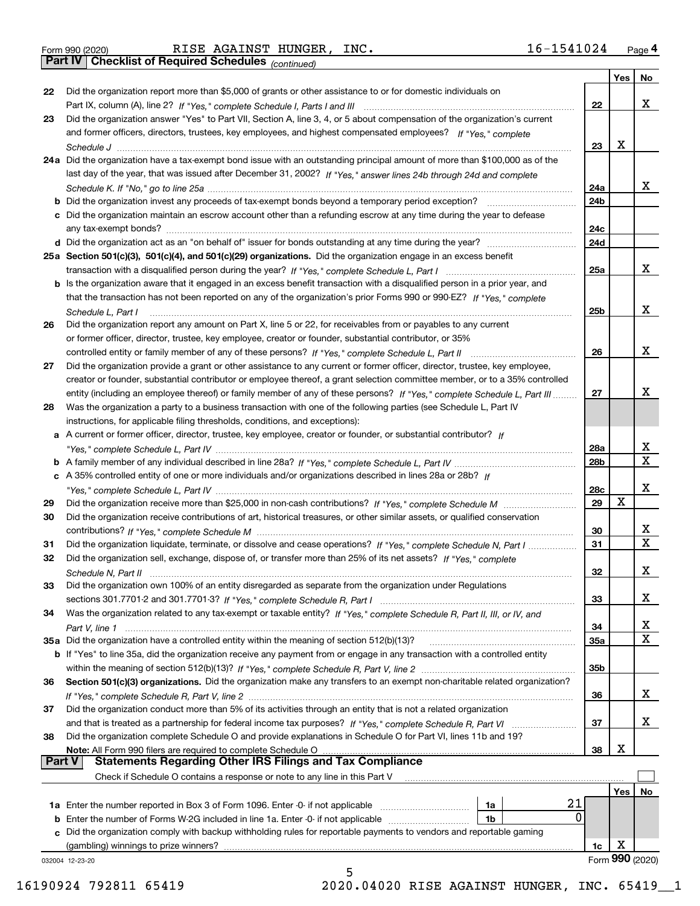Form 990 (2020) RISE AGAINST HUNGER, INC. 16-1541024 Page 4

## Part IV Checklist of Required Schedules *(continued)*

| | | | Yes | No |
|---|---|---|---|---|
| 22 | Did the organization report more than $5,000 of grants or other assistance to or for domestic individuals on Part IX, column (A), line 2? *If "Yes," complete Schedule I, Parts I and III* | 22 | | X |
| 23 | Did the organization answer "Yes" to Part VII, Section A, line 3, 4, or 5 about compensation of the organization's current and former officers, directors, trustees, key employees, and highest compensated employees? *If "Yes," complete Schedule J* | 23 | X | |
| 24a | Did the organization have a tax-exempt bond issue with an outstanding principal amount of more than $100,000 as of the last day of the year, that was issued after December 31, 2002? *If "Yes," answer lines 24b through 24d and complete Schedule K. If "No," go to line 25a* | 24a | | X |
| b | Did the organization invest any proceeds of tax-exempt bonds beyond a temporary period exception? | 24b | | |
| c | Did the organization maintain an escrow account other than a refunding escrow at any time during the year to defease any tax-exempt bonds? | 24c | | |
| d | Did the organization act as an "on behalf of" issuer for bonds outstanding at any time during the year? | 24d | | |
| 25a | **Section 501(c)(3), 501(c)(4), and 501(c)(29) organizations.** Did the organization engage in an excess benefit transaction with a disqualified person during the year? *If "Yes," complete Schedule L, Part I* | 25a | | X |
| b | Is the organization aware that it engaged in an excess benefit transaction with a disqualified person in a prior year, and that the transaction has not been reported on any of the organization's prior Forms 990 or 990-EZ? *If "Yes," complete Schedule L, Part I* | 25b | | X |
| 26 | Did the organization report any amount on Part X, line 5 or 22, for receivables from or payables to any current or former officer, director, trustee, key employee, creator or founder, substantial contributor, or 35% controlled entity or family member of any of these persons? *If "Yes," complete Schedule L, Part II* | 26 | | X |
| 27 | Did the organization provide a grant or other assistance to any current or former officer, director, trustee, key employee, creator or founder, substantial contributor or employee thereof, a grant selection committee member, or to a 35% controlled entity (including an employee thereof) or family member of any of these persons? *If "Yes," complete Schedule L, Part III* | 27 | | X |
| 28 | Was the organization a party to a business transaction with one of the following parties (see Schedule L, Part IV instructions, for applicable filing thresholds, conditions, and exceptions): | | | |
| a | A current or former officer, director, trustee, key employee, creator or founder, or substantial contributor? *If "Yes," complete Schedule L, Part IV* | 28a | | X |
| b | A family member of any individual described in line 28a? *If "Yes," complete Schedule L, Part IV* | 28b | | X |
| c | A 35% controlled entity of one or more individuals and/or organizations described in lines 28a or 28b? *If "Yes," complete Schedule L, Part IV* | 28c | | X |
| 29 | Did the organization receive more than $25,000 in non-cash contributions? *If "Yes," complete Schedule M* | 29 | X | |
| 30 | Did the organization receive contributions of art, historical treasures, or other similar assets, or qualified conservation contributions? *If "Yes," complete Schedule M* | 30 | | X |
| 31 | Did the organization liquidate, terminate, or dissolve and cease operations? *If "Yes," complete Schedule N, Part I* | 31 | | X |
| 32 | Did the organization sell, exchange, dispose of, or transfer more than 25% of its net assets? *If "Yes," complete Schedule N, Part II* | 32 | | X |
| 33 | Did the organization own 100% of an entity disregarded as separate from the organization under Regulations sections 301.7701-2 and 301.7701-3? *If "Yes," complete Schedule R, Part I* | 33 | | X |
| 34 | Was the organization related to any tax-exempt or taxable entity? *If "Yes," complete Schedule R, Part II, III, or IV, and Part V, line 1* | 34 | | X |
| 35a | Did the organization have a controlled entity within the meaning of section 512(b)(13)? | 35a | | X |
| b | If "Yes" to line 35a, did the organization receive any payment from or engage in any transaction with a controlled entity within the meaning of section 512(b)(13)? *If "Yes," complete Schedule R, Part V, line 2* | 35b | | |
| 36 | **Section 501(c)(3) organizations.** Did the organization make any transfers to an exempt non-charitable related organization? *If "Yes," complete Schedule R, Part V, line 2* | 36 | | X |
| 37 | Did the organization conduct more than 5% of its activities through an entity that is not a related organization and that is treated as a partnership for federal income tax purposes? *If "Yes," complete Schedule R, Part VI* | 37 | | X |
| 38 | Did the organization complete Schedule O and provide explanations in Schedule O for Part VI, lines 11b and 19? **Note:** All Form 990 filers are required to complete Schedule O | 38 | X | |

## Part V Statements Regarding Other IRS Filings and Tax Compliance

Check if Schedule O contains a response or note to any line in this Part V ☐

| | | | | | Yes | No |
|---|---|---|---|---|---|---|
| 1a | Enter the number reported in Box 3 of Form 1096. Enter -0- if not applicable | 1a | 21 | | | |
| b | Enter the number of Forms W-2G included in line 1a. Enter -0- if not applicable | 1b | 0 | | | |
| c | Did the organization comply with backup withholding rules for reportable payments to vendors and reportable gaming (gambling) winnings to prize winners? | | | 1c | X | |

032004 12-23-20 Form **990** (2020)

16190924 792811 65419 2020.04020 RISE AGAINST HUNGER, INC. 65419__1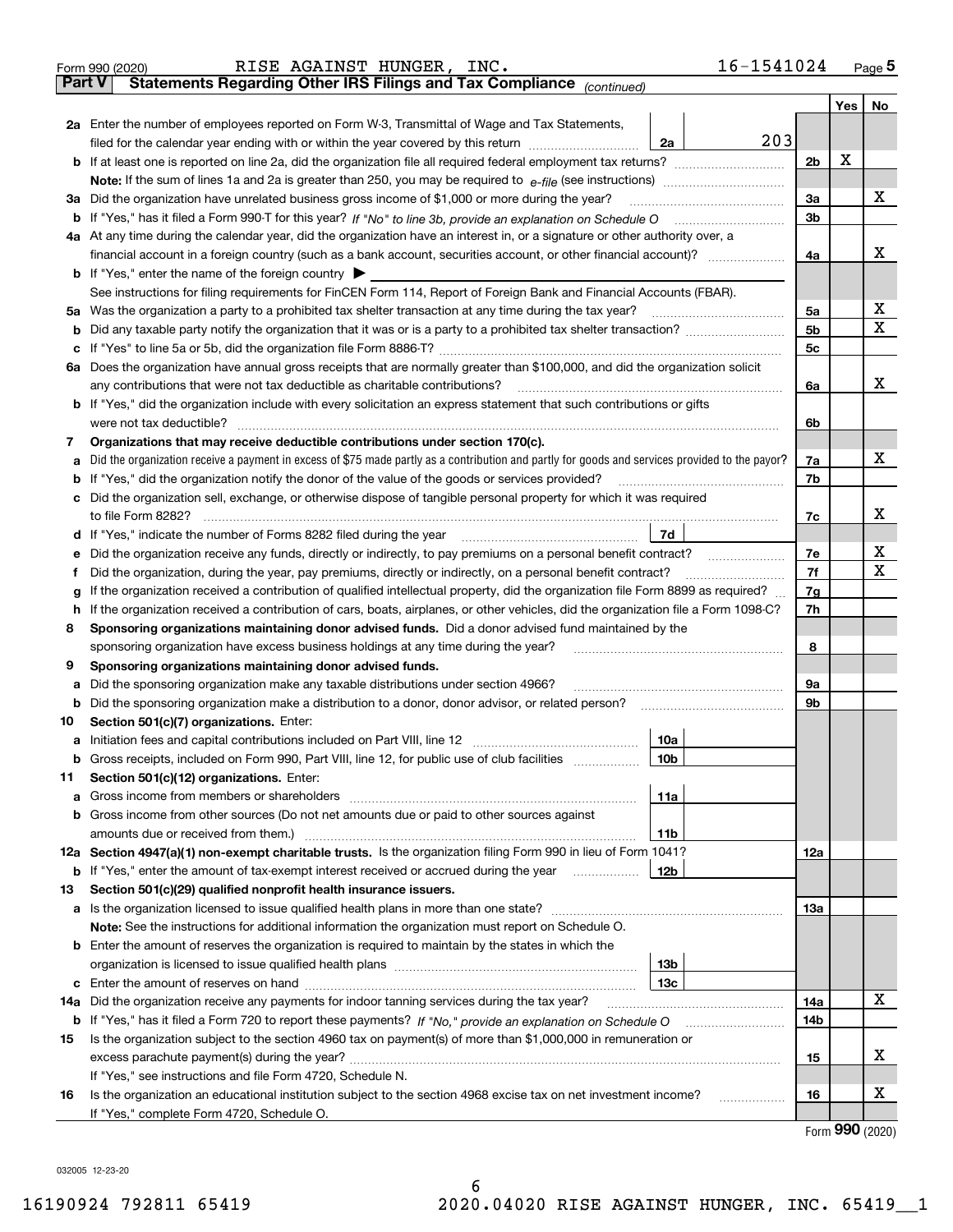Form 990 (2020) RISE AGAINST HUNGER, INC. 16-1541024 Page **5**

## Part V Statements Regarding Other IRS Filings and Tax Compliance *(continued)*

| | | | | | Yes | No |
|---|---|---|---|---|---|---|
| **2a** | Enter the number of employees reported on Form W-3, Transmittal of Wage and Tax Statements, filed for the calendar year ending with or within the year covered by this return | 2a | 203 | | | |
| **b** | If at least one is reported on line 2a, did the organization file all required federal employment tax returns? | | | 2b | X | |
| | **Note:** If the sum of lines 1a and 2a is greater than 250, you may be required to *e-file* (see instructions) | | | | | |
| **3a** | Did the organization have unrelated business gross income of $1,000 or more during the year? | | | 3a | | X |
| **b** | If "Yes," has it filed a Form 990-T for this year? *If "No" to line 3b, provide an explanation on Schedule O* | | | 3b | | |
| **4a** | At any time during the calendar year, did the organization have an interest in, or a signature or other authority over, a financial account in a foreign country (such as a bank account, securities account, or other financial account)? | | | 4a | | X |
| **b** | If "Yes," enter the name of the foreign country ▶ | | | | | |
| | See instructions for filing requirements for FinCEN Form 114, Report of Foreign Bank and Financial Accounts (FBAR). | | | | | |
| **5a** | Was the organization a party to a prohibited tax shelter transaction at any time during the tax year? | | | 5a | | X |
| **b** | Did any taxable party notify the organization that it was or is a party to a prohibited tax shelter transaction? | | | 5b | | X |
| **c** | If "Yes" to line 5a or 5b, did the organization file Form 8886-T? | | | 5c | | |
| **6a** | Does the organization have annual gross receipts that are normally greater than $100,000, and did the organization solicit any contributions that were not tax deductible as charitable contributions? | | | 6a | | X |
| **b** | If "Yes," did the organization include with every solicitation an express statement that such contributions or gifts were not tax deductible? | | | 6b | | |
| **7** | **Organizations that may receive deductible contributions under section 170(c).** | | | | | |
| **a** | Did the organization receive a payment in excess of $75 made partly as a contribution and partly for goods and services provided to the payor? | | | 7a | | X |
| **b** | If "Yes," did the organization notify the donor of the value of the goods or services provided? | | | 7b | | |
| **c** | Did the organization sell, exchange, or otherwise dispose of tangible personal property for which it was required to file Form 8282? | | | 7c | | X |
| **d** | If "Yes," indicate the number of Forms 8282 filed during the year | 7d | | | | |
| **e** | Did the organization receive any funds, directly or indirectly, to pay premiums on a personal benefit contract? | | | 7e | | X |
| **f** | Did the organization, during the year, pay premiums, directly or indirectly, on a personal benefit contract? | | | 7f | | X |
| **g** | If the organization received a contribution of qualified intellectual property, did the organization file Form 8899 as required? | | | 7g | | |
| **h** | If the organization received a contribution of cars, boats, airplanes, or other vehicles, did the organization file a Form 1098-C? | | | 7h | | |
| **8** | **Sponsoring organizations maintaining donor advised funds.** Did a donor advised fund maintained by the sponsoring organization have excess business holdings at any time during the year? | | | 8 | | |
| **9** | **Sponsoring organizations maintaining donor advised funds.** | | | | | |
| **a** | Did the sponsoring organization make any taxable distributions under section 4966? | | | 9a | | |
| **b** | Did the sponsoring organization make a distribution to a donor, donor advisor, or related person? | | | 9b | | |
| **10** | **Section 501(c)(7) organizations.** Enter: | | | | | |
| **a** | Initiation fees and capital contributions included on Part VIII, line 12 | 10a | | | | |
| **b** | Gross receipts, included on Form 990, Part VIII, line 12, for public use of club facilities | 10b | | | | |
| **11** | **Section 501(c)(12) organizations.** Enter: | | | | | |
| **a** | Gross income from members or shareholders | 11a | | | | |
| **b** | Gross income from other sources (Do not net amounts due or paid to other sources against amounts due or received from them.) | 11b | | | | |
| **12a** | **Section 4947(a)(1) non-exempt charitable trusts.** Is the organization filing Form 990 in lieu of Form 1041? | | | 12a | | |
| **b** | If "Yes," enter the amount of tax-exempt interest received or accrued during the year | 12b | | | | |
| **13** | **Section 501(c)(29) qualified nonprofit health insurance issuers.** | | | | | |
| **a** | Is the organization licensed to issue qualified health plans in more than one state? | | | 13a | | |
| | **Note:** See the instructions for additional information the organization must report on Schedule O. | | | | | |
| **b** | Enter the amount of reserves the organization is required to maintain by the states in which the organization is licensed to issue qualified health plans | 13b | | | | |
| **c** | Enter the amount of reserves on hand | 13c | | | | |
| **14a** | Did the organization receive any payments for indoor tanning services during the tax year? | | | 14a | | X |
| **b** | If "Yes," has it filed a Form 720 to report these payments? *If "No," provide an explanation on Schedule O* | | | 14b | | |
| **15** | Is the organization subject to the section 4960 tax on payment(s) of more than $1,000,000 in remuneration or excess parachute payment(s) during the year? | | | 15 | | X |
| | If "Yes," see instructions and file Form 4720, Schedule N. | | | | | |
| **16** | Is the organization an educational institution subject to the section 4968 excise tax on net investment income? | | | 16 | | X |
| | If "Yes," complete Form 4720, Schedule O. | | | | | |

Form **990** (2020)

032005 12-23-20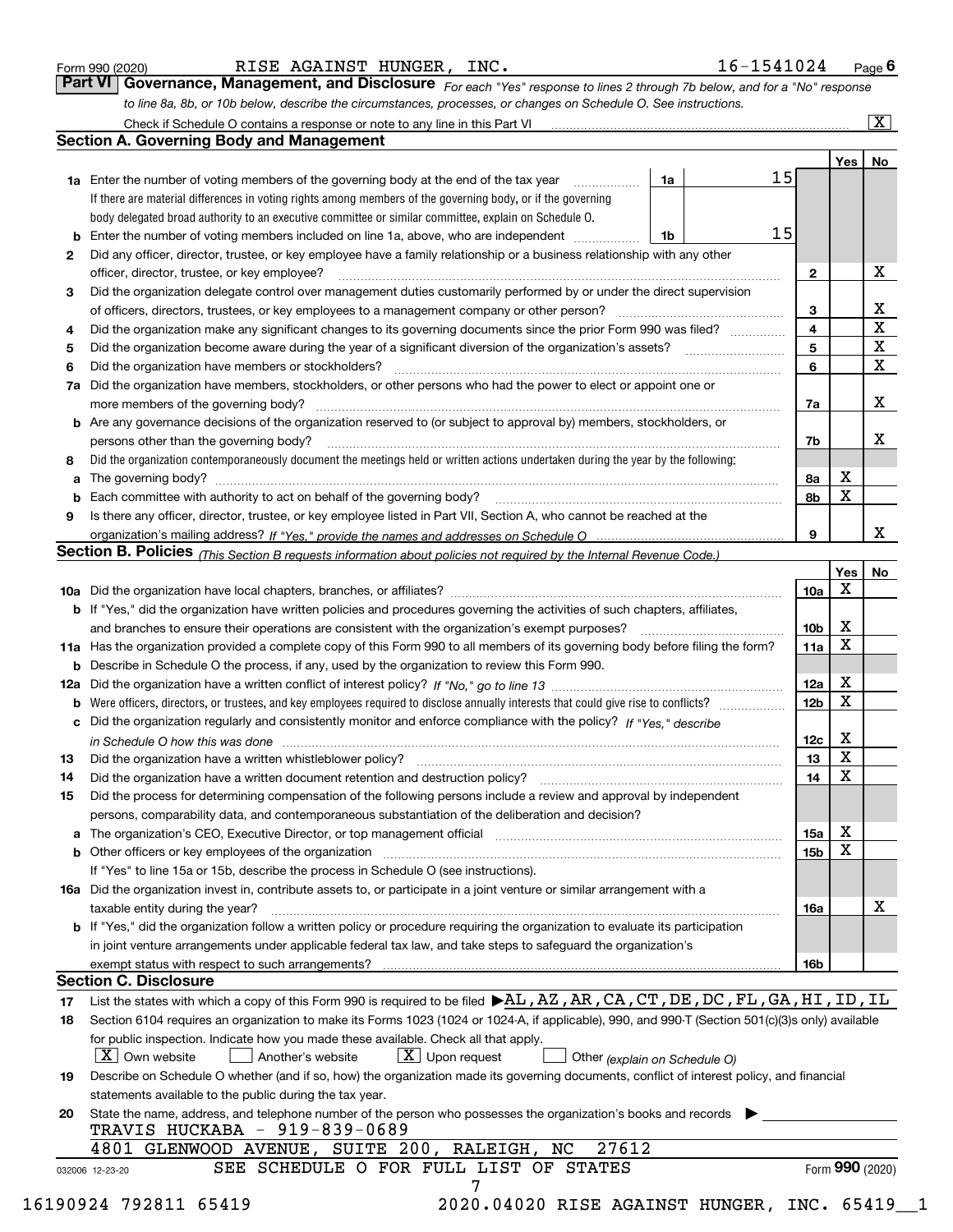Form 990 (2020) RISE AGAINST HUNGER, INC. 16-1541024 Page 6

**Part VI Governance, Management, and Disclosure** *For each "Yes" response to lines 2 through 7b below, and for a "No" response to line 8a, 8b, or 10b below, describe the circumstances, processes, or changes on Schedule O. See instructions.*

Check if Schedule O contains a response or note to any line in this Part VI [X]

## Section A. Governing Body and Management

| | | | | Yes | No |
|---|---|---|---|---|---|
| **1a** | Enter the number of voting members of the governing body at the end of the tax year — If there are material differences in voting rights among members of the governing body, or if the governing body delegated broad authority to an executive committee or similar committee, explain on Schedule O. | 1a: 15 | | | |
| **b** | Enter the number of voting members included on line 1a, above, who are independent | 1b: 15 | | | |
| **2** | Did any officer, director, trustee, or key employee have a family relationship or a business relationship with any other officer, director, trustee, or key employee? | | 2 | | X |
| **3** | Did the organization delegate control over management duties customarily performed by or under the direct supervision of officers, directors, trustees, or key employees to a management company or other person? | | 3 | | X |
| **4** | Did the organization make any significant changes to its governing documents since the prior Form 990 was filed? | | 4 | | X |
| **5** | Did the organization become aware during the year of a significant diversion of the organization's assets? | | 5 | | X |
| **6** | Did the organization have members or stockholders? | | 6 | | X |
| **7a** | Did the organization have members, stockholders, or other persons who had the power to elect or appoint one or more members of the governing body? | | 7a | | X |
| **b** | Are any governance decisions of the organization reserved to (or subject to approval by) members, stockholders, or persons other than the governing body? | | 7b | | X |
| **8** | Did the organization contemporaneously document the meetings held or written actions undertaken during the year by the following: | | | | |
| **a** | The governing body? | | 8a | X | |
| **b** | Each committee with authority to act on behalf of the governing body? | | 8b | X | |
| **9** | Is there any officer, director, trustee, or key employee listed in Part VII, Section A, who cannot be reached at the organization's mailing address? *If "Yes," provide the names and addresses on Schedule O* | | 9 | | X |

## Section B. Policies *(This Section B requests information about policies not required by the Internal Revenue Code.)*

| | | | Yes | No |
|---|---|---|---|---|
| **10a** | Did the organization have local chapters, branches, or affiliates? | 10a | X | |
| **b** | If "Yes," did the organization have written policies and procedures governing the activities of such chapters, affiliates, and branches to ensure their operations are consistent with the organization's exempt purposes? | 10b | X | |
| **11a** | Has the organization provided a complete copy of this Form 990 to all members of its governing body before filing the form? | 11a | X | |
| **b** | Describe in Schedule O the process, if any, used by the organization to review this Form 990. | | | |
| **12a** | Did the organization have a written conflict of interest policy? *If "No," go to line 13* | 12a | X | |
| **b** | Were officers, directors, or trustees, and key employees required to disclose annually interests that could give rise to conflicts? | 12b | X | |
| **c** | Did the organization regularly and consistently monitor and enforce compliance with the policy? *If "Yes," describe in Schedule O how this was done* | 12c | X | |
| **13** | Did the organization have a written whistleblower policy? | 13 | X | |
| **14** | Did the organization have a written document retention and destruction policy? | 14 | X | |
| **15** | Did the process for determining compensation of the following persons include a review and approval by independent persons, comparability data, and contemporaneous substantiation of the deliberation and decision? | | | |
| **a** | The organization's CEO, Executive Director, or top management official | 15a | X | |
| **b** | Other officers or key employees of the organization | 15b | X | |
| | If "Yes" to line 15a or 15b, describe the process in Schedule O (see instructions). | | | |
| **16a** | Did the organization invest in, contribute assets to, or participate in a joint venture or similar arrangement with a taxable entity during the year? | 16a | | X |
| **b** | If "Yes," did the organization follow a written policy or procedure requiring the organization to evaluate its participation in joint venture arrangements under applicable federal tax law, and take steps to safeguard the organization's exempt status with respect to such arrangements? | 16b | | |

## Section C. Disclosure

**17** List the states with which a copy of this Form 990 is required to be filed ▶AL,AZ,AR,CA,CT,DE,DC,FL,GA,HI,ID,IL

**18** Section 6104 requires an organization to make its Forms 1023 (1024 or 1024-A, if applicable), 990, and 990-T (Section 501(c)(3)s only) available for public inspection. Indicate how you made these available. Check all that apply.

[X] Own website [ ] Another's website [X] Upon request [ ] Other *(explain on Schedule O)*

**19** Describe on Schedule O whether (and if so, how) the organization made its governing documents, conflict of interest policy, and financial statements available to the public during the tax year.

**20** State the name, address, and telephone number of the person who possesses the organization's books and records ▶

TRAVIS HUCKABA - 919-839-0689
4801 GLENWOOD AVENUE, SUITE 200, RALEIGH, NC 27612

SEE SCHEDULE O FOR FULL LIST OF STATES

032006 12-23-20 Form **990** (2020)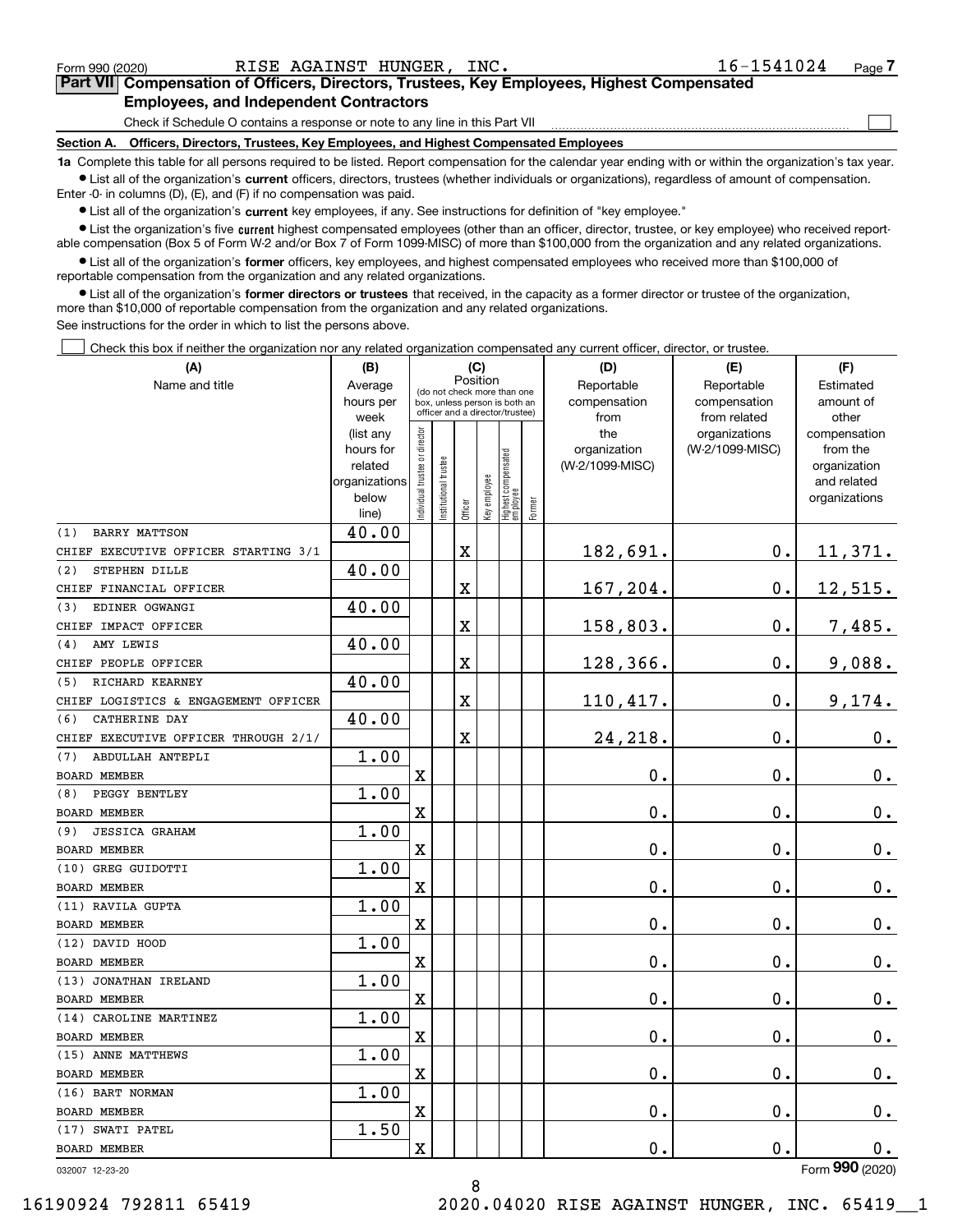Form 990 (2020) RISE AGAINST HUNGER, INC. 16-1541024 Page 7

## Part VII Compensation of Officers, Directors, Trustees, Key Employees, Highest Compensated Employees, and Independent Contractors

Check if Schedule O contains a response or note to any line in this Part VII ☐

### Section A. Officers, Directors, Trustees, Key Employees, and Highest Compensated Employees

**1a** Complete this table for all persons required to be listed. Report compensation for the calendar year ending with or within the organization's tax year.

- List all of the organization's **current** officers, directors, trustees (whether individuals or organizations), regardless of amount of compensation. Enter -0- in columns (D), (E), and (F) if no compensation was paid.
- List all of the organization's **current** key employees, if any. See instructions for definition of "key employee."
- List the organization's five **current** highest compensated employees (other than an officer, director, trustee, or key employee) who received reportable compensation (Box 5 of Form W-2 and/or Box 7 of Form 1099-MISC) of more than $100,000 from the organization and any related organizations.
- List all of the organization's **former** officers, key employees, and highest compensated employees who received more than $100,000 of reportable compensation from the organization and any related organizations.
- List all of the organization's **former directors or trustees** that received, in the capacity as a former director or trustee of the organization, more than $10,000 of reportable compensation from the organization and any related organizations.

See instructions for the order in which to list the persons above.

☐ Check this box if neither the organization nor any related organization compensated any current officer, director, or trustee.

| (A) Name and title | (B) Average hours per week (list any hours for related organizations below line) | (C) Position: Individual trustee or director | Institutional trustee | Officer | Key employee | Highest compensated employee | Former | (D) Reportable compensation from the organization (W-2/1099-MISC) | (E) Reportable compensation from related organizations (W-2/1099-MISC) | (F) Estimated amount of other compensation from the organization and related organizations |
|---|---|---|---|---|---|---|---|---|---|---|
| (1) BARRY MATTSON<br>CHIEF EXECUTIVE OFFICER STARTING 3/1 | 40.00 | | | X | | | | 182,691. | 0. | 11,371. |
| (2) STEPHEN DILLE<br>CHIEF FINANCIAL OFFICER | 40.00 | | | X | | | | 167,204. | 0. | 12,515. |
| (3) EDINER OGWANGI<br>CHIEF IMPACT OFFICER | 40.00 | | | X | | | | 158,803. | 0. | 7,485. |
| (4) AMY LEWIS<br>CHIEF PEOPLE OFFICER | 40.00 | | | X | | | | 128,366. | 0. | 9,088. |
| (5) RICHARD KEARNEY<br>CHIEF LOGISTICS & ENGAGEMENT OFFICER | 40.00 | | | X | | | | 110,417. | 0. | 9,174. |
| (6) CATHERINE DAY<br>CHIEF EXECUTIVE OFFICER THROUGH 2/1/ | 40.00 | | | X | | | | 24,218. | 0. | 0. |
| (7) ABDULLAH ANTEPLI<br>BOARD MEMBER | 1.00 | X | | | | | | 0. | 0. | 0. |
| (8) PEGGY BENTLEY<br>BOARD MEMBER | 1.00 | X | | | | | | 0. | 0. | 0. |
| (9) JESSICA GRAHAM<br>BOARD MEMBER | 1.00 | X | | | | | | 0. | 0. | 0. |
| (10) GREG GUIDOTTI<br>BOARD MEMBER | 1.00 | X | | | | | | 0. | 0. | 0. |
| (11) RAVILA GUPTA<br>BOARD MEMBER | 1.00 | X | | | | | | 0. | 0. | 0. |
| (12) DAVID HOOD<br>BOARD MEMBER | 1.00 | X | | | | | | 0. | 0. | 0. |
| (13) JONATHAN IRELAND<br>BOARD MEMBER | 1.00 | X | | | | | | 0. | 0. | 0. |
| (14) CAROLINE MARTINEZ<br>BOARD MEMBER | 1.00 | X | | | | | | 0. | 0. | 0. |
| (15) ANNE MATTHEWS<br>BOARD MEMBER | 1.00 | X | | | | | | 0. | 0. | 0. |
| (16) BART NORMAN<br>BOARD MEMBER | 1.00 | X | | | | | | 0. | 0. | 0. |
| (17) SWATI PATEL<br>BOARD MEMBER | 1.50 | X | | | | | | 0. | 0. | 0. |

032007 12-23-20 Form 990 (2020)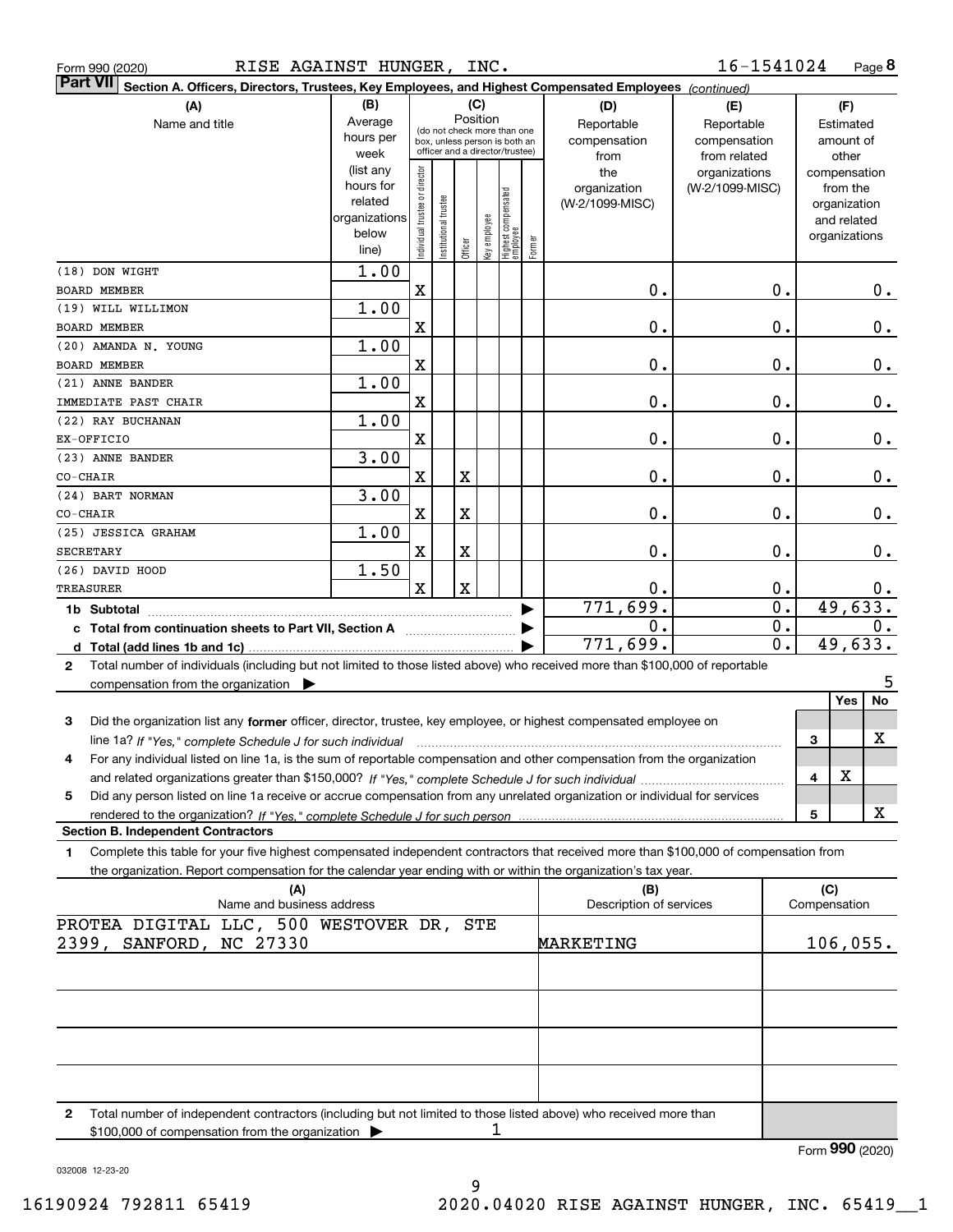Form 990 (2020) RISE AGAINST HUNGER, INC. 16-1541024 Page 8

**Part VII** Section A. Officers, Directors, Trustees, Key Employees, and Highest Compensated Employees *(continued)*

| (A) Name and title | (B) Average hours per week (list any hours for related organizations below line) | (C) Position: Individual trustee or director | Institutional trustee | Officer | Key employee | Highest compensated employee | Former | (D) Reportable compensation from the organization (W-2/1099-MISC) | (E) Reportable compensation from related organizations (W-2/1099-MISC) | (F) Estimated amount of other compensation from the organization and related organizations |
|---|---|---|---|---|---|---|---|---|---|---|
| (18) DON WIGHT<br>BOARD MEMBER | 1.00 | X | | | | | | 0. | 0. | 0. |
| (19) WILL WILLIMON<br>BOARD MEMBER | 1.00 | X | | | | | | 0. | 0. | 0. |
| (20) AMANDA N. YOUNG<br>BOARD MEMBER | 1.00 | X | | | | | | 0. | 0. | 0. |
| (21) ANNE BANDER<br>IMMEDIATE PAST CHAIR | 1.00 | X | | | | | | 0. | 0. | 0. |
| (22) RAY BUCHANAN<br>EX-OFFICIO | 1.00 | X | | | | | | 0. | 0. | 0. |
| (23) ANNE BANDER<br>CO-CHAIR | 3.00 | X | | X | | | | 0. | 0. | 0. |
| (24) BART NORMAN<br>CO-CHAIR | 3.00 | X | | X | | | | 0. | 0. | 0. |
| (25) JESSICA GRAHAM<br>SECRETARY | 1.00 | X | | X | | | | 0. | 0. | 0. |
| (26) DAVID HOOD<br>TREASURER | 1.50 | X | | X | | | | 0. | 0. | 0. |
| **1b Subtotal** | | | | | | | | 771,699. | 0. | 49,633. |
| **c Total from continuation sheets to Part VII, Section A** | | | | | | | | 0. | 0. | 0. |
| **d Total (add lines 1b and 1c)** | | | | | | | | 771,699. | 0. | 49,633. |

**2** Total number of individuals (including but not limited to those listed above) who received more than $100,000 of reportable compensation from the organization ▶ 5

| | | Yes | No |
|---|---|---|---|
| **3** Did the organization list any **former** officer, director, trustee, key employee, or highest compensated employee on line 1a? *If "Yes," complete Schedule J for such individual* | 3 | | X |
| **4** For any individual listed on line 1a, is the sum of reportable compensation and other compensation from the organization and related organizations greater than $150,000? *If "Yes," complete Schedule J for such individual* | 4 | X | |
| **5** Did any person listed on line 1a receive or accrue compensation from any unrelated organization or individual for services rendered to the organization? *If "Yes," complete Schedule J for such person* | 5 | | X |

**Section B. Independent Contractors**

**1** Complete this table for your five highest compensated independent contractors that received more than $100,000 of compensation from the organization. Report compensation for the calendar year ending with or within the organization's tax year.

| (A) Name and business address | (B) Description of services | (C) Compensation |
|---|---|---|
| PROTEA DIGITAL LLC, 500 WESTOVER DR, STE 2399, SANFORD, NC 27330 | MARKETING | 106,055. |
| | | |
| | | |
| | | |
| | | |

**2** Total number of independent contractors (including but not limited to those listed above) who received more than $100,000 of compensation from the organization ▶ 1

Form **990** (2020)

032008 12-23-20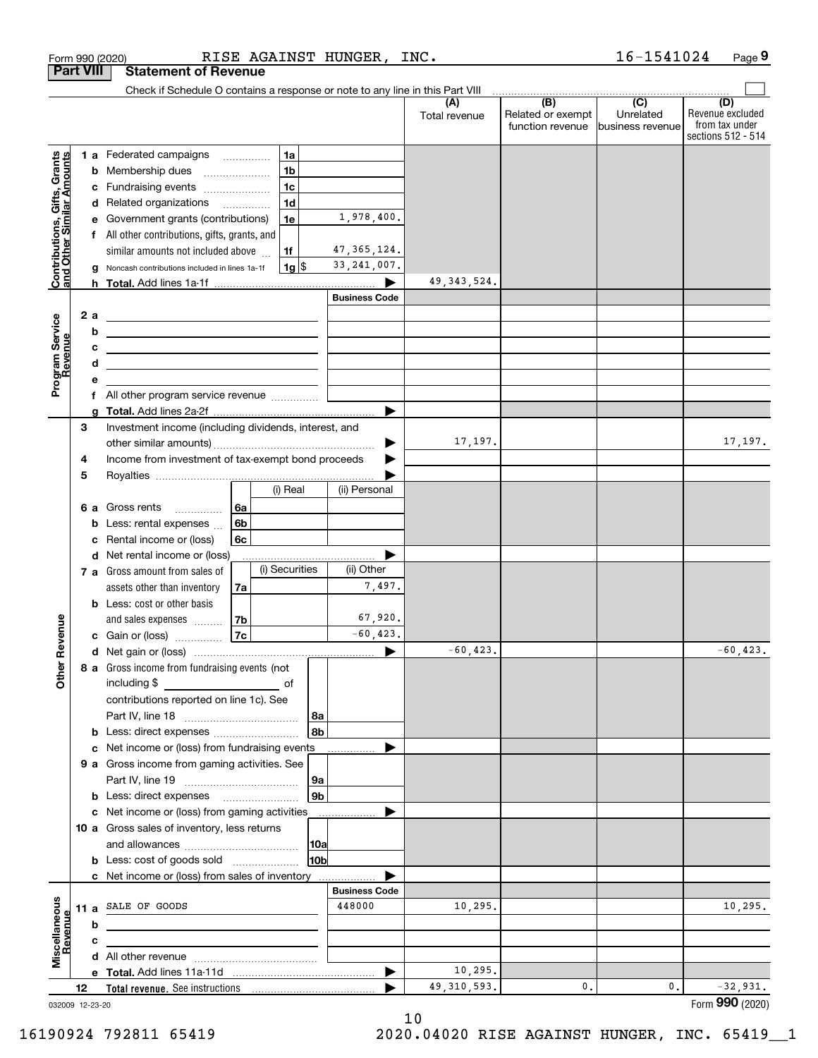Form 990 (2020) RISE AGAINST HUNGER, INC. 16-1541024 Page 9

## Part VIII Statement of Revenue

Check if Schedule O contains a response or note to any line in this Part VIII

| | | | (A) Total revenue | (B) Related or exempt function revenue | (C) Unrelated business revenue | (D) Revenue excluded from tax under sections 512 - 514 |
|---|---|---|---|---|---|---|
| **Contributions, Gifts, Grants and Other Similar Amounts** | 1a Federated campaigns | 1a | | | | |
| | b Membership dues | 1b | | | | |
| | c Fundraising events | 1c | | | | |
| | d Related organizations | 1d | | | | |
| | e Government grants (contributions) | 1e 1,978,400. | | | | |
| | f All other contributions, gifts, grants, and similar amounts not included above | 1f 47,365,124. | | | | |
| | g Noncash contributions included in lines 1a-1f | 1g $ 33,241,007. | | | | |
| | h **Total.** Add lines 1a-1f | | 49,343,524. | | | |
| **Program Service Revenue** | | Business Code | | | | |
| | 2a | | | | | |
| | b | | | | | |
| | c | | | | | |
| | d | | | | | |
| | e | | | | | |
| | f All other program service revenue | | | | | |
| | g **Total.** Add lines 2a-2f | | | | | |
| **Other Revenue** | 3 Investment income (including dividends, interest, and other similar amounts) | | 17,197. | | | 17,197. |
| | 4 Income from investment of tax-exempt bond proceeds | | | | | |
| | 5 Royalties | | | | | |
| | 6a Gross rents | 6a (i) Real: / (ii) Personal: | | | | |
| | b Less: rental expenses | 6b | | | | |
| | c Rental income or (loss) | 6c | | | | |
| | d Net rental income or (loss) | | | | | |
| | 7a Gross amount from sales of assets other than inventory | 7a (i) Securities: / (ii) Other: 7,497. | | | | |
| | b Less: cost or other basis and sales expenses | 7b (ii) Other: 67,920. | | | | |
| | c Gain or (loss) | 7c (ii) Other: -60,423. | | | | |
| | d Net gain or (loss) | | -60,423. | | | -60,423. |
| | 8a Gross income from fundraising events (not including $ of contributions reported on line 1c). See Part IV, line 18 | 8a | | | | |
| | b Less: direct expenses | 8b | | | | |
| | c Net income or (loss) from fundraising events | | | | | |
| | 9a Gross income from gaming activities. See Part IV, line 19 | 9a | | | | |
| | b Less: direct expenses | 9b | | | | |
| | c Net income or (loss) from gaming activities | | | | | |
| | 10a Gross sales of inventory, less returns and allowances | 10a | | | | |
| | b Less: cost of goods sold | 10b | | | | |
| | c Net income or (loss) from sales of inventory | | | | | |
| **Miscellaneous Revenue** | | Business Code | | | | |
| | 11a SALE OF GOODS | 448000 | 10,295. | | | 10,295. |
| | b | | | | | |
| | c | | | | | |
| | d All other revenue | | | | | |
| | e **Total.** Add lines 11a-11d | | 10,295. | | | |
| | 12 **Total revenue.** See instructions | | 49,310,593. | 0. | 0. | -32,931. |

032009 12-23-20 Form **990** (2020)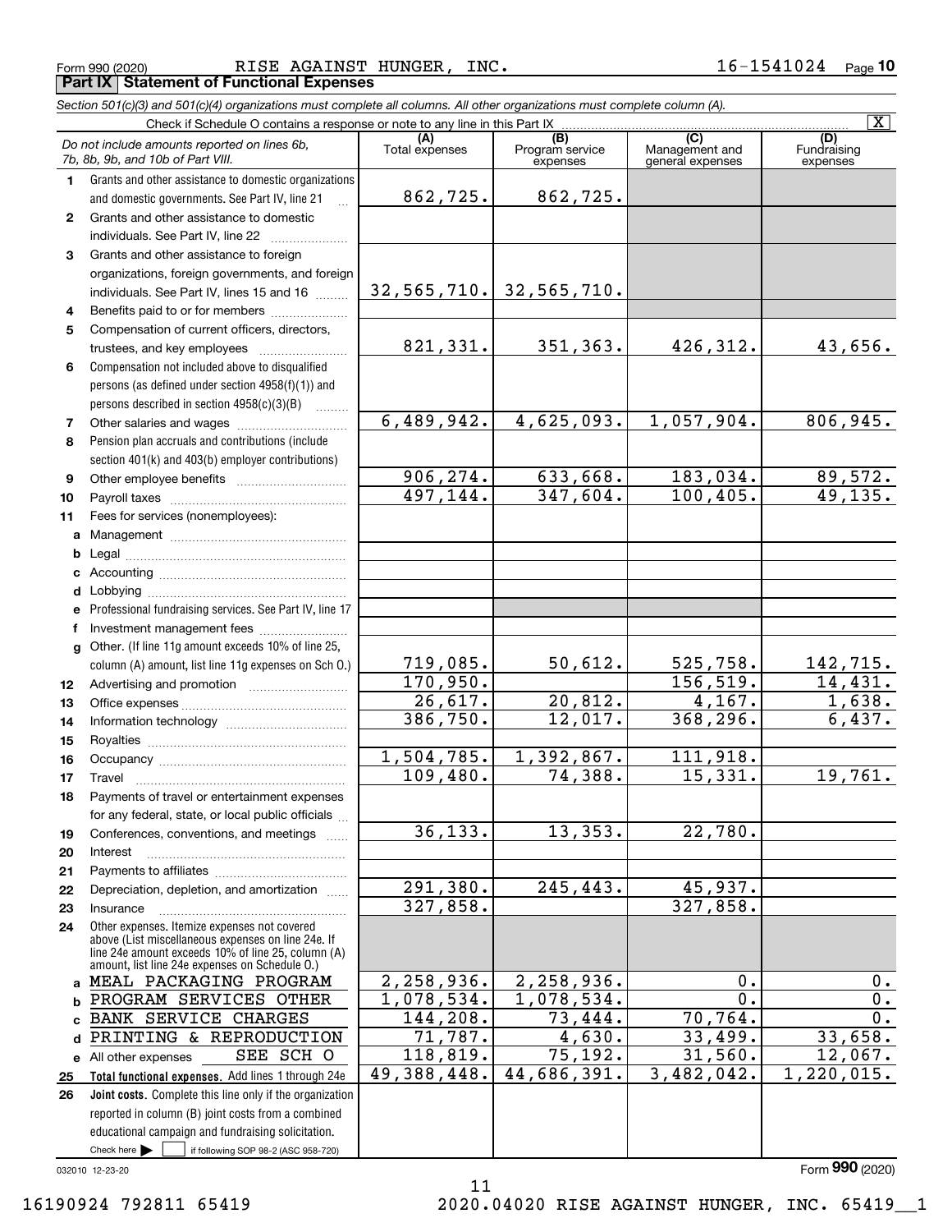Form 990 (2020) RISE AGAINST HUNGER, INC. 16-1541024 Page 10

**Part IX Statement of Functional Expenses**

*Section 501(c)(3) and 501(c)(4) organizations must complete all columns. All other organizations must complete column (A).*

Check if Schedule O contains a response or note to any line in this Part IX [X]

| *Do not include amounts reported on lines 6b, 7b, 8b, 9b, and 10b of Part VIII.* | (A) Total expenses | (B) Program service expenses | (C) Management and general expenses | (D) Fundraising expenses |
|---|---|---|---|---|
| 1 Grants and other assistance to domestic organizations and domestic governments. See Part IV, line 21 | 862,725. | 862,725. | | |
| 2 Grants and other assistance to domestic individuals. See Part IV, line 22 | | | | |
| 3 Grants and other assistance to foreign organizations, foreign governments, and foreign individuals. See Part IV, lines 15 and 16 | 32,565,710. | 32,565,710. | | |
| 4 Benefits paid to or for members | | | | |
| 5 Compensation of current officers, directors, trustees, and key employees | 821,331. | 351,363. | 426,312. | 43,656. |
| 6 Compensation not included above to disqualified persons (as defined under section 4958(f)(1)) and persons described in section 4958(c)(3)(B) | | | | |
| 7 Other salaries and wages | 6,489,942. | 4,625,093. | 1,057,904. | 806,945. |
| 8 Pension plan accruals and contributions (include section 401(k) and 403(b) employer contributions) | | | | |
| 9 Other employee benefits | 906,274. | 633,668. | 183,034. | 89,572. |
| 10 Payroll taxes | 497,144. | 347,604. | 100,405. | 49,135. |
| 11 Fees for services (nonemployees): | | | | |
| a Management | | | | |
| b Legal | | | | |
| c Accounting | | | | |
| d Lobbying | | | | |
| e Professional fundraising services. See Part IV, line 17 | | | | |
| f Investment management fees | | | | |
| g Other. (If line 11g amount exceeds 10% of line 25, column (A) amount, list line 11g expenses on Sch O.) | 719,085. | 50,612. | 525,758. | 142,715. |
| 12 Advertising and promotion | 170,950. | | 156,519. | 14,431. |
| 13 Office expenses | 26,617. | 20,812. | 4,167. | 1,638. |
| 14 Information technology | 386,750. | 12,017. | 368,296. | 6,437. |
| 15 Royalties | | | | |
| 16 Occupancy | 1,504,785. | 1,392,867. | 111,918. | |
| 17 Travel | 109,480. | 74,388. | 15,331. | 19,761. |
| 18 Payments of travel or entertainment expenses for any federal, state, or local public officials | | | | |
| 19 Conferences, conventions, and meetings | 36,133. | 13,353. | 22,780. | |
| 20 Interest | | | | |
| 21 Payments to affiliates | | | | |
| 22 Depreciation, depletion, and amortization | 291,380. | 245,443. | 45,937. | |
| 23 Insurance | 327,858. | | 327,858. | |
| 24 Other expenses. Itemize expenses not covered above (List miscellaneous expenses on line 24e. If line 24e amount exceeds 10% of line 25, column (A) amount, list line 24e expenses on Schedule O.) | | | | |
| a MEAL PACKAGING PROGRAM | 2,258,936. | 2,258,936. | 0. | 0. |
| b PROGRAM SERVICES OTHER | 1,078,534. | 1,078,534. | 0. | 0. |
| c BANK SERVICE CHARGES | 144,208. | 73,444. | 70,764. | 0. |
| d PRINTING & REPRODUCTION | 71,787. | 4,630. | 33,499. | 33,658. |
| e All other expenses SEE SCH O | 118,819. | 75,192. | 31,560. | 12,067. |
| 25 **Total functional expenses.** Add lines 1 through 24e | 49,388,448. | 44,686,391. | 3,482,042. | 1,220,015. |
| 26 **Joint costs.** Complete this line only if the organization reported in column (B) joint costs from a combined educational campaign and fundraising solicitation. Check here [ ] if following SOP 98-2 (ASC 958-720) | | | | |

032010 12-23-20 Form 990 (2020)

16190924 792811 65419 2020.04020 RISE AGAINST HUNGER, INC. 65419__1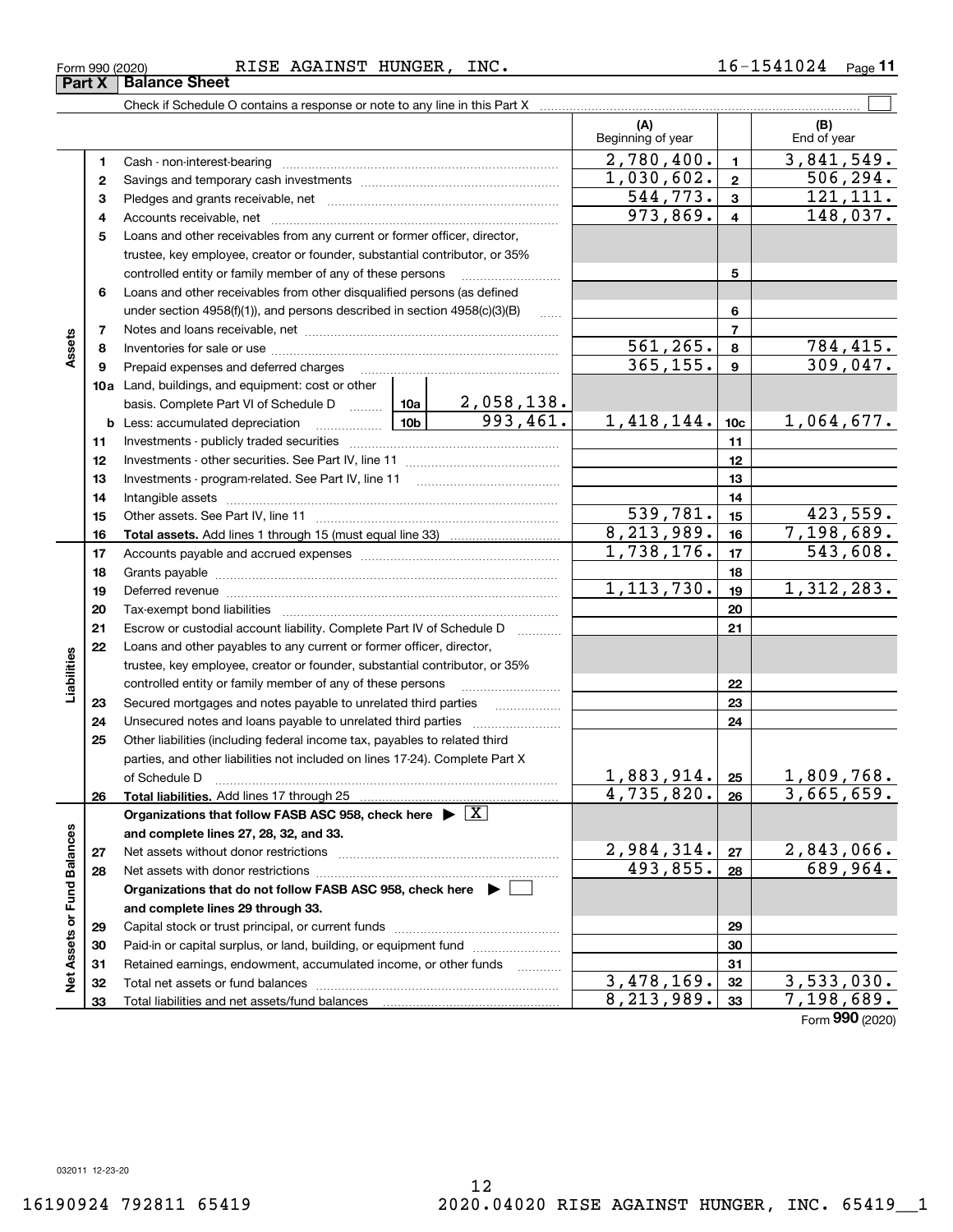Form 990 (2020) RISE AGAINST HUNGER, INC. 16-1541024 Page **11**

## Part X Balance Sheet

Check if Schedule O contains a response or note to any line in this Part X ☐

| | | | | | (A) Beginning of year | | (B) End of year |
|---|---|---|---|---|---|---|---|
| **Assets** | 1 | Cash - non-interest-bearing | | | 2,780,400. | 1 | 3,841,549. |
| | 2 | Savings and temporary cash investments | | | 1,030,602. | 2 | 506,294. |
| | 3 | Pledges and grants receivable, net | | | 544,773. | 3 | 121,111. |
| | 4 | Accounts receivable, net | | | 973,869. | 4 | 148,037. |
| | 5 | Loans and other receivables from any current or former officer, director, trustee, key employee, creator or founder, substantial contributor, or 35% controlled entity or family member of any of these persons | | | | 5 | |
| | 6 | Loans and other receivables from other disqualified persons (as defined under section 4958(f)(1)), and persons described in section 4958(c)(3)(B) | | | | 6 | |
| | 7 | Notes and loans receivable, net | | | | 7 | |
| | 8 | Inventories for sale or use | | | 561,265. | 8 | 784,415. |
| | 9 | Prepaid expenses and deferred charges | | | 365,155. | 9 | 309,047. |
| | 10a | Land, buildings, and equipment: cost or other basis. Complete Part VI of Schedule D | 10a | 2,058,138. | | | |
| | b | Less: accumulated depreciation | 10b | 993,461. | 1,418,144. | 10c | 1,064,677. |
| | 11 | Investments - publicly traded securities | | | | 11 | |
| | 12 | Investments - other securities. See Part IV, line 11 | | | | 12 | |
| | 13 | Investments - program-related. See Part IV, line 11 | | | | 13 | |
| | 14 | Intangible assets | | | | 14 | |
| | 15 | Other assets. See Part IV, line 11 | | | 539,781. | 15 | 423,559. |
| | 16 | **Total assets.** Add lines 1 through 15 (must equal line 33) | | | 8,213,989. | 16 | 7,198,689. |
| **Liabilities** | 17 | Accounts payable and accrued expenses | | | 1,738,176. | 17 | 543,608. |
| | 18 | Grants payable | | | | 18 | |
| | 19 | Deferred revenue | | | 1,113,730. | 19 | 1,312,283. |
| | 20 | Tax-exempt bond liabilities | | | | 20 | |
| | 21 | Escrow or custodial account liability. Complete Part IV of Schedule D | | | | 21 | |
| | 22 | Loans and other payables to any current or former officer, director, trustee, key employee, creator or founder, substantial contributor, or 35% controlled entity or family member of any of these persons | | | | 22 | |
| | 23 | Secured mortgages and notes payable to unrelated third parties | | | | 23 | |
| | 24 | Unsecured notes and loans payable to unrelated third parties | | | | 24 | |
| | 25 | Other liabilities (including federal income tax, payables to related third parties, and other liabilities not included on lines 17-24). Complete Part X of Schedule D | | | 1,883,914. | 25 | 1,809,768. |
| | 26 | **Total liabilities.** Add lines 17 through 25 | | | 4,735,820. | 26 | 3,665,659. |
| **Net Assets or Fund Balances** | | **Organizations that follow FASB ASC 958, check here** ▶ ☒ **and complete lines 27, 28, 32, and 33.** | | | | | |
| | 27 | Net assets without donor restrictions | | | 2,984,314. | 27 | 2,843,066. |
| | 28 | Net assets with donor restrictions | | | 493,855. | 28 | 689,964. |
| | | **Organizations that do not follow FASB ASC 958, check here** ▶ ☐ **and complete lines 29 through 33.** | | | | | |
| | 29 | Capital stock or trust principal, or current funds | | | | 29 | |
| | 30 | Paid-in or capital surplus, or land, building, or equipment fund | | | | 30 | |
| | 31 | Retained earnings, endowment, accumulated income, or other funds | | | | 31 | |
| | 32 | Total net assets or fund balances | | | 3,478,169. | 32 | 3,533,030. |
| | 33 | Total liabilities and net assets/fund balances | | | 8,213,989. | 33 | 7,198,689. |

Form **990** (2020)

032011 12-23-20

16190924 792811 65419 2020.04020 RISE AGAINST HUNGER, INC. 65419__1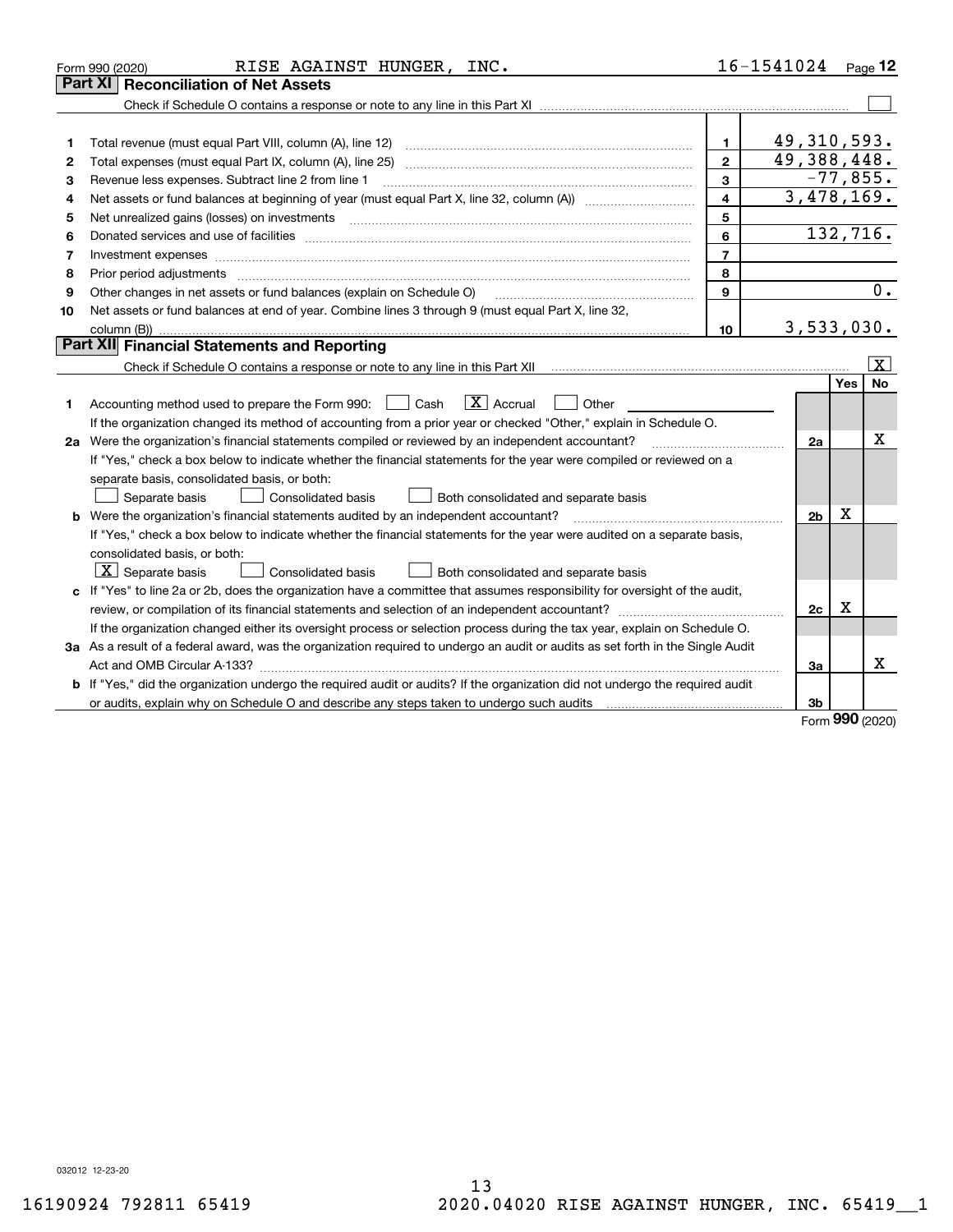Form 990 (2020) RISE AGAINST HUNGER, INC. 16-1541024 Page 12

## Part XI Reconciliation of Net Assets

Check if Schedule O contains a response or note to any line in this Part XI ☐

| | | | |
|---|---|---|---|
| 1 | Total revenue (must equal Part VIII, column (A), line 12) | 1 | 49,310,593. |
| 2 | Total expenses (must equal Part IX, column (A), line 25) | 2 | 49,388,448. |
| 3 | Revenue less expenses. Subtract line 2 from line 1 | 3 | -77,855. |
| 4 | Net assets or fund balances at beginning of year (must equal Part X, line 32, column (A)) | 4 | 3,478,169. |
| 5 | Net unrealized gains (losses) on investments | 5 | |
| 6 | Donated services and use of facilities | 6 | 132,716. |
| 7 | Investment expenses | 7 | |
| 8 | Prior period adjustments | 8 | |
| 9 | Other changes in net assets or fund balances (explain on Schedule O) | 9 | 0. |
| 10 | Net assets or fund balances at end of year. Combine lines 3 through 9 (must equal Part X, line 32, column (B)) | 10 | 3,533,030. |

## Part XII Financial Statements and Reporting

Check if Schedule O contains a response or note to any line in this Part XII ☒

| | | | Yes | No |
|---|---|---|---|---|
| 1 | Accounting method used to prepare the Form 990: ☐ Cash ☒ Accrual ☐ Other<br>If the organization changed its method of accounting from a prior year or checked "Other," explain in Schedule O. | | | |
| 2a | Were the organization's financial statements compiled or reviewed by an independent accountant?<br>If "Yes," check a box below to indicate whether the financial statements for the year were compiled or reviewed on a separate basis, consolidated basis, or both:<br>☐ Separate basis ☐ Consolidated basis ☐ Both consolidated and separate basis | 2a | | X |
| b | Were the organization's financial statements audited by an independent accountant?<br>If "Yes," check a box below to indicate whether the financial statements for the year were audited on a separate basis, consolidated basis, or both:<br>☒ Separate basis ☐ Consolidated basis ☐ Both consolidated and separate basis | 2b | X | |
| c | If "Yes" to line 2a or 2b, does the organization have a committee that assumes responsibility for oversight of the audit, review, or compilation of its financial statements and selection of an independent accountant?<br>If the organization changed either its oversight process or selection process during the tax year, explain on Schedule O. | 2c | X | |
| 3a | As a result of a federal award, was the organization required to undergo an audit or audits as set forth in the Single Audit Act and OMB Circular A-133? | 3a | | X |
| b | If "Yes," did the organization undergo the required audit or audits? If the organization did not undergo the required audit or audits, explain why on Schedule O and describe any steps taken to undergo such audits | 3b | | |

Form 990 (2020)

032012 12-23-20

16190924 792811 65419 2020.04020 RISE AGAINST HUNGER, INC. 65419__1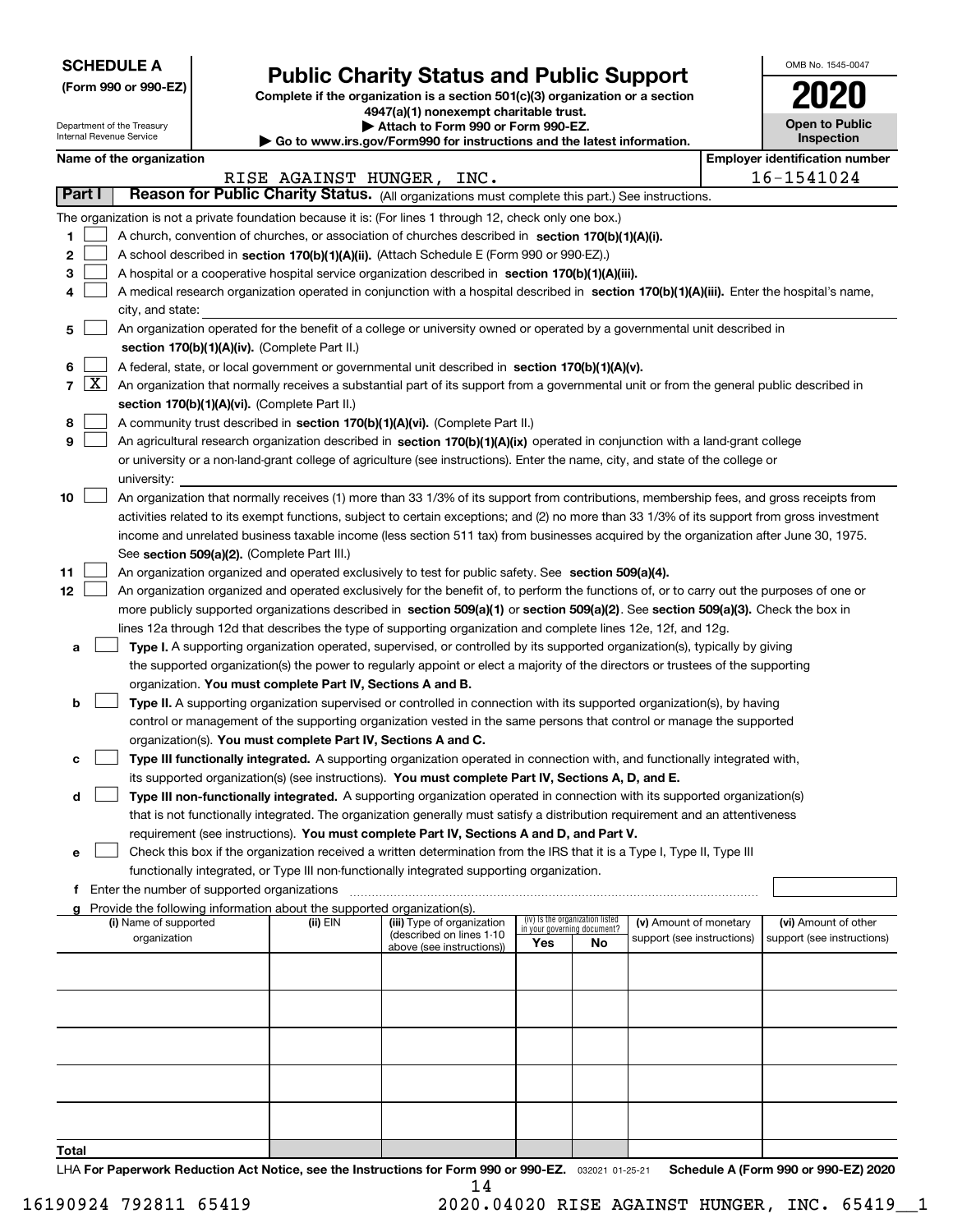**SCHEDULE A**
**(Form 990 or 990-EZ)**

Department of the Treasury
Internal Revenue Service

# Public Charity Status and Public Support

**Complete if the organization is a section 501(c)(3) organization or a section 4947(a)(1) nonexempt charitable trust.**
**▶ Attach to Form 990 or Form 990-EZ.**
**▶ Go to www.irs.gov/Form990 for instructions and the latest information.**

OMB No. 1545-0047
**2020**
**Open to Public Inspection**

**Name of the organization:** RISE AGAINST HUNGER, INC.
**Employer identification number:** 16-1541024

## Part I — Reason for Public Charity Status. (All organizations must complete this part.) See instructions.

The organization is not a private foundation because it is: (For lines 1 through 12, check only one box.)

1. [ ] A church, convention of churches, or association of churches described in **section 170(b)(1)(A)(i).**
2. [ ] A school described in **section 170(b)(1)(A)(ii).** (Attach Schedule E (Form 990 or 990-EZ).)
3. [ ] A hospital or a cooperative hospital service organization described in **section 170(b)(1)(A)(iii).**
4. [ ] A medical research organization operated in conjunction with a hospital described in **section 170(b)(1)(A)(iii).** Enter the hospital's name, city, and state:
5. [ ] An organization operated for the benefit of a college or university owned or operated by a governmental unit described in **section 170(b)(1)(A)(iv).** (Complete Part II.)
6. [ ] A federal, state, or local government or governmental unit described in **section 170(b)(1)(A)(v).**
7. [X] An organization that normally receives a substantial part of its support from a governmental unit or from the general public described in **section 170(b)(1)(A)(vi).** (Complete Part II.)
8. [ ] A community trust described in **section 170(b)(1)(A)(vi).** (Complete Part II.)
9. [ ] An agricultural research organization described in **section 170(b)(1)(A)(ix)** operated in conjunction with a land-grant college or university or a non-land-grant college of agriculture (see instructions). Enter the name, city, and state of the college or university:
10. [ ] An organization that normally receives (1) more than 33 1/3% of its support from contributions, membership fees, and gross receipts from activities related to its exempt functions, subject to certain exceptions; and (2) no more than 33 1/3% of its support from gross investment income and unrelated business taxable income (less section 511 tax) from businesses acquired by the organization after June 30, 1975. See **section 509(a)(2).** (Complete Part III.)
11. [ ] An organization organized and operated exclusively to test for public safety. See **section 509(a)(4).**
12. [ ] An organization organized and operated exclusively for the benefit of, to perform the functions of, or to carry out the purposes of one or more publicly supported organizations described in **section 509(a)(1)** or **section 509(a)(2)**. See **section 509(a)(3).** Check the box in lines 12a through 12d that describes the type of supporting organization and complete lines 12e, 12f, and 12g.
   - **a** [ ] **Type I.** A supporting organization operated, supervised, or controlled by its supported organization(s), typically by giving the supported organization(s) the power to regularly appoint or elect a majority of the directors or trustees of the supporting organization. **You must complete Part IV, Sections A and B.**
   - **b** [ ] **Type II.** A supporting organization supervised or controlled in connection with its supported organization(s), by having control or management of the supporting organization vested in the same persons that control or manage the supported organization(s). **You must complete Part IV, Sections A and C.**
   - **c** [ ] **Type III functionally integrated.** A supporting organization operated in connection with, and functionally integrated with, its supported organization(s) (see instructions). **You must complete Part IV, Sections A, D, and E.**
   - **d** [ ] **Type III non-functionally integrated.** A supporting organization operated in connection with its supported organization(s) that is not functionally integrated. The organization generally must satisfy a distribution requirement and an attentiveness requirement (see instructions). **You must complete Part IV, Sections A and D, and Part V.**
   - **e** [ ] Check this box if the organization received a written determination from the IRS that it is a Type I, Type II, Type III functionally integrated, or Type III non-functionally integrated supporting organization.
   - **f** Enter the number of supported organizations
   - **g** Provide the following information about the supported organization(s).

| (i) Name of supported organization | (ii) EIN | (iii) Type of organization (described on lines 1-10 above (see instructions)) | (iv) Is the organization listed in your governing document? Yes | No | (v) Amount of monetary support (see instructions) | (vi) Amount of other support (see instructions) |
|---|---|---|---|---|---|---|
| | | | | | | |
| | | | | | | |
| | | | | | | |
| | | | | | | |
| | | | | | | |
| **Total** | | | | | | |

LHA **For Paperwork Reduction Act Notice, see the Instructions for Form 990 or 990-EZ.** 032021 01-25-21 **Schedule A (Form 990 or 990-EZ) 2020**

16190924 792811 65419 2020.04020 RISE AGAINST HUNGER, INC. 65419__1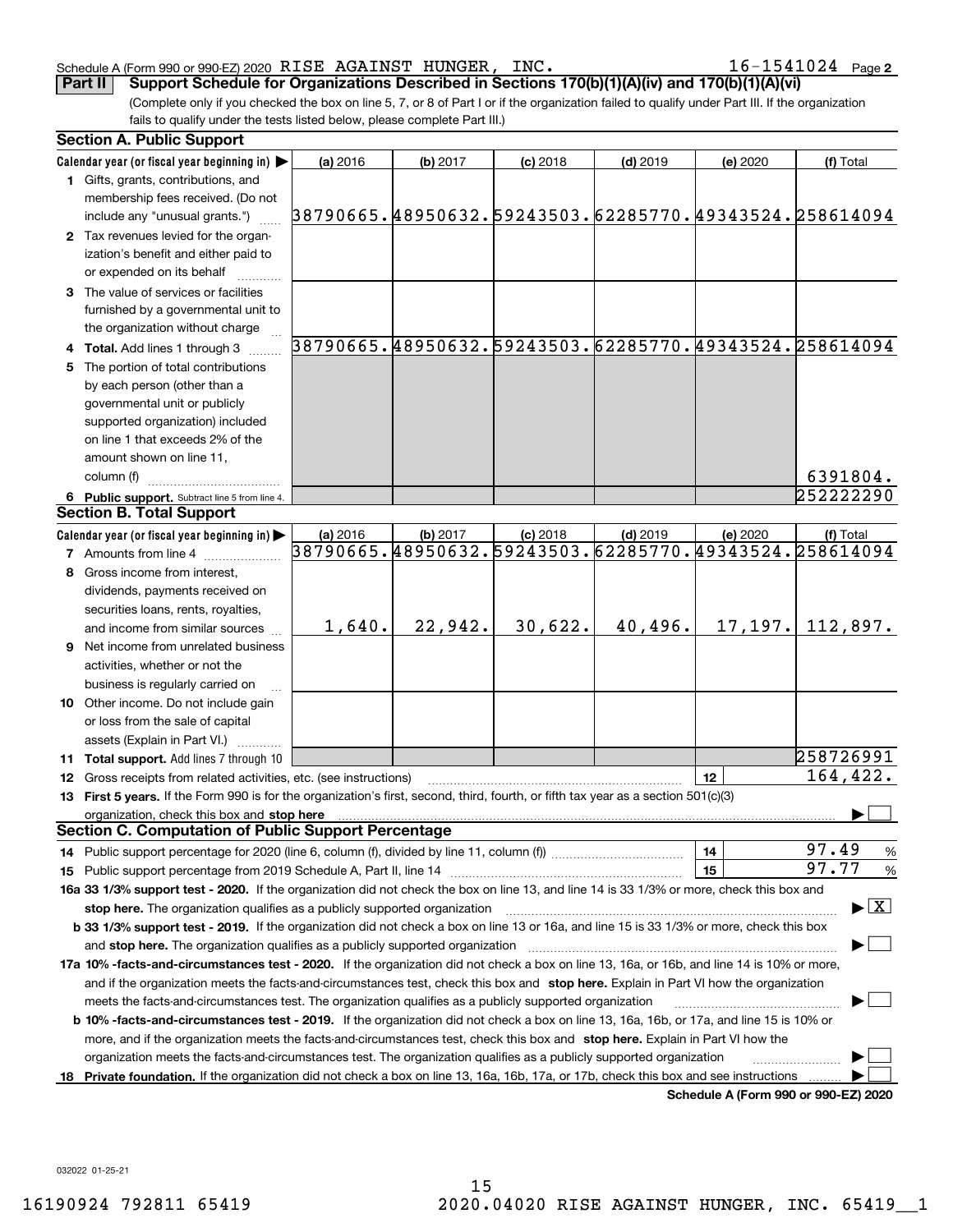Schedule A (Form 990 or 990-EZ) 2020 RISE AGAINST HUNGER, INC. 16-1541024 Page 2

**Part II** **Support Schedule for Organizations Described in Sections 170(b)(1)(A)(iv) and 170(b)(1)(A)(vi)**

(Complete only if you checked the box on line 5, 7, or 8 of Part I or if the organization failed to qualify under Part III. If the organization fails to qualify under the tests listed below, please complete Part III.)

## Section A. Public Support

| Calendar year (or fiscal year beginning in) ▶ | (a) 2016 | (b) 2017 | (c) 2018 | (d) 2019 | (e) 2020 | (f) Total |
|---|---|---|---|---|---|---|
| **1** Gifts, grants, contributions, and membership fees received. (Do not include any "unusual grants.") | 38790665. | 48950632. | 59243503. | 62285770. | 49343524. | 258614094 |
| **2** Tax revenues levied for the organization's benefit and either paid to or expended on its behalf | | | | | | |
| **3** The value of services or facilities furnished by a governmental unit to the organization without charge | | | | | | |
| **4 Total.** Add lines 1 through 3 | 38790665. | 48950632. | 59243503. | 62285770. | 49343524. | 258614094 |
| **5** The portion of total contributions by each person (other than a governmental unit or publicly supported organization) included on line 1 that exceeds 2% of the amount shown on line 11, column (f) | | | | | | 6391804. |
| **6 Public support.** Subtract line 5 from line 4. | | | | | | 252222290 |

## Section B. Total Support

| Calendar year (or fiscal year beginning in) ▶ | (a) 2016 | (b) 2017 | (c) 2018 | (d) 2019 | (e) 2020 | (f) Total |
|---|---|---|---|---|---|---|
| **7** Amounts from line 4 | 38790665. | 48950632. | 59243503. | 62285770. | 49343524. | 258614094 |
| **8** Gross income from interest, dividends, payments received on securities loans, rents, royalties, and income from similar sources | 1,640. | 22,942. | 30,622. | 40,496. | 17,197. | 112,897. |
| **9** Net income from unrelated business activities, whether or not the business is regularly carried on | | | | | | |
| **10** Other income. Do not include gain or loss from the sale of capital assets (Explain in Part VI.) | | | | | | |
| **11 Total support.** Add lines 7 through 10 | | | | | | 258726991 |

**12** Gross receipts from related activities, etc. (see instructions) — **12** — 164,422.

**13 First 5 years.** If the Form 990 is for the organization's first, second, third, fourth, or fifth tax year as a section 501(c)(3) organization, check this box and **stop here** ▶ ☐

## Section C. Computation of Public Support Percentage

**14** Public support percentage for 2020 (line 6, column (f), divided by line 11, column (f)) — **14** — 97.49 %

**15** Public support percentage from 2019 Schedule A, Part II, line 14 — **15** — 97.77 %

**16a 33 1/3% support test - 2020.** If the organization did not check the box on line 13, and line 14 is 33 1/3% or more, check this box and **stop here.** The organization qualifies as a publicly supported organization ▶ ☒

**b 33 1/3% support test - 2019.** If the organization did not check a box on line 13 or 16a, and line 15 is 33 1/3% or more, check this box and **stop here.** The organization qualifies as a publicly supported organization ▶ ☐

**17a 10% -facts-and-circumstances test - 2020.** If the organization did not check a box on line 13, 16a, or 16b, and line 14 is 10% or more, and if the organization meets the facts-and-circumstances test, check this box and **stop here.** Explain in Part VI how the organization meets the facts-and-circumstances test. The organization qualifies as a publicly supported organization ▶ ☐

**b 10% -facts-and-circumstances test - 2019.** If the organization did not check a box on line 13, 16a, 16b, or 17a, and line 15 is 10% or more, and if the organization meets the facts-and-circumstances test, check this box and **stop here.** Explain in Part VI how the organization meets the facts-and-circumstances test. The organization qualifies as a publicly supported organization ▶ ☐

**18 Private foundation.** If the organization did not check a box on line 13, 16a, 16b, 17a, or 17b, check this box and see instructions ▶ ☐

**Schedule A (Form 990 or 990-EZ) 2020**

032022 01-25-21

16190924 792811 65419 2020.04020 RISE AGAINST HUNGER, INC. 65419__1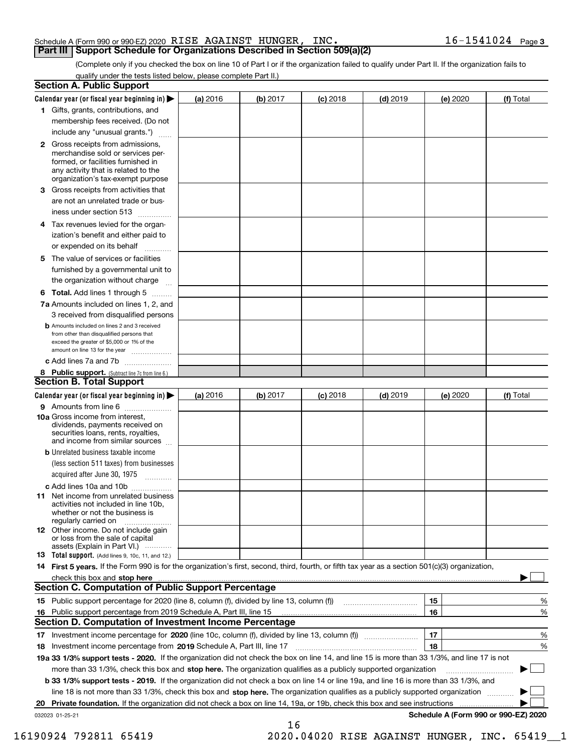Schedule A (Form 990 or 990-EZ) 2020 RISE AGAINST HUNGER, INC. 16-1541024 Page 3

## Part III Support Schedule for Organizations Described in Section 509(a)(2)

(Complete only if you checked the box on line 10 of Part I or if the organization failed to qualify under Part II. If the organization fails to qualify under the tests listed below, please complete Part II.)

### Section A. Public Support

| Calendar year (or fiscal year beginning in) ▶ | (a) 2016 | (b) 2017 | (c) 2018 | (d) 2019 | (e) 2020 | (f) Total |
|---|---|---|---|---|---|---|
| **1** Gifts, grants, contributions, and membership fees received. (Do not include any "unusual grants.") | | | | | | |
| **2** Gross receipts from admissions, merchandise sold or services performed, or facilities furnished in any activity that is related to the organization's tax-exempt purpose | | | | | | |
| **3** Gross receipts from activities that are not an unrelated trade or business under section 513 | | | | | | |
| **4** Tax revenues levied for the organization's benefit and either paid to or expended on its behalf | | | | | | |
| **5** The value of services or facilities furnished by a governmental unit to the organization without charge | | | | | | |
| **6 Total.** Add lines 1 through 5 | | | | | | |
| **7a** Amounts included on lines 1, 2, and 3 received from disqualified persons | | | | | | |
| **b** Amounts included on lines 2 and 3 received from other than disqualified persons that exceed the greater of $5,000 or 1% of the amount on line 13 for the year | | | | | | |
| **c** Add lines 7a and 7b | | | | | | |
| **8 Public support.** (Subtract line 7c from line 6.) | | | | | | |

### Section B. Total Support

| Calendar year (or fiscal year beginning in) ▶ | (a) 2016 | (b) 2017 | (c) 2018 | (d) 2019 | (e) 2020 | (f) Total |
|---|---|---|---|---|---|---|
| **9** Amounts from line 6 | | | | | | |
| **10a** Gross income from interest, dividends, payments received on securities loans, rents, royalties, and income from similar sources | | | | | | |
| **b** Unrelated business taxable income (less section 511 taxes) from businesses acquired after June 30, 1975 | | | | | | |
| **c** Add lines 10a and 10b | | | | | | |
| **11** Net income from unrelated business activities not included in line 10b, whether or not the business is regularly carried on | | | | | | |
| **12** Other income. Do not include gain or loss from the sale of capital assets (Explain in Part VI.) | | | | | | |
| **13 Total support.** (Add lines 9, 10c, 11, and 12.) | | | | | | |

**14 First 5 years.** If the Form 990 is for the organization's first, second, third, fourth, or fifth tax year as a section 501(c)(3) organization, check this box and **stop here** ▶ ☐

### Section C. Computation of Public Support Percentage

| | | | |
|---|---|---|---|
| **15** Public support percentage for 2020 (line 8, column (f), divided by line 13, column (f)) | 15 | | % |
| **16** Public support percentage from 2019 Schedule A, Part III, line 15 | 16 | | % |

### Section D. Computation of Investment Income Percentage

| | | | |
|---|---|---|---|
| **17** Investment income percentage for **2020** (line 10c, column (f), divided by line 13, column (f)) | 17 | | % |
| **18** Investment income percentage from **2019** Schedule A, Part III, line 17 | 18 | | % |

**19a 33 1/3% support tests - 2020.** If the organization did not check the box on line 14, and line 15 is more than 33 1/3%, and line 17 is not more than 33 1/3%, check this box and **stop here.** The organization qualifies as a publicly supported organization ▶ ☐

**b 33 1/3% support tests - 2019.** If the organization did not check a box on line 14 or line 19a, and line 16 is more than 33 1/3%, and line 18 is not more than 33 1/3%, check this box and **stop here.** The organization qualifies as a publicly supported organization ▶ ☐

**20 Private foundation.** If the organization did not check a box on line 14, 19a, or 19b, check this box and see instructions ▶ ☐

032023 01-25-21

**Schedule A (Form 990 or 990-EZ) 2020**

16190924 792811 65419 2020.04020 RISE AGAINST HUNGER, INC. 65419__1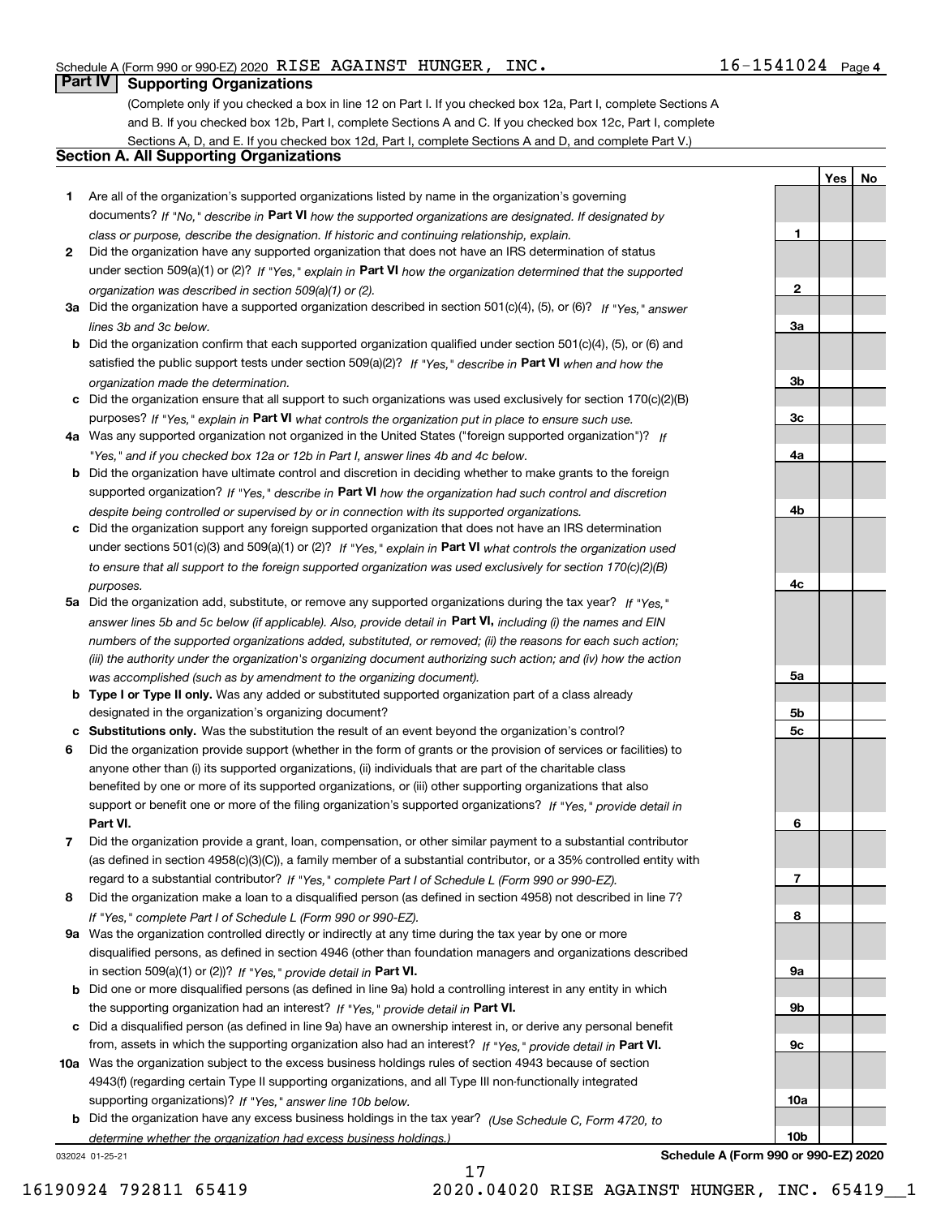Schedule A (Form 990 or 990-EZ) 2020 RISE AGAINST HUNGER, INC. 16-1541024 Page 4

## Part IV Supporting Organizations

(Complete only if you checked a box in line 12 on Part I. If you checked box 12a, Part I, complete Sections A and B. If you checked box 12b, Part I, complete Sections A and C. If you checked box 12c, Part I, complete Sections A, D, and E. If you checked box 12d, Part I, complete Sections A and D, and complete Part V.)

### Section A. All Supporting Organizations

| | | | Yes | No |
|---|---|---|---|---|
| **1** | Are all of the organization's supported organizations listed by name in the organization's governing documents? *If "No," describe in* **Part VI** *how the supported organizations are designated. If designated by class or purpose, describe the designation. If historic and continuing relationship, explain.* | **1** | | |
| **2** | Did the organization have any supported organization that does not have an IRS determination of status under section 509(a)(1) or (2)? *If "Yes," explain in* **Part VI** *how the organization determined that the supported organization was described in section 509(a)(1) or (2).* | **2** | | |
| **3a** | Did the organization have a supported organization described in section 501(c)(4), (5), or (6)? *If "Yes," answer lines 3b and 3c below.* | **3a** | | |
| **b** | Did the organization confirm that each supported organization qualified under section 501(c)(4), (5), or (6) and satisfied the public support tests under section 509(a)(2)? *If "Yes," describe in* **Part VI** *when and how the organization made the determination.* | **3b** | | |
| **c** | Did the organization ensure that all support to such organizations was used exclusively for section 170(c)(2)(B) purposes? *If "Yes," explain in* **Part VI** *what controls the organization put in place to ensure such use.* | **3c** | | |
| **4a** | Was any supported organization not organized in the United States ("foreign supported organization")? *If "Yes," and if you checked box 12a or 12b in Part I, answer lines 4b and 4c below.* | **4a** | | |
| **b** | Did the organization have ultimate control and discretion in deciding whether to make grants to the foreign supported organization? *If "Yes," describe in* **Part VI** *how the organization had such control and discretion despite being controlled or supervised by or in connection with its supported organizations.* | **4b** | | |
| **c** | Did the organization support any foreign supported organization that does not have an IRS determination under sections 501(c)(3) and 509(a)(1) or (2)? *If "Yes," explain in* **Part VI** *what controls the organization used to ensure that all support to the foreign supported organization was used exclusively for section 170(c)(2)(B) purposes.* | **4c** | | |
| **5a** | Did the organization add, substitute, or remove any supported organizations during the tax year? *If "Yes," answer lines 5b and 5c below (if applicable). Also, provide detail in* **Part VI,** *including (i) the names and EIN numbers of the supported organizations added, substituted, or removed; (ii) the reasons for each such action; (iii) the authority under the organization's organizing document authorizing such action; and (iv) how the action was accomplished (such as by amendment to the organizing document).* | **5a** | | |
| **b** | **Type I or Type II only.** Was any added or substituted supported organization part of a class already designated in the organization's organizing document? | **5b** | | |
| **c** | **Substitutions only.** Was the substitution the result of an event beyond the organization's control? | **5c** | | |
| **6** | Did the organization provide support (whether in the form of grants or the provision of services or facilities) to anyone other than (i) its supported organizations, (ii) individuals that are part of the charitable class benefited by one or more of its supported organizations, or (iii) other supporting organizations that also support or benefit one or more of the filing organization's supported organizations? *If "Yes," provide detail in* **Part VI.** | **6** | | |
| **7** | Did the organization provide a grant, loan, compensation, or other similar payment to a substantial contributor (as defined in section 4958(c)(3)(C)), a family member of a substantial contributor, or a 35% controlled entity with regard to a substantial contributor? *If "Yes," complete Part I of Schedule L (Form 990 or 990-EZ).* | **7** | | |
| **8** | Did the organization make a loan to a disqualified person (as defined in section 4958) not described in line 7? *If "Yes," complete Part I of Schedule L (Form 990 or 990-EZ).* | **8** | | |
| **9a** | Was the organization controlled directly or indirectly at any time during the tax year by one or more disqualified persons, as defined in section 4946 (other than foundation managers and organizations described in section 509(a)(1) or (2))? *If "Yes," provide detail in* **Part VI.** | **9a** | | |
| **b** | Did one or more disqualified persons (as defined in line 9a) hold a controlling interest in any entity in which the supporting organization had an interest? *If "Yes," provide detail in* **Part VI.** | **9b** | | |
| **c** | Did a disqualified person (as defined in line 9a) have an ownership interest in, or derive any personal benefit from, assets in which the supporting organization also had an interest? *If "Yes," provide detail in* **Part VI.** | **9c** | | |
| **10a** | Was the organization subject to the excess business holdings rules of section 4943 because of section 4943(f) (regarding certain Type II supporting organizations, and all Type III non-functionally integrated supporting organizations)? *If "Yes," answer line 10b below.* | **10a** | | |
| **b** | Did the organization have any excess business holdings in the tax year? *(Use Schedule C, Form 4720, to determine whether the organization had excess business holdings.)* | **10b** | | |

032024 01-25-21 **Schedule A (Form 990 or 990-EZ) 2020**

16190924 792811 65419 2020.04020 RISE AGAINST HUNGER, INC. 65419__1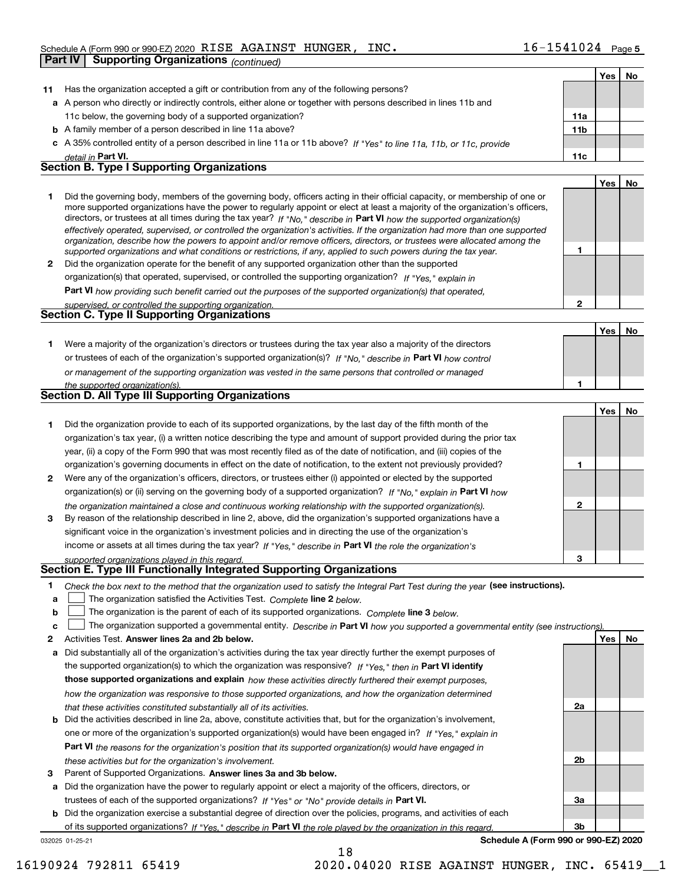Schedule A (Form 990 or 990-EZ) 2020 RISE AGAINST HUNGER, INC. 16-1541024 Page 5

## Part IV | Supporting Organizations *(continued)*

| | | | Yes | No |
|---|---|---|---|---|
| **11** | Has the organization accepted a gift or contribution from any of the following persons? | | | |
| **a** | A person who directly or indirectly controls, either alone or together with persons described in lines 11b and 11c below, the governing body of a supported organization? | **11a** | | |
| **b** | A family member of a person described in line 11a above? | **11b** | | |
| **c** | A 35% controlled entity of a person described in line 11a or 11b above? *If "Yes" to line 11a, 11b, or 11c, provide detail in* **Part VI.** | **11c** | | |

### Section B. Type I Supporting Organizations

| | | | Yes | No |
|---|---|---|---|---|
| **1** | Did the governing body, members of the governing body, officers acting in their official capacity, or membership of one or more supported organizations have the power to regularly appoint or elect at least a majority of the organization's officers, directors, or trustees at all times during the tax year? *If "No," describe in* **Part VI** *how the supported organization(s) effectively operated, supervised, or controlled the organization's activities. If the organization had more than one supported organization, describe how the powers to appoint and/or remove officers, directors, or trustees were allocated among the supported organizations and what conditions or restrictions, if any, applied to such powers during the tax year.* | **1** | | |
| **2** | Did the organization operate for the benefit of any supported organization other than the supported organization(s) that operated, supervised, or controlled the supporting organization? *If "Yes," explain in* **Part VI** *how providing such benefit carried out the purposes of the supported organization(s) that operated, supervised, or controlled the supporting organization.* | **2** | | |

### Section C. Type II Supporting Organizations

| | | | Yes | No |
|---|---|---|---|---|
| **1** | Were a majority of the organization's directors or trustees during the tax year also a majority of the directors or trustees of each of the organization's supported organization(s)? *If "No," describe in* **Part VI** *how control or management of the supporting organization was vested in the same persons that controlled or managed the supported organization(s).* | **1** | | |

### Section D. All Type III Supporting Organizations

| | | | Yes | No |
|---|---|---|---|---|
| **1** | Did the organization provide to each of its supported organizations, by the last day of the fifth month of the organization's tax year, (i) a written notice describing the type and amount of support provided during the prior tax year, (ii) a copy of the Form 990 that was most recently filed as of the date of notification, and (iii) copies of the organization's governing documents in effect on the date of notification, to the extent not previously provided? | **1** | | |
| **2** | Were any of the organization's officers, directors, or trustees either (i) appointed or elected by the supported organization(s) or (ii) serving on the governing body of a supported organization? *If "No," explain in* **Part VI** *how the organization maintained a close and continuous working relationship with the supported organization(s).* | **2** | | |
| **3** | By reason of the relationship described in line 2, above, did the organization's supported organizations have a significant voice in the organization's investment policies and in directing the use of the organization's income or assets at all times during the tax year? *If "Yes," describe in* **Part VI** *the role the organization's supported organizations played in this regard.* | **3** | | |

### Section E. Type III Functionally Integrated Supporting Organizations

**1** *Check the box next to the method that the organization used to satisfy the Integral Part Test during the year* **(see instructions).**

**a** ☐ The organization satisfied the Activities Test. *Complete* **line 2** *below.*

**b** ☐ The organization is the parent of each of its supported organizations. *Complete* **line 3** *below.*

**c** ☐ The organization supported a governmental entity. *Describe in* **Part VI** *how you supported a governmental entity (see instructions).*

| | | | Yes | No |
|---|---|---|---|---|
| **2** | Activities Test. **Answer lines 2a and 2b below.** | | | |
| **a** | Did substantially all of the organization's activities during the tax year directly further the exempt purposes of the supported organization(s) to which the organization was responsive? *If "Yes," then in* **Part VI identify those supported organizations and explain** *how these activities directly furthered their exempt purposes, how the organization was responsive to those supported organizations, and how the organization determined that these activities constituted substantially all of its activities.* | **2a** | | |
| **b** | Did the activities described in line 2a, above, constitute activities that, but for the organization's involvement, one or more of the organization's supported organization(s) would have been engaged in? *If "Yes," explain in* **Part VI** *the reasons for the organization's position that its supported organization(s) would have engaged in these activities but for the organization's involvement.* | **2b** | | |
| **3** | Parent of Supported Organizations. **Answer lines 3a and 3b below.** | | | |
| **a** | Did the organization have the power to regularly appoint or elect a majority of the officers, directors, or trustees of each of the supported organizations? *If "Yes" or "No" provide details in* **Part VI.** | **3a** | | |
| **b** | Did the organization exercise a substantial degree of direction over the policies, programs, and activities of each of its supported organizations? *If "Yes," describe in* **Part VI** *the role played by the organization in this regard.* | **3b** | | |

032025 01-25-21 **Schedule A (Form 990 or 990-EZ) 2020**

16190924 792811 65419 2020.04020 RISE AGAINST HUNGER, INC. 65419__1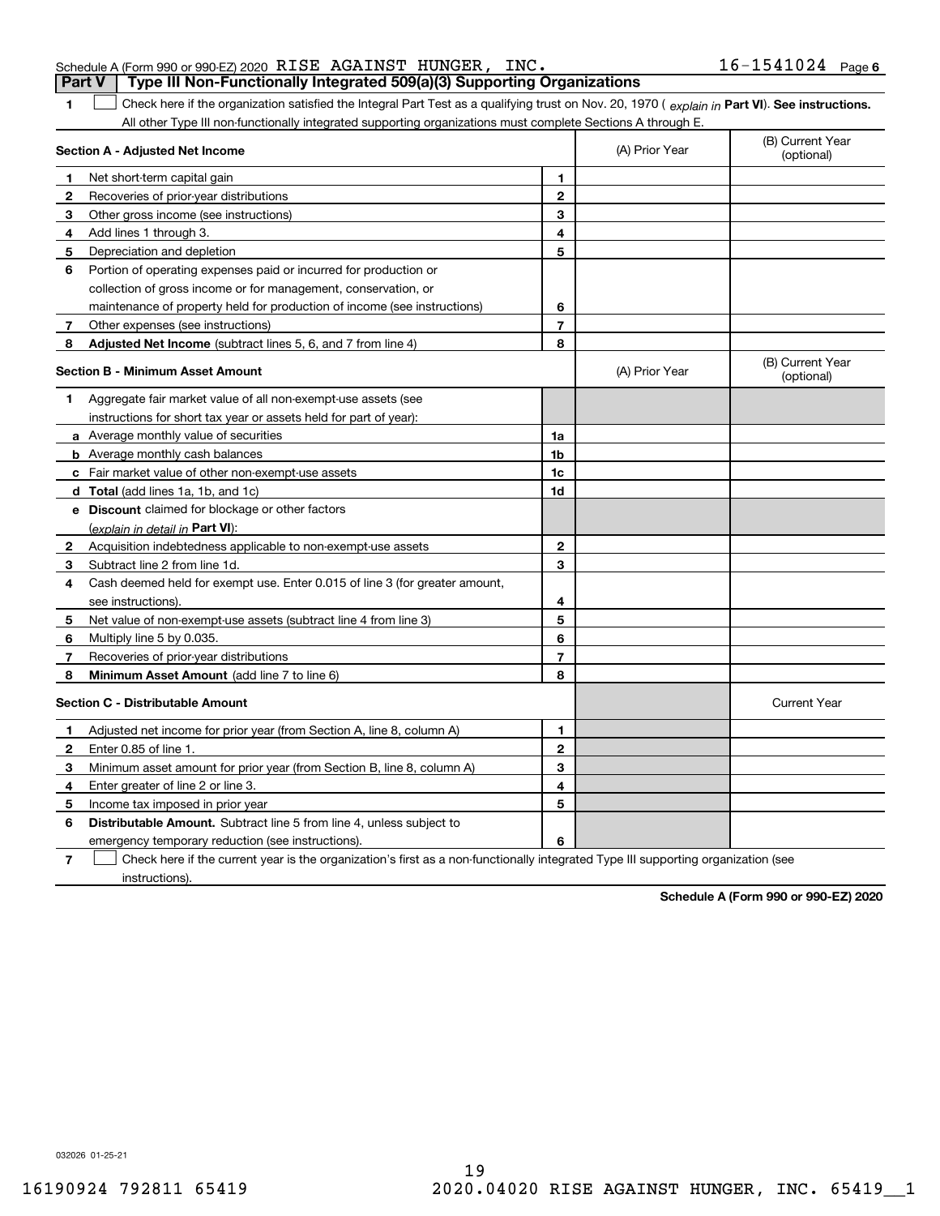Schedule A (Form 990 or 990-EZ) 2020 RISE AGAINST HUNGER, INC. 16-1541024 Page 6

## Part V Type III Non-Functionally Integrated 509(a)(3) Supporting Organizations

**1** ☐ Check here if the organization satisfied the Integral Part Test as a qualifying trust on Nov. 20, 1970 ( *explain in* **Part VI**). **See instructions.** All other Type III non-functionally integrated supporting organizations must complete Sections A through E.

| Section A - Adjusted Net Income | | | (A) Prior Year | (B) Current Year (optional) |
|---|---|---|---|---|
| 1 | Net short-term capital gain | 1 | | |
| 2 | Recoveries of prior-year distributions | 2 | | |
| 3 | Other gross income (see instructions) | 3 | | |
| 4 | Add lines 1 through 3. | 4 | | |
| 5 | Depreciation and depletion | 5 | | |
| 6 | Portion of operating expenses paid or incurred for production or collection of gross income or for management, conservation, or maintenance of property held for production of income (see instructions) | 6 | | |
| 7 | Other expenses (see instructions) | 7 | | |
| 8 | **Adjusted Net Income** (subtract lines 5, 6, and 7 from line 4) | 8 | | |

| Section B - Minimum Asset Amount | | | (A) Prior Year | (B) Current Year (optional) |
|---|---|---|---|---|
| 1 | Aggregate fair market value of all non-exempt-use assets (see instructions for short tax year or assets held for part of year): | | | |
| a | Average monthly value of securities | 1a | | |
| b | Average monthly cash balances | 1b | | |
| c | Fair market value of other non-exempt-use assets | 1c | | |
| d | **Total** (add lines 1a, 1b, and 1c) | 1d | | |
| e | **Discount** claimed for blockage or other factors (*explain in detail in* **Part VI**): | | | |
| 2 | Acquisition indebtedness applicable to non-exempt-use assets | 2 | | |
| 3 | Subtract line 2 from line 1d. | 3 | | |
| 4 | Cash deemed held for exempt use. Enter 0.015 of line 3 (for greater amount, see instructions). | 4 | | |
| 5 | Net value of non-exempt-use assets (subtract line 4 from line 3) | 5 | | |
| 6 | Multiply line 5 by 0.035. | 6 | | |
| 7 | Recoveries of prior-year distributions | 7 | | |
| 8 | **Minimum Asset Amount** (add line 7 to line 6) | 8 | | |

| Section C - Distributable Amount | | | | Current Year |
|---|---|---|---|---|
| 1 | Adjusted net income for prior year (from Section A, line 8, column A) | 1 | | |
| 2 | Enter 0.85 of line 1. | 2 | | |
| 3 | Minimum asset amount for prior year (from Section B, line 8, column A) | 3 | | |
| 4 | Enter greater of line 2 or line 3. | 4 | | |
| 5 | Income tax imposed in prior year | 5 | | |
| 6 | **Distributable Amount.** Subtract line 5 from line 4, unless subject to emergency temporary reduction (see instructions). | 6 | | |

**7** ☐ Check here if the current year is the organization's first as a non-functionally integrated Type III supporting organization (see instructions).

**Schedule A (Form 990 or 990-EZ) 2020**

032026 01-25-21

16190924 792811 65419 2020.04020 RISE AGAINST HUNGER, INC. 65419__1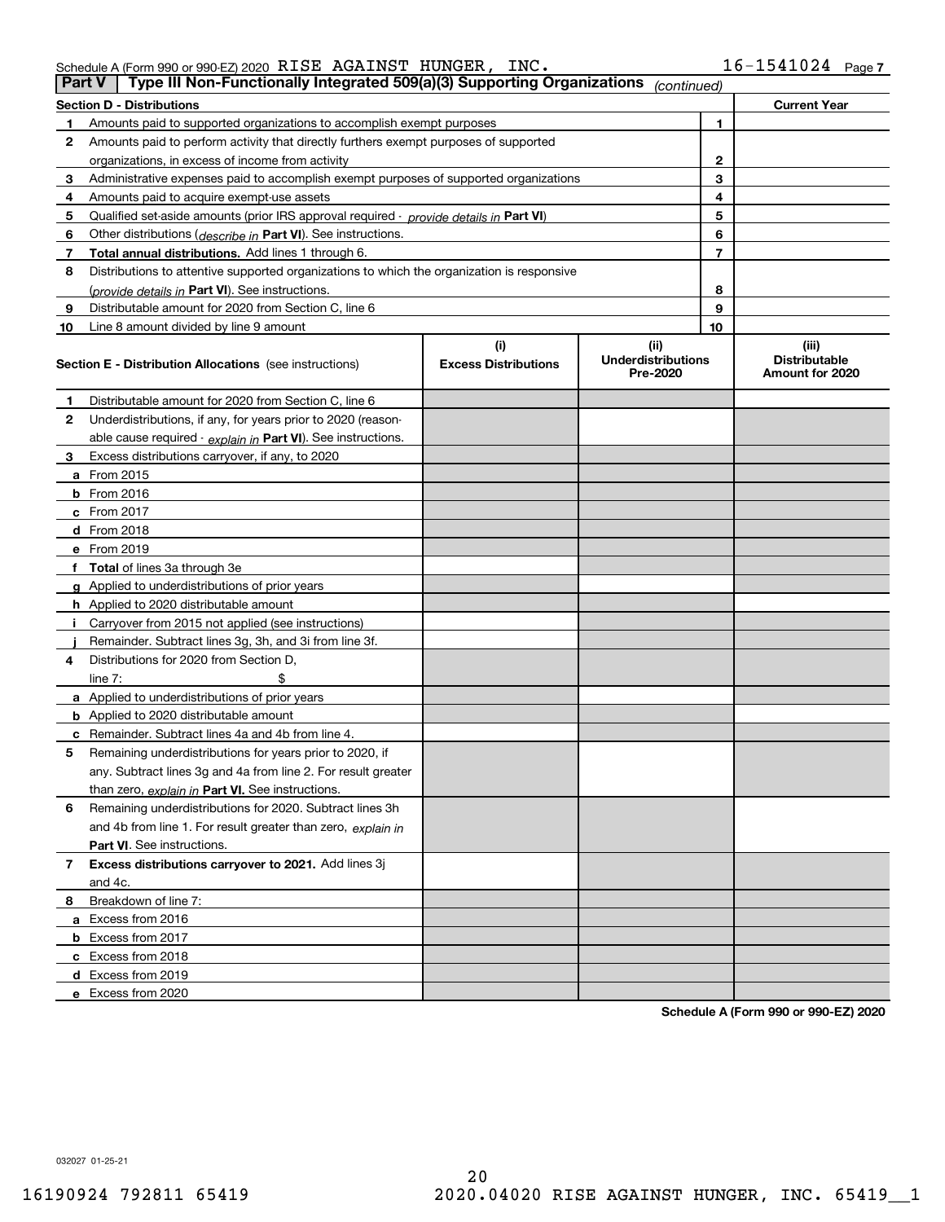Schedule A (Form 990 or 990-EZ) 2020 RISE AGAINST HUNGER, INC. 16-1541024

## Part V | Type III Non-Functionally Integrated 509(a)(3) Supporting Organizations *(continued)*

| Section D - Distributions | | | Current Year |
|---|---|---|---|
| 1 | Amounts paid to supported organizations to accomplish exempt purposes | 1 | |
| 2 | Amounts paid to perform activity that directly furthers exempt purposes of supported organizations, in excess of income from activity | 2 | |
| 3 | Administrative expenses paid to accomplish exempt purposes of supported organizations | 3 | |
| 4 | Amounts paid to acquire exempt-use assets | 4 | |
| 5 | Qualified set-aside amounts (prior IRS approval required - *provide details in* **Part VI**) | 5 | |
| 6 | Other distributions (*describe in* **Part VI**). See instructions. | 6 | |
| 7 | **Total annual distributions.** Add lines 1 through 6. | 7 | |
| 8 | Distributions to attentive supported organizations to which the organization is responsive (*provide details in* **Part VI**). See instructions. | 8 | |
| 9 | Distributable amount for 2020 from Section C, line 6 | 9 | |
| 10 | Line 8 amount divided by line 9 amount | 10 | |

| Section E - Distribution Allocations (see instructions) | (i) Excess Distributions | (ii) Underdistributions Pre-2020 | (iii) Distributable Amount for 2020 |
|---|---|---|---|
| **1** Distributable amount for 2020 from Section C, line 6 | | | |
| **2** Underdistributions, if any, for years prior to 2020 (reasonable cause required - *explain in* **Part VI**). See instructions. | | | |
| **3** Excess distributions carryover, if any, to 2020 | | | |
| **a** From 2015 | | | |
| **b** From 2016 | | | |
| **c** From 2017 | | | |
| **d** From 2018 | | | |
| **e** From 2019 | | | |
| **f** **Total** of lines 3a through 3e | | | |
| **g** Applied to underdistributions of prior years | | | |
| **h** Applied to 2020 distributable amount | | | |
| **i** Carryover from 2015 not applied (see instructions) | | | |
| **j** Remainder. Subtract lines 3g, 3h, and 3i from line 3f. | | | |
| **4** Distributions for 2020 from Section D, line 7: $ | | | |
| **a** Applied to underdistributions of prior years | | | |
| **b** Applied to 2020 distributable amount | | | |
| **c** Remainder. Subtract lines 4a and 4b from line 4. | | | |
| **5** Remaining underdistributions for years prior to 2020, if any. Subtract lines 3g and 4a from line 2. For result greater than zero, *explain in* **Part VI.** See instructions. | | | |
| **6** Remaining underdistributions for 2020. Subtract lines 3h and 4b from line 1. For result greater than zero, *explain in* **Part VI**. See instructions. | | | |
| **7** **Excess distributions carryover to 2021.** Add lines 3j and 4c. | | | |
| **8** Breakdown of line 7: | | | |
| **a** Excess from 2016 | | | |
| **b** Excess from 2017 | | | |
| **c** Excess from 2018 | | | |
| **d** Excess from 2019 | | | |
| **e** Excess from 2020 | | | |

**Schedule A (Form 990 or 990-EZ) 2020**

032027 01-25-21

16190924 792811 65419 2020.04020 RISE AGAINST HUNGER, INC. 65419__1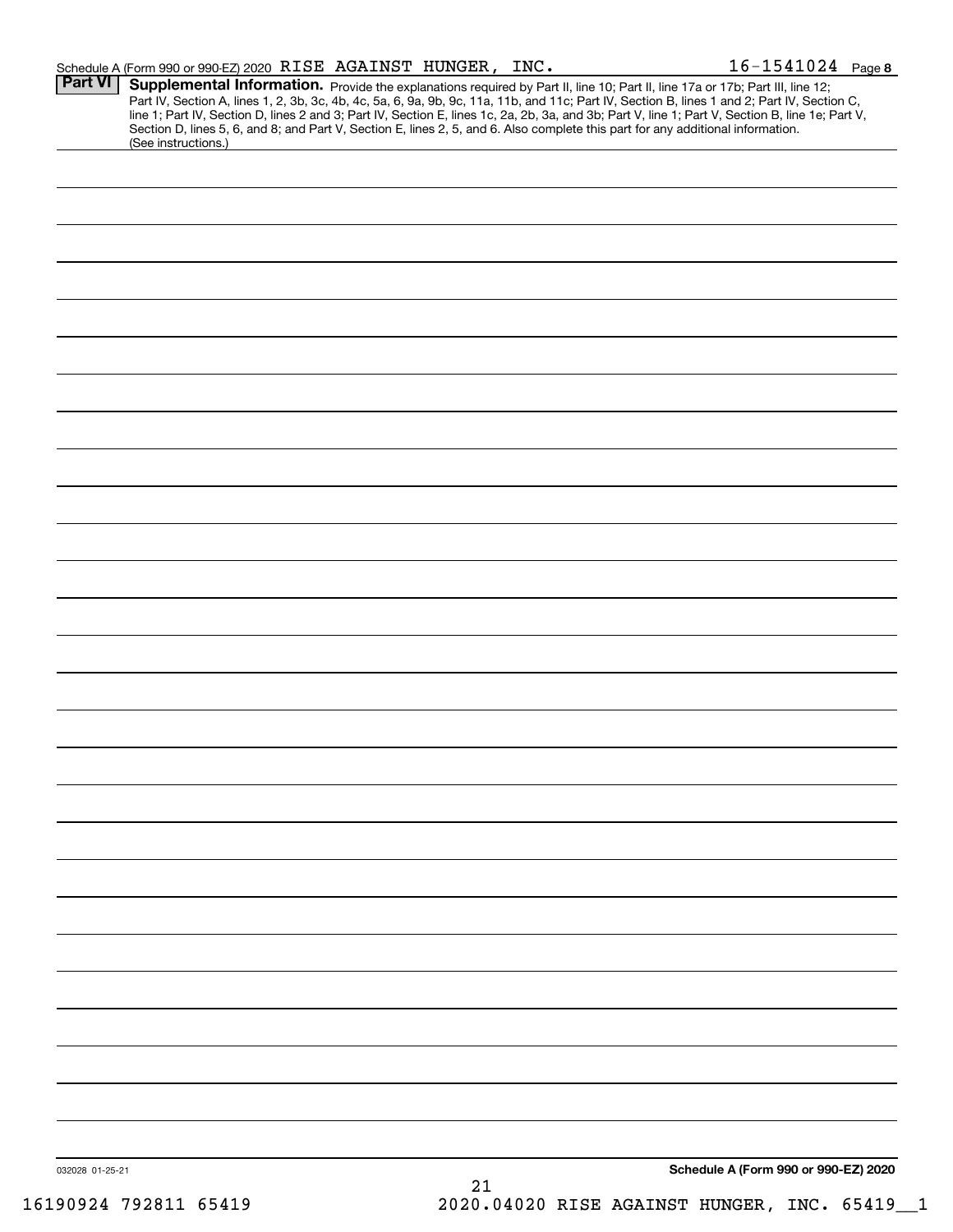Schedule A (Form 990 or 990-EZ) 2020 RISE AGAINST HUNGER, INC. 16-1541024 Page 8

**Part VI** **Supplemental Information.** Provide the explanations required by Part II, line 10; Part II, line 17a or 17b; Part III, line 12; Part IV, Section A, lines 1, 2, 3b, 3c, 4b, 4c, 5a, 6, 9a, 9b, 9c, 11a, 11b, and 11c; Part IV, Section B, lines 1 and 2; Part IV, Section C, line 1; Part IV, Section D, lines 2 and 3; Part IV, Section E, lines 1c, 2a, 2b, 3a, and 3b; Part V, line 1; Part V, Section B, line 1e; Part V, Section D, lines 5, 6, and 8; and Part V, Section E, lines 2, 5, and 6. Also complete this part for any additional information. (See instructions.)

032028 01-25-21

**Schedule A (Form 990 or 990-EZ) 2020**

16190924 792811 65419 2020.04020 RISE AGAINST HUNGER, INC. 65419__1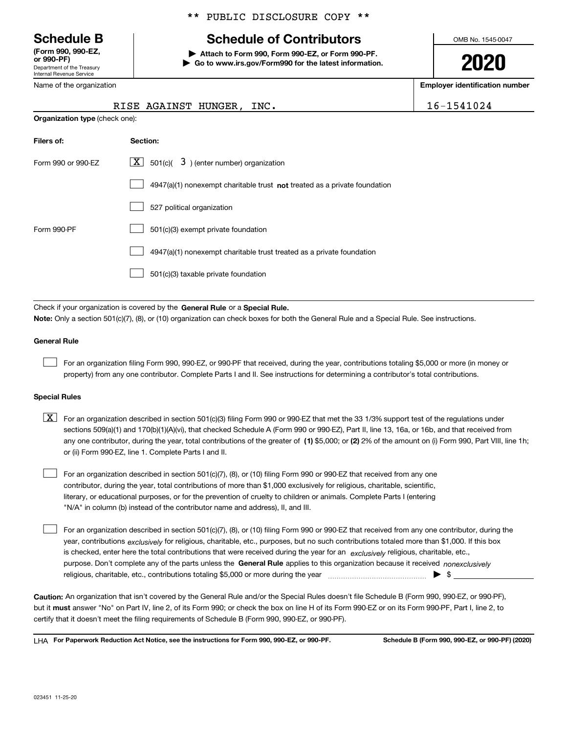\*\* PUBLIC DISCLOSURE COPY \*\*

# Schedule B

**(Form 990, 990-EZ, or 990-PF)**
Department of the Treasury
Internal Revenue Service

## Schedule of Contributors

**▶ Attach to Form 990, Form 990-EZ, or Form 990-PF.**
**▶ Go to www.irs.gov/Form990 for the latest information.**

OMB No. 1545-0047

**2020**

| Name of the organization | Employer identification number |
|---|---|
| RISE AGAINST HUNGER, INC. | 16-1541024 |

**Organization type** (check one):

| Filers of: | Section: |
|---|---|
| Form 990 or 990-EZ | [X] 501(c)( 3 ) (enter number) organization |
| | [ ] 4947(a)(1) nonexempt charitable trust **not** treated as a private foundation |
| | [ ] 527 political organization |
| Form 990-PF | [ ] 501(c)(3) exempt private foundation |
| | [ ] 4947(a)(1) nonexempt charitable trust treated as a private foundation |
| | [ ] 501(c)(3) taxable private foundation |

Check if your organization is covered by the **General Rule** or a **Special Rule.**

**Note:** Only a section 501(c)(7), (8), or (10) organization can check boxes for both the General Rule and a Special Rule. See instructions.

**General Rule**

[ ] For an organization filing Form 990, 990-EZ, or 990-PF that received, during the year, contributions totaling $5,000 or more (in money or property) from any one contributor. Complete Parts I and II. See instructions for determining a contributor's total contributions.

**Special Rules**

[X] For an organization described in section 501(c)(3) filing Form 990 or 990-EZ that met the 33 1/3% support test of the regulations under sections 509(a)(1) and 170(b)(1)(A)(vi), that checked Schedule A (Form 990 or 990-EZ), Part II, line 13, 16a, or 16b, and that received from any one contributor, during the year, total contributions of the greater of **(1)** $5,000; or **(2)** 2% of the amount on (i) Form 990, Part VIII, line 1h; or (ii) Form 990-EZ, line 1. Complete Parts I and II.

[ ] For an organization described in section 501(c)(7), (8), or (10) filing Form 990 or 990-EZ that received from any one contributor, during the year, total contributions of more than $1,000 exclusively for religious, charitable, scientific, literary, or educational purposes, or for the prevention of cruelty to children or animals. Complete Parts I (entering "N/A" in column (b) instead of the contributor name and address), II, and III.

[ ] For an organization described in section 501(c)(7), (8), or (10) filing Form 990 or 990-EZ that received from any one contributor, during the year, contributions *exclusively* for religious, charitable, etc., purposes, but no such contributions totaled more than $1,000. If this box is checked, enter here the total contributions that were received during the year for an *exclusively* religious, charitable, etc., purpose. Don't complete any of the parts unless the **General Rule** applies to this organization because it received *nonexclusively* religious, charitable, etc., contributions totaling $5,000 or more during the year ▶ $

**Caution:** An organization that isn't covered by the General Rule and/or the Special Rules doesn't file Schedule B (Form 990, 990-EZ, or 990-PF), but it **must** answer "No" on Part IV, line 2, of its Form 990; or check the box on line H of its Form 990-EZ or on its Form 990-PF, Part I, line 2, to certify that it doesn't meet the filing requirements of Schedule B (Form 990, 990-EZ, or 990-PF).

LHA **For Paperwork Reduction Act Notice, see the instructions for Form 990, 990-EZ, or 990-PF.** **Schedule B (Form 990, 990-EZ, or 990-PF) (2020)**

023451 11-25-20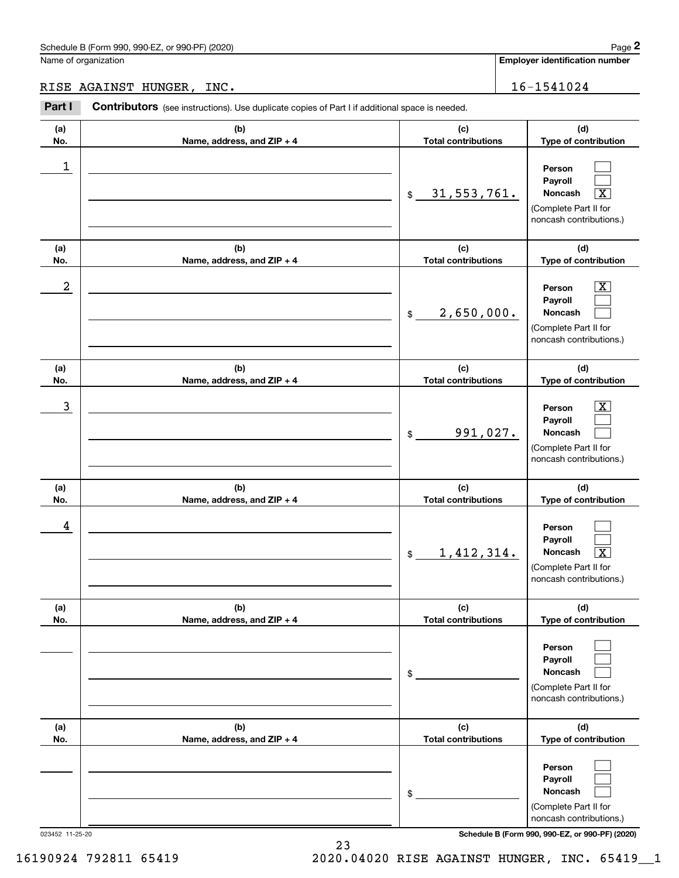Schedule B (Form 990, 990-EZ, or 990-PF) (2020) Page **2**

Name of organization: RISE AGAINST HUNGER, INC.

**Employer identification number:** 16-1541024

**Part I** **Contributors** (see instructions). Use duplicate copies of Part I if additional space is needed.

| (a) No. | (b) Name, address, and ZIP + 4 | (c) Total contributions | (d) Type of contribution |
|---|---|---|---|
| 1 | | $ 31,553,761. | Person [ ] Payroll [ ] Noncash [X] (Complete Part II for noncash contributions.) |
| 2 | | $ 2,650,000. | Person [X] Payroll [ ] Noncash [ ] (Complete Part II for noncash contributions.) |
| 3 | | $ 991,027. | Person [X] Payroll [ ] Noncash [ ] (Complete Part II for noncash contributions.) |
| 4 | | $ 1,412,314. | Person [ ] Payroll [ ] Noncash [X] (Complete Part II for noncash contributions.) |
| | | $ | Person [ ] Payroll [ ] Noncash [ ] (Complete Part II for noncash contributions.) |
| | | $ | Person [ ] Payroll [ ] Noncash [ ] (Complete Part II for noncash contributions.) |

023452 11-25-20 **Schedule B (Form 990, 990-EZ, or 990-PF) (2020)**

16190924 792811 65419 2020.04020 RISE AGAINST HUNGER, INC. 65419__1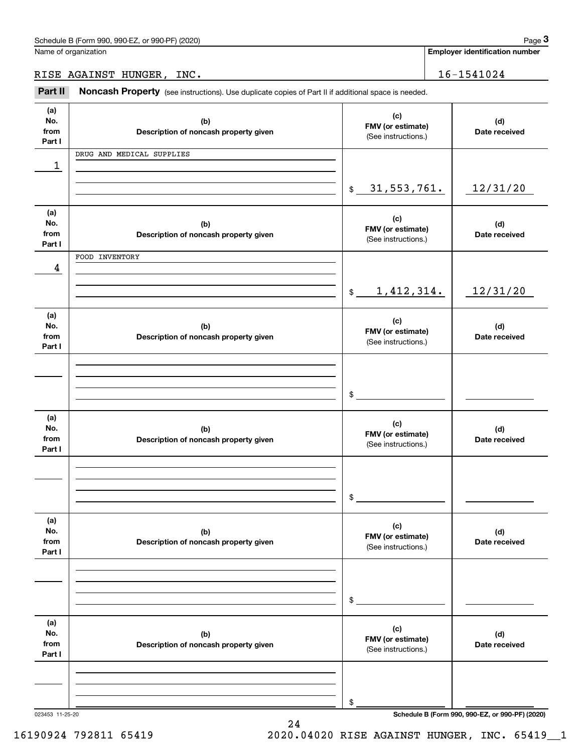Schedule B (Form 990, 990-EZ, or 990-PF) (2020)

Name of organization: RISE AGAINST HUNGER, INC.

Employer identification number: 16-1541024

## Part II Noncash Property

(see instructions). Use duplicate copies of Part II if additional space is needed.

| (a) No. from Part I | (b) Description of noncash property given | (c) FMV (or estimate) (See instructions.) | (d) Date received |
|---|---|---|---|
| 1 | DRUG AND MEDICAL SUPPLIES | $ 31,553,761. | 12/31/20 |
| 4 | FOOD INVENTORY | $ 1,412,314. | 12/31/20 |
| | | $ | |
| | | $ | |
| | | $ | |
| | | $ | |

023453 11-25-20

Schedule B (Form 990, 990-EZ, or 990-PF) (2020)

16190924 792811 65419 2020.04020 RISE AGAINST HUNGER, INC. 65419__1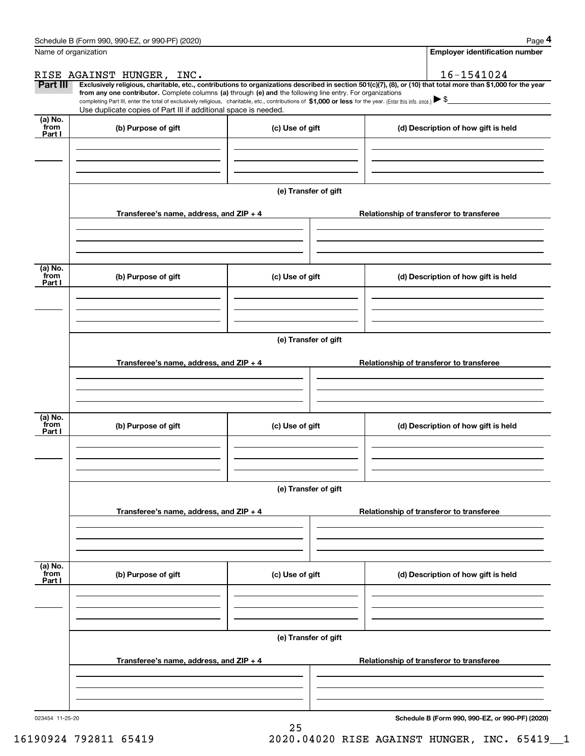Schedule B (Form 990, 990-EZ, or 990-PF) (2020)

Name of organization: RISE AGAINST HUNGER, INC.

**Employer identification number:** 16-1541024

**Part III** **Exclusively religious, charitable, etc., contributions to organizations described in section 501(c)(7), (8), or (10) that total more than $1,000 for the year from any one contributor.** Complete columns **(a)** through **(e) and** the following line entry. For organizations completing Part III, enter the total of exclusively religious, charitable, etc., contributions of **$1,000 or less** for the year. (Enter this info. once.) ▶ $

Use duplicate copies of Part III if additional space is needed.

| (a) No. from Part I | (b) Purpose of gift | (c) Use of gift | (d) Description of how gift is held |
|---|---|---|---|
| | | | |

**(e) Transfer of gift**

| Transferee's name, address, and ZIP + 4 | Relationship of transferor to transferee |
|---|---|
| | |

| (a) No. from Part I | (b) Purpose of gift | (c) Use of gift | (d) Description of how gift is held |
|---|---|---|---|
| | | | |

**(e) Transfer of gift**

| Transferee's name, address, and ZIP + 4 | Relationship of transferor to transferee |
|---|---|
| | |

| (a) No. from Part I | (b) Purpose of gift | (c) Use of gift | (d) Description of how gift is held |
|---|---|---|---|
| | | | |

**(e) Transfer of gift**

| Transferee's name, address, and ZIP + 4 | Relationship of transferor to transferee |
|---|---|
| | |

| (a) No. from Part I | (b) Purpose of gift | (c) Use of gift | (d) Description of how gift is held |
|---|---|---|---|
| | | | |

**(e) Transfer of gift**

| Transferee's name, address, and ZIP + 4 | Relationship of transferor to transferee |
|---|---|
| | |

023454 11-25-20

**Schedule B (Form 990, 990-EZ, or 990-PF) (2020)**

16190924 792811 65419 2020.04020 RISE AGAINST HUNGER, INC. 65419__1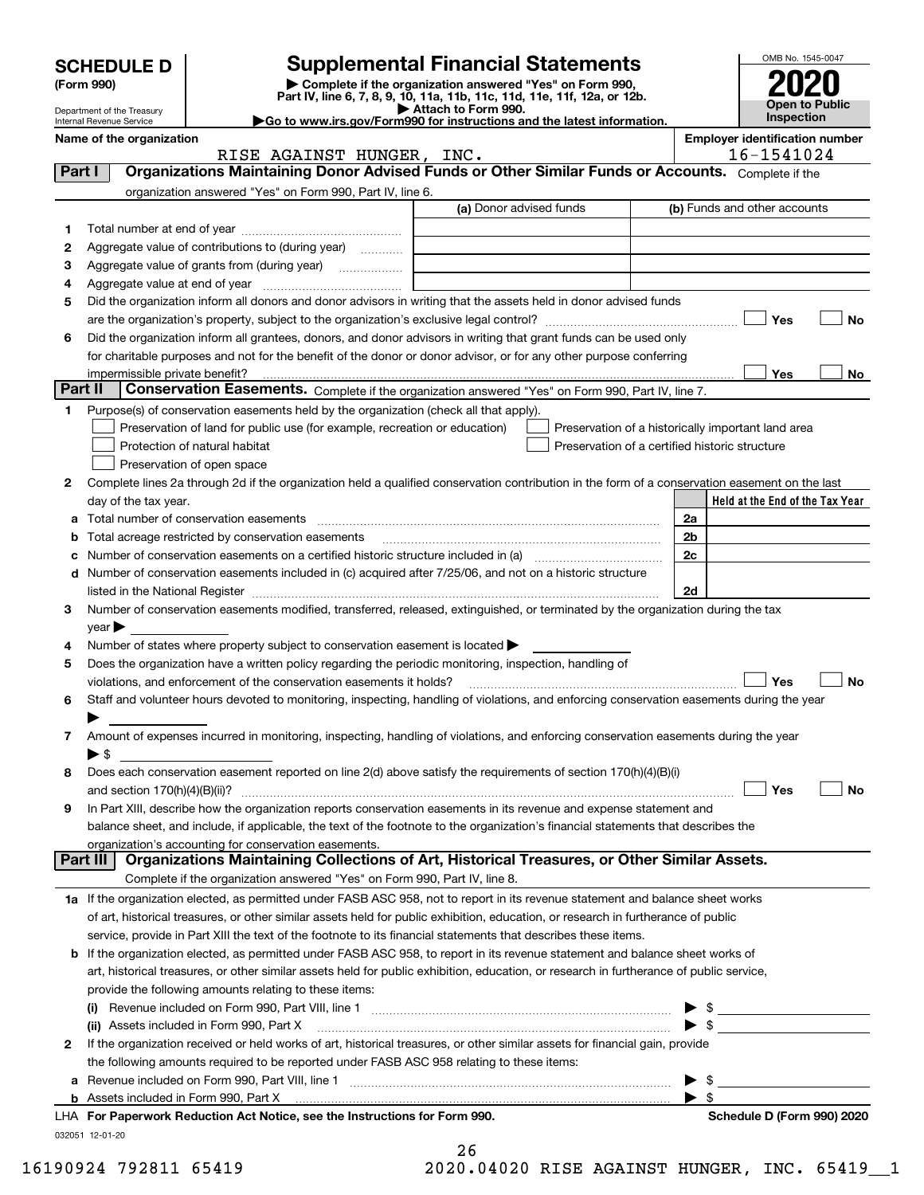# SCHEDULE D (Form 990)

# Supplemental Financial Statements

▶ Complete if the organization answered "Yes" on Form 990, Part IV, line 6, 7, 8, 9, 10, 11a, 11b, 11c, 11d, 11e, 11f, 12a, or 12b.

▶ Attach to Form 990.

▶ Go to www.irs.gov/Form990 for instructions and the latest information.

Department of the Treasury
Internal Revenue Service

OMB No. 1545-0047

**2020**

**Open to Public Inspection**

**Name of the organization:** RISE AGAINST HUNGER, INC.

**Employer identification number:** 16-1541024

## Part I Organizations Maintaining Donor Advised Funds or Other Similar Funds or Accounts.

Complete if the organization answered "Yes" on Form 990, Part IV, line 6.

| | | (a) Donor advised funds | (b) Funds and other accounts |
|---|---|---|---|
| 1 | Total number at end of year | | |
| 2 | Aggregate value of contributions to (during year) | | |
| 3 | Aggregate value of grants from (during year) | | |
| 4 | Aggregate value at end of year | | |

5 Did the organization inform all donors and donor advisors in writing that the assets held in donor advised funds are the organization's property, subject to the organization's exclusive legal control? ☐ Yes ☐ No

6 Did the organization inform all grantees, donors, and donor advisors in writing that grant funds can be used only for charitable purposes and not for the benefit of the donor or donor advisor, or for any other purpose conferring impermissible private benefit? ☐ Yes ☐ No

## Part II Conservation Easements.

Complete if the organization answered "Yes" on Form 990, Part IV, line 7.

1 Purpose(s) of conservation easements held by the organization (check all that apply).

- ☐ Preservation of land for public use (for example, recreation or education)
- ☐ Protection of natural habitat
- ☐ Preservation of open space
- ☐ Preservation of a historically important land area
- ☐ Preservation of a certified historic structure

2 Complete lines 2a through 2d if the organization held a qualified conservation contribution in the form of a conservation easement on the last day of the tax year.

| | | | Held at the End of the Tax Year |
|---|---|---|---|
| a | Total number of conservation easements | 2a | |
| b | Total acreage restricted by conservation easements | 2b | |
| c | Number of conservation easements on a certified historic structure included in (a) | 2c | |
| d | Number of conservation easements included in (c) acquired after 7/25/06, and not on a historic structure listed in the National Register | 2d | |

3 Number of conservation easements modified, transferred, released, extinguished, or terminated by the organization during the tax year ▶

4 Number of states where property subject to conservation easement is located ▶

5 Does the organization have a written policy regarding the periodic monitoring, inspection, handling of violations, and enforcement of the conservation easements it holds? ☐ Yes ☐ No

6 Staff and volunteer hours devoted to monitoring, inspecting, handling of violations, and enforcing conservation easements during the year ▶

7 Amount of expenses incurred in monitoring, inspecting, handling of violations, and enforcing conservation easements during the year ▶ $

8 Does each conservation easement reported on line 2(d) above satisfy the requirements of section 170(h)(4)(B)(i) and section 170(h)(4)(B)(ii)? ☐ Yes ☐ No

9 In Part XIII, describe how the organization reports conservation easements in its revenue and expense statement and balance sheet, and include, if applicable, the text of the footnote to the organization's financial statements that describes the organization's accounting for conservation easements.

## Part III Organizations Maintaining Collections of Art, Historical Treasures, or Other Similar Assets.

Complete if the organization answered "Yes" on Form 990, Part IV, line 8.

1a If the organization elected, as permitted under FASB ASC 958, not to report in its revenue statement and balance sheet works of art, historical treasures, or other similar assets held for public exhibition, education, or research in furtherance of public service, provide in Part XIII the text of the footnote to its financial statements that describes these items.

b If the organization elected, as permitted under FASB ASC 958, to report in its revenue statement and balance sheet works of art, historical treasures, or other similar assets held for public exhibition, education, or research in furtherance of public service, provide the following amounts relating to these items:

(i) Revenue included on Form 990, Part VIII, line 1 ▶ $

(ii) Assets included in Form 990, Part X ▶ $

2 If the organization received or held works of art, historical treasures, or other similar assets for financial gain, provide the following amounts required to be reported under FASB ASC 958 relating to these items:

a Revenue included on Form 990, Part VIII, line 1 ▶ $

b Assets included in Form 990, Part X ▶ $

LHA For Paperwork Reduction Act Notice, see the Instructions for Form 990. Schedule D (Form 990) 2020

032051 12-01-20

16190924 792811 65419 2020.04020 RISE AGAINST HUNGER, INC. 65419__1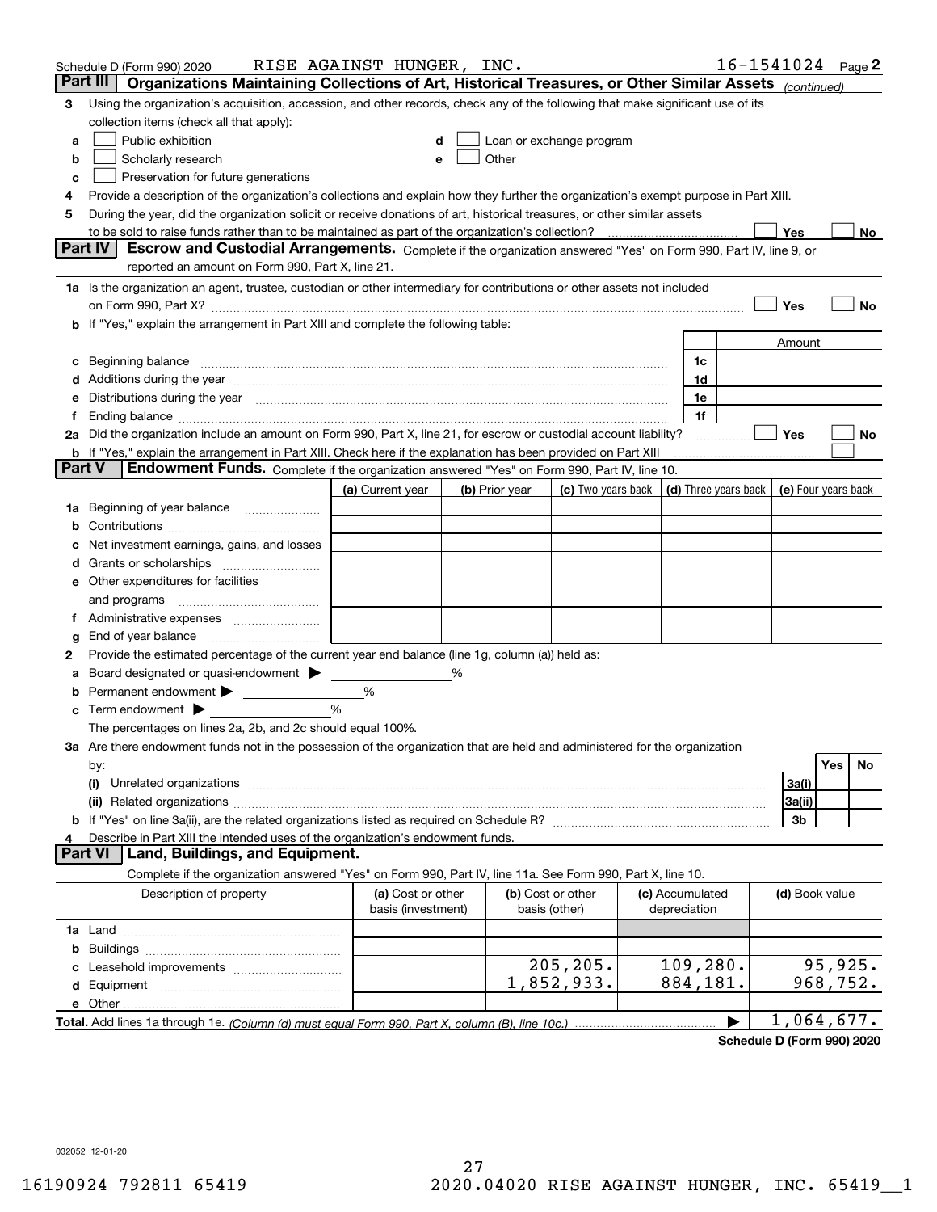Schedule D (Form 990) 2020 RISE AGAINST HUNGER, INC. 16-1541024 Page 2

## Part III Organizations Maintaining Collections of Art, Historical Treasures, or Other Similar Assets *(continued)*

**3** Using the organization's acquisition, accession, and other records, check any of the following that make significant use of its collection items (check all that apply):

- **a** ☐ Public exhibition
- **b** ☐ Scholarly research
- **c** ☐ Preservation for future generations
- **d** ☐ Loan or exchange program
- **e** ☐ Other

**4** Provide a description of the organization's collections and explain how they further the organization's exempt purpose in Part XIII.

**5** During the year, did the organization solicit or receive donations of art, historical treasures, or other similar assets to be sold to raise funds rather than to be maintained as part of the organization's collection? ☐ Yes ☐ No

## Part IV Escrow and Custodial Arrangements.

Complete if the organization answered "Yes" on Form 990, Part IV, line 9, or reported an amount on Form 990, Part X, line 21.

**1a** Is the organization an agent, trustee, custodian or other intermediary for contributions or other assets not included on Form 990, Part X? ☐ Yes ☐ No

**b** If "Yes," explain the arrangement in Part XIII and complete the following table:

| | | Amount |
|---|---|---|
| **c** Beginning balance | 1c | |
| **d** Additions during the year | 1d | |
| **e** Distributions during the year | 1e | |
| **f** Ending balance | 1f | |

**2a** Did the organization include an amount on Form 990, Part X, line 21, for escrow or custodial account liability? ☐ Yes ☐ No

**b** If "Yes," explain the arrangement in Part XIII. Check here if the explanation has been provided on Part XIII ☐

## Part V Endowment Funds.

Complete if the organization answered "Yes" on Form 990, Part IV, line 10.

| | (a) Current year | (b) Prior year | (c) Two years back | (d) Three years back | (e) Four years back |
|---|---|---|---|---|---|
| **1a** Beginning of year balance | | | | | |
| **b** Contributions | | | | | |
| **c** Net investment earnings, gains, and losses | | | | | |
| **d** Grants or scholarships | | | | | |
| **e** Other expenditures for facilities and programs | | | | | |
| **f** Administrative expenses | | | | | |
| **g** End of year balance | | | | | |

**2** Provide the estimated percentage of the current year end balance (line 1g, column (a)) held as:

- **a** Board designated or quasi-endowment ▶ ______ %
- **b** Permanent endowment ▶ ______ %
- **c** Term endowment ▶ ______ %

The percentages on lines 2a, 2b, and 2c should equal 100%.

**3a** Are there endowment funds not in the possession of the organization that are held and administered for the organization by:

| | | Yes | No |
|---|---|---|---|
| **(i)** Unrelated organizations | 3a(i) | | |
| **(ii)** Related organizations | 3a(ii) | | |
| **b** If "Yes" on line 3a(ii), are the related organizations listed as required on Schedule R? | 3b | | |

**4** Describe in Part XIII the intended uses of the organization's endowment funds.

## Part VI Land, Buildings, and Equipment.

Complete if the organization answered "Yes" on Form 990, Part IV, line 11a. See Form 990, Part X, line 10.

| Description of property | (a) Cost or other basis (investment) | (b) Cost or other basis (other) | (c) Accumulated depreciation | (d) Book value |
|---|---|---|---|---|
| **1a** Land | | | | |
| **b** Buildings | | | | |
| **c** Leasehold improvements | | 205,205. | 109,280. | 95,925. |
| **d** Equipment | | 1,852,933. | 884,181. | 968,752. |
| **e** Other | | | | |
| **Total.** Add lines 1a through 1e. *(Column (d) must equal Form 990, Part X, column (B), line 10c.)* | | | ▶ | 1,064,677. |

Schedule D (Form 990) 2020

032052 12-01-20

16190924 792811 65419 2020.04020 RISE AGAINST HUNGER, INC. 65419__1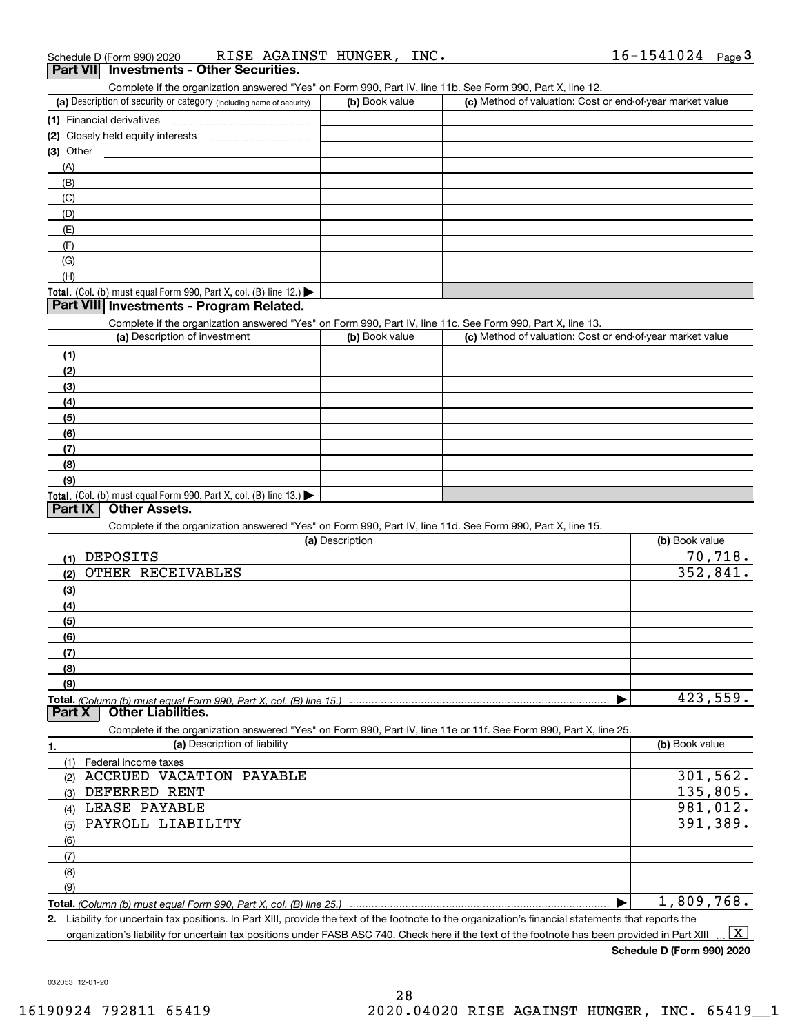Schedule D (Form 990) 2020 RISE AGAINST HUNGER, INC. 16-1541024 Page 3

## Part VII Investments - Other Securities.

Complete if the organization answered "Yes" on Form 990, Part IV, line 11b. See Form 990, Part X, line 12.

| (a) Description of security or category (including name of security) | (b) Book value | (c) Method of valuation: Cost or end-of-year market value |
|---|---|---|
| (1) Financial derivatives | | |
| (2) Closely held equity interests | | |
| (3) Other | | |
| (A) | | |
| (B) | | |
| (C) | | |
| (D) | | |
| (E) | | |
| (F) | | |
| (G) | | |
| (H) | | |
| Total. (Col. (b) must equal Form 990, Part X, col. (B) line 12.) ▶ | | |

## Part VIII Investments - Program Related.

Complete if the organization answered "Yes" on Form 990, Part IV, line 11c. See Form 990, Part X, line 13.

| (a) Description of investment | (b) Book value | (c) Method of valuation: Cost or end-of-year market value |
|---|---|---|
| (1) | | |
| (2) | | |
| (3) | | |
| (4) | | |
| (5) | | |
| (6) | | |
| (7) | | |
| (8) | | |
| (9) | | |
| Total. (Col. (b) must equal Form 990, Part X, col. (B) line 13.) ▶ | | |

## Part IX Other Assets.

Complete if the organization answered "Yes" on Form 990, Part IV, line 11d. See Form 990, Part X, line 15.

| (a) Description | (b) Book value |
|---|---|
| (1) DEPOSITS | 70,718. |
| (2) OTHER RECEIVABLES | 352,841. |
| (3) | |
| (4) | |
| (5) | |
| (6) | |
| (7) | |
| (8) | |
| (9) | |
| Total. (Column (b) must equal Form 990, Part X, col. (B) line 15.) ▶ | 423,559. |

## Part X Other Liabilities.

Complete if the organization answered "Yes" on Form 990, Part IV, line 11e or 11f. See Form 990, Part X, line 25.

| 1. (a) Description of liability | (b) Book value |
|---|---|
| (1) Federal income taxes | |
| (2) ACCRUED VACATION PAYABLE | 301,562. |
| (3) DEFERRED RENT | 135,805. |
| (4) LEASE PAYABLE | 981,012. |
| (5) PAYROLL LIABILITY | 391,389. |
| (6) | |
| (7) | |
| (8) | |
| (9) | |
| Total. (Column (b) must equal Form 990, Part X, col. (B) line 25.) ▶ | 1,809,768. |

2. Liability for uncertain tax positions. In Part XIII, provide the text of the footnote to the organization's financial statements that reports the organization's liability for uncertain tax positions under FASB ASC 740. Check here if the text of the footnote has been provided in Part XIII ... [X]

Schedule D (Form 990) 2020

032053 12-01-20

16190924 792811 65419 2020.04020 RISE AGAINST HUNGER, INC. 65419__1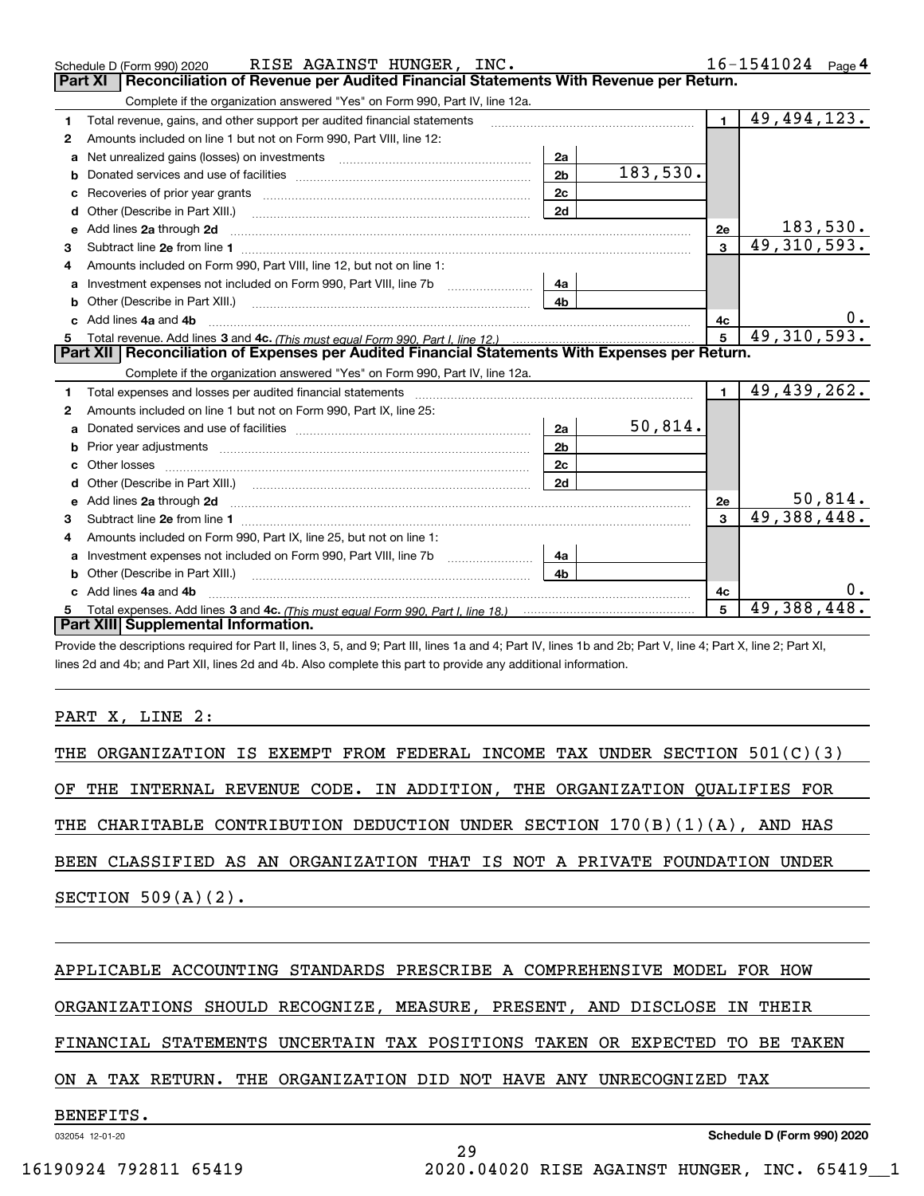Schedule D (Form 990) 2020 RISE AGAINST HUNGER, INC. 16-1541024 Page 4

## Part XI Reconciliation of Revenue per Audited Financial Statements With Revenue per Return.

Complete if the organization answered "Yes" on Form 990, Part IV, line 12a.

| | | | | | |
|---|---|---|---|---|---|
| 1 | Total revenue, gains, and other support per audited financial statements | | | 1 | 49,494,123. |
| 2 | Amounts included on line 1 but not on Form 990, Part VIII, line 12: | | | | |
| a | Net unrealized gains (losses) on investments | 2a | | | |
| b | Donated services and use of facilities | 2b | 183,530. | | |
| c | Recoveries of prior year grants | 2c | | | |
| d | Other (Describe in Part XIII.) | 2d | | | |
| e | Add lines 2a through 2d | | | 2e | 183,530. |
| 3 | Subtract line 2e from line 1 | | | 3 | 49,310,593. |
| 4 | Amounts included on Form 990, Part VIII, line 12, but not on line 1: | | | | |
| a | Investment expenses not included on Form 990, Part VIII, line 7b | 4a | | | |
| b | Other (Describe in Part XIII.) | 4b | | | |
| c | Add lines 4a and 4b | | | 4c | 0. |
| 5 | Total revenue. Add lines 3 and 4c. *(This must equal Form 990, Part I, line 12.)* | | | 5 | 49,310,593. |

## Part XII Reconciliation of Expenses per Audited Financial Statements With Expenses per Return.

Complete if the organization answered "Yes" on Form 990, Part IV, line 12a.

| | | | | | |
|---|---|---|---|---|---|
| 1 | Total expenses and losses per audited financial statements | | | 1 | 49,439,262. |
| 2 | Amounts included on line 1 but not on Form 990, Part IX, line 25: | | | | |
| a | Donated services and use of facilities | 2a | 50,814. | | |
| b | Prior year adjustments | 2b | | | |
| c | Other losses | 2c | | | |
| d | Other (Describe in Part XIII.) | 2d | | | |
| e | Add lines 2a through 2d | | | 2e | 50,814. |
| 3 | Subtract line 2e from line 1 | | | 3 | 49,388,448. |
| 4 | Amounts included on Form 990, Part IX, line 25, but not on line 1: | | | | |
| a | Investment expenses not included on Form 990, Part VIII, line 7b | 4a | | | |
| b | Other (Describe in Part XIII.) | 4b | | | |
| c | Add lines 4a and 4b | | | 4c | 0. |
| 5 | Total expenses. Add lines 3 and 4c. *(This must equal Form 990, Part I, line 18.)* | | | 5 | 49,388,448. |

## Part XIII Supplemental Information.

Provide the descriptions required for Part II, lines 3, 5, and 9; Part III, lines 1a and 4; Part IV, lines 1b and 2b; Part V, line 4; Part X, line 2; Part XI, lines 2d and 4b; and Part XII, lines 2d and 4b. Also complete this part to provide any additional information.

PART X, LINE 2:

THE ORGANIZATION IS EXEMPT FROM FEDERAL INCOME TAX UNDER SECTION 501(C)(3) OF THE INTERNAL REVENUE CODE. IN ADDITION, THE ORGANIZATION QUALIFIES FOR THE CHARITABLE CONTRIBUTION DEDUCTION UNDER SECTION 170(B)(1)(A), AND HAS BEEN CLASSIFIED AS AN ORGANIZATION THAT IS NOT A PRIVATE FOUNDATION UNDER SECTION 509(A)(2).

APPLICABLE ACCOUNTING STANDARDS PRESCRIBE A COMPREHENSIVE MODEL FOR HOW ORGANIZATIONS SHOULD RECOGNIZE, MEASURE, PRESENT, AND DISCLOSE IN THEIR FINANCIAL STATEMENTS UNCERTAIN TAX POSITIONS TAKEN OR EXPECTED TO BE TAKEN ON A TAX RETURN. THE ORGANIZATION DID NOT HAVE ANY UNRECOGNIZED TAX BENEFITS.

032054 12-01-20 **Schedule D (Form 990) 2020**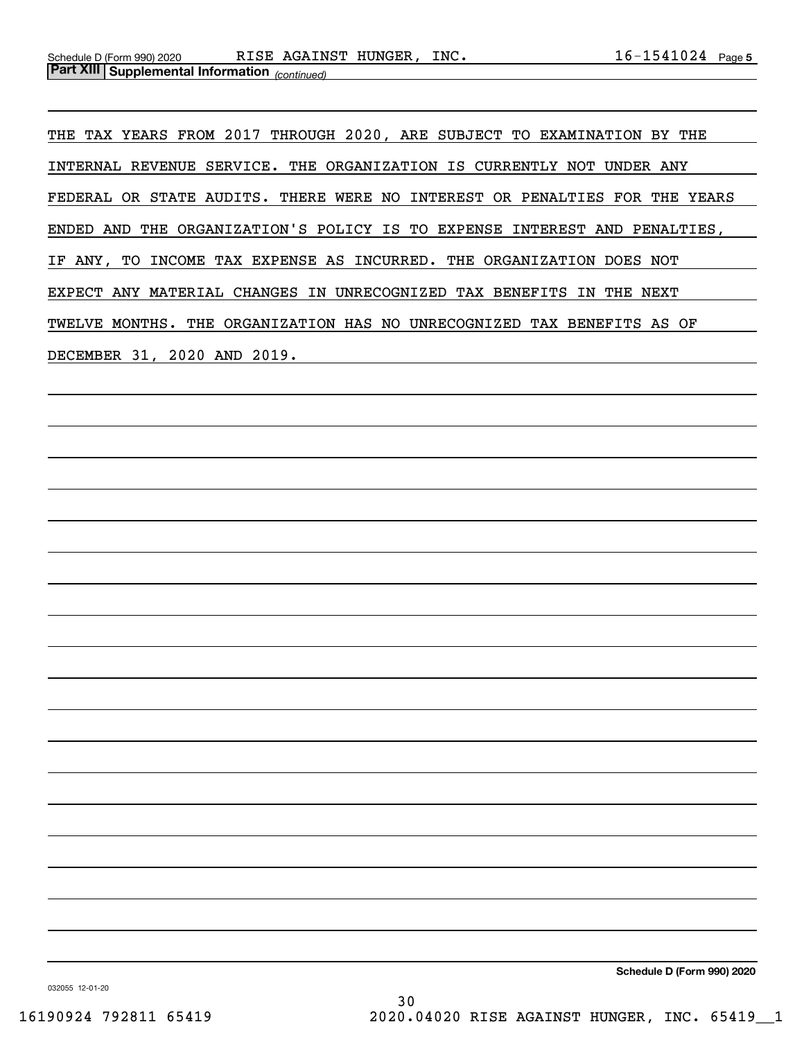**Part XIII | Supplemental Information** *(continued)*

THE TAX YEARS FROM 2017 THROUGH 2020, ARE SUBJECT TO EXAMINATION BY THE INTERNAL REVENUE SERVICE. THE ORGANIZATION IS CURRENTLY NOT UNDER ANY FEDERAL OR STATE AUDITS. THERE WERE NO INTEREST OR PENALTIES FOR THE YEARS ENDED AND THE ORGANIZATION'S POLICY IS TO EXPENSE INTEREST AND PENALTIES, IF ANY, TO INCOME TAX EXPENSE AS INCURRED. THE ORGANIZATION DOES NOT EXPECT ANY MATERIAL CHANGES IN UNRECOGNIZED TAX BENEFITS IN THE NEXT TWELVE MONTHS. THE ORGANIZATION HAS NO UNRECOGNIZED TAX BENEFITS AS OF DECEMBER 31, 2020 AND 2019.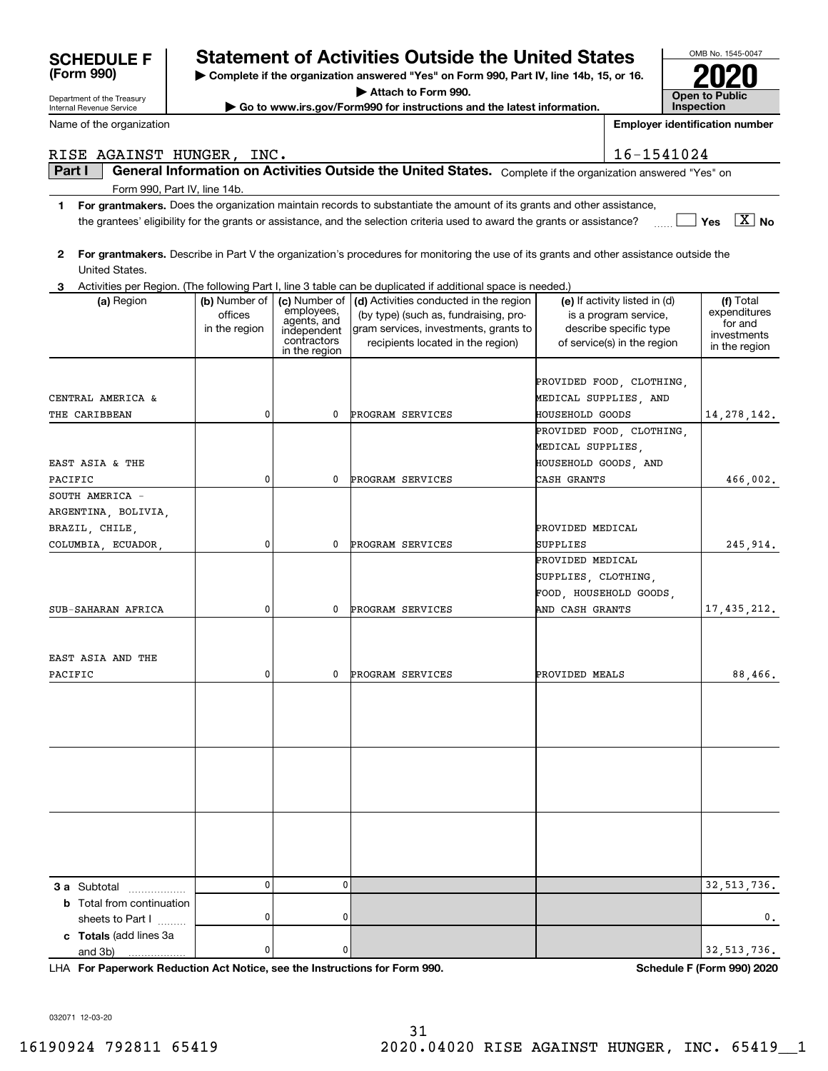**SCHEDULE F (Form 990)**

Department of the Treasury
Internal Revenue Service

# Statement of Activities Outside the United States

▶ Complete if the organization answered "Yes" on Form 990, Part IV, line 14b, 15, or 16.
▶ Attach to Form 990.
▶ Go to www.irs.gov/Form990 for instructions and the latest information.

OMB No. 1545-0047
**2020**
**Open to Public Inspection**

Name of the organization: RISE AGAINST HUNGER, INC.
Employer identification number: 16-1541024

**Part I — General Information on Activities Outside the United States.** Complete if the organization answered "Yes" on Form 990, Part IV, line 14b.

**1 For grantmakers.** Does the organization maintain records to substantiate the amount of its grants and other assistance, the grantees' eligibility for the grants or assistance, and the selection criteria used to award the grants or assistance? ☐ Yes ☒ No

**2 For grantmakers.** Describe in Part V the organization's procedures for monitoring the use of its grants and other assistance outside the United States.

**3** Activities per Region. (The following Part I, line 3 table can be duplicated if additional space is needed.)

| (a) Region | (b) Number of offices in the region | (c) Number of employees, agents, and independent contractors in the region | (d) Activities conducted in the region (by type) (such as, fundraising, program services, investments, grants to recipients located in the region) | (e) If activity listed in (d) is a program service, describe specific type of service(s) in the region | (f) Total expenditures for and investments in the region |
|---|---|---|---|---|---|
| CENTRAL AMERICA & THE CARIBBEAN | 0 | 0 | PROGRAM SERVICES | PROVIDED FOOD, CLOTHING, MEDICAL SUPPLIES, AND HOUSEHOLD GOODS | 14,278,142. |
| EAST ASIA & THE PACIFIC | 0 | 0 | PROGRAM SERVICES | PROVIDED FOOD, CLOTHING, MEDICAL SUPPLIES, HOUSEHOLD GOODS, AND CASH GRANTS | 466,002. |
| SOUTH AMERICA - ARGENTINA, BOLIVIA, BRAZIL, CHILE, COLUMBIA, ECUADOR, | 0 | 0 | PROGRAM SERVICES | PROVIDED MEDICAL SUPPLIES | 245,914. |
| SUB-SAHARAN AFRICA | 0 | 0 | PROGRAM SERVICES | PROVIDED MEDICAL SUPPLIES, CLOTHING, FOOD, HOUSEHOLD GOODS, AND CASH GRANTS | 17,435,212. |
| EAST ASIA AND THE PACIFIC | 0 | 0 | PROGRAM SERVICES | PROVIDED MEALS | 88,466. |
| | | | | | |
| | | | | | |
| | | | | | |
| **3 a** Subtotal | 0 | 0 | | | 32,513,736. |
| **b** Total from continuation sheets to Part I | 0 | 0 | | | 0. |
| **c Totals** (add lines 3a and 3b) | 0 | 0 | | | 32,513,736. |

LHA **For Paperwork Reduction Act Notice, see the Instructions for Form 990.** **Schedule F (Form 990) 2020**

032071 12-03-20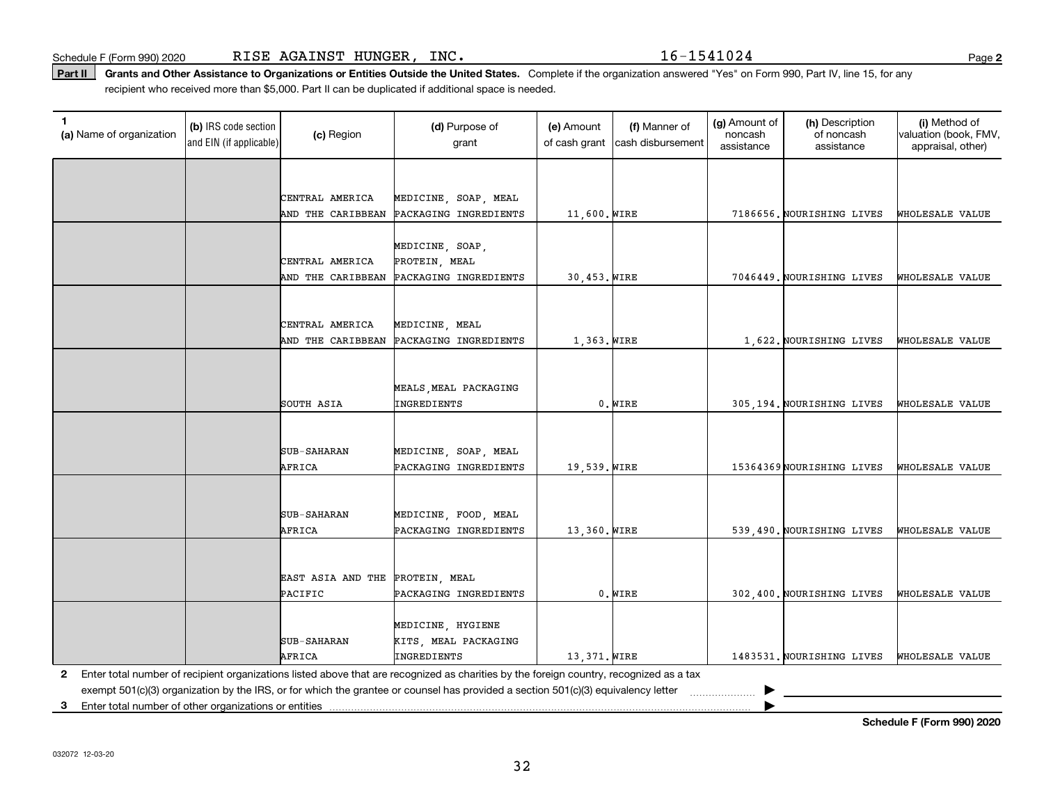Schedule F (Form 990) 2020 RISE AGAINST HUNGER, INC. 16-1541024

**Part II** **Grants and Other Assistance to Organizations or Entities Outside the United States.** Complete if the organization answered "Yes" on Form 990, Part IV, line 15, for any recipient who received more than $5,000. Part II can be duplicated if additional space is needed.

| 1 (a) Name of organization | (b) IRS code section and EIN (if applicable) | (c) Region | (d) Purpose of grant | (e) Amount of cash grant | (f) Manner of cash disbursement | (g) Amount of noncash assistance | (h) Description of noncash assistance | (i) Method of valuation (book, FMV, appraisal, other) |
|---|---|---|---|---|---|---|---|---|
| | | CENTRAL AMERICA AND THE CARIBBEAN | MEDICINE, SOAP, MEAL PACKAGING INGREDIENTS | 11,600. | WIRE | 7186656. | NOURISHING LIVES | WHOLESALE VALUE |
| | | CENTRAL AMERICA AND THE CARIBBEAN | MEDICINE, SOAP, PROTEIN, MEAL PACKAGING INGREDIENTS | 30,453. | WIRE | 7046449. | NOURISHING LIVES | WHOLESALE VALUE |
| | | CENTRAL AMERICA AND THE CARIBBEAN | MEDICINE, MEAL PACKAGING INGREDIENTS | 1,363. | WIRE | 1,622. | NOURISHING LIVES | WHOLESALE VALUE |
| | | SOUTH ASIA | MEALS, MEAL PACKAGING INGREDIENTS | 0. | WIRE | 305,194. | NOURISHING LIVES | WHOLESALE VALUE |
| | | SUB-SAHARAN AFRICA | MEDICINE, SOAP, MEAL PACKAGING INGREDIENTS | 19,539. | WIRE | 15364369 | NOURISHING LIVES | WHOLESALE VALUE |
| | | SUB-SAHARAN AFRICA | MEDICINE, FOOD, MEAL PACKAGING INGREDIENTS | 13,360. | WIRE | 539,490. | NOURISHING LIVES | WHOLESALE VALUE |
| | | EAST ASIA AND THE PACIFIC | PROTEIN, MEAL PACKAGING INGREDIENTS | 0. | WIRE | 302,400. | NOURISHING LIVES | WHOLESALE VALUE |
| | | SUB-SAHARAN AFRICA | MEDICINE, HYGIENE KITS, MEAL PACKAGING INGREDIENTS | 13,371. | WIRE | 1483531. | NOURISHING LIVES | WHOLESALE VALUE |

**2** Enter total number of recipient organizations listed above that are recognized as charities by the foreign country, recognized as a tax exempt 501(c)(3) organization by the IRS, or for which the grantee or counsel has provided a section 501(c)(3) equivalency letter ▶

**3** Enter total number of other organizations or entities ▶

**Schedule F (Form 990) 2020**

032072 12-03-20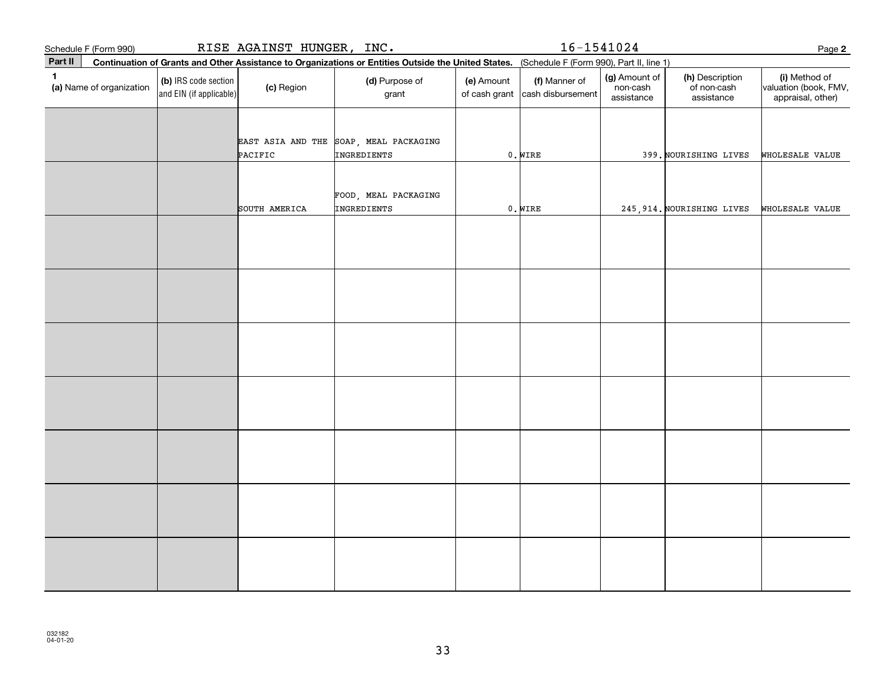Schedule F (Form 990) RISE AGAINST HUNGER, INC. 16-1541024 Page **2**

**Part II** **Continuation of Grants and Other Assistance to Organizations or Entities Outside the United States.** (Schedule F (Form 990), Part II, line 1)

| 1 (a) Name of organization | (b) IRS code section and EIN (if applicable) | (c) Region | (d) Purpose of grant | (e) Amount of cash grant | (f) Manner of cash disbursement | (g) Amount of non-cash assistance | (h) Description of non-cash assistance | (i) Method of valuation (book, FMV, appraisal, other) |
|---|---|---|---|---|---|---|---|---|
| | | EAST ASIA AND THE PACIFIC | SOAP, MEAL PACKAGING INGREDIENTS | 0. | WIRE | 399. | NOURISHING LIVES | WHOLESALE VALUE |
| | | SOUTH AMERICA | FOOD, MEAL PACKAGING INGREDIENTS | 0. | WIRE | 245,914. | NOURISHING LIVES | WHOLESALE VALUE |
| | | | | | | | | |
| | | | | | | | | |
| | | | | | | | | |
| | | | | | | | | |
| | | | | | | | | |
| | | | | | | | | |
| | | | | | | | | |

032182 04-01-20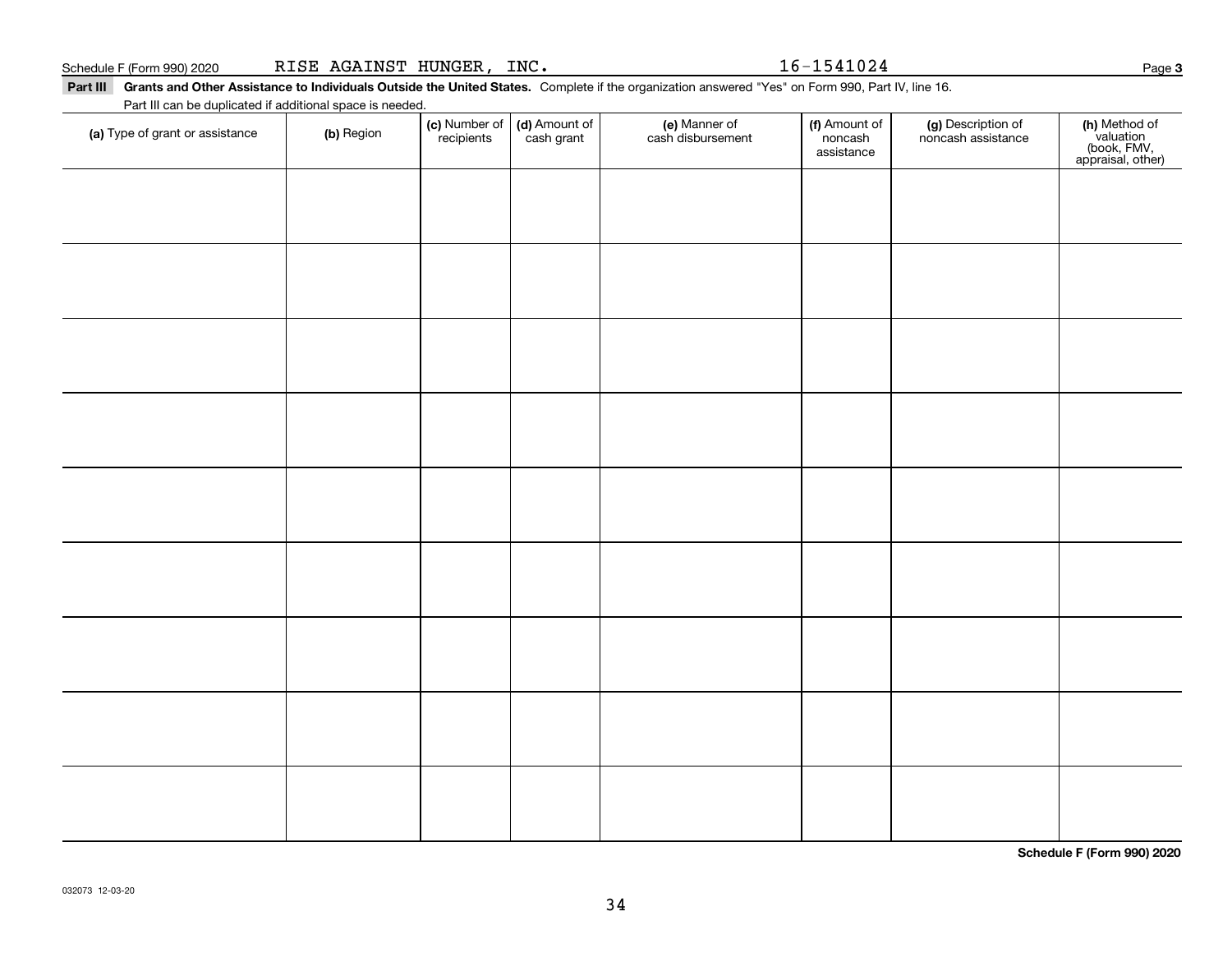Schedule F (Form 990) 2020 RISE AGAINST HUNGER, INC. 16-1541024

**Part III Grants and Other Assistance to Individuals Outside the United States.** Complete if the organization answered "Yes" on Form 990, Part IV, line 16.

Part III can be duplicated if additional space is needed.

| **(a)** Type of grant or assistance | **(b)** Region | **(c)** Number of recipients | **(d)** Amount of cash grant | **(e)** Manner of cash disbursement | **(f)** Amount of noncash assistance | **(g)** Description of noncash assistance | **(h)** Method of valuation (book, FMV, appraisal, other) |
|---|---|---|---|---|---|---|---|
| | | | | | | | |
| | | | | | | | |
| | | | | | | | |
| | | | | | | | |
| | | | | | | | |
| | | | | | | | |
| | | | | | | | |
| | | | | | | | |
| | | | | | | | |

**Schedule F (Form 990) 2020**

032073 12-03-20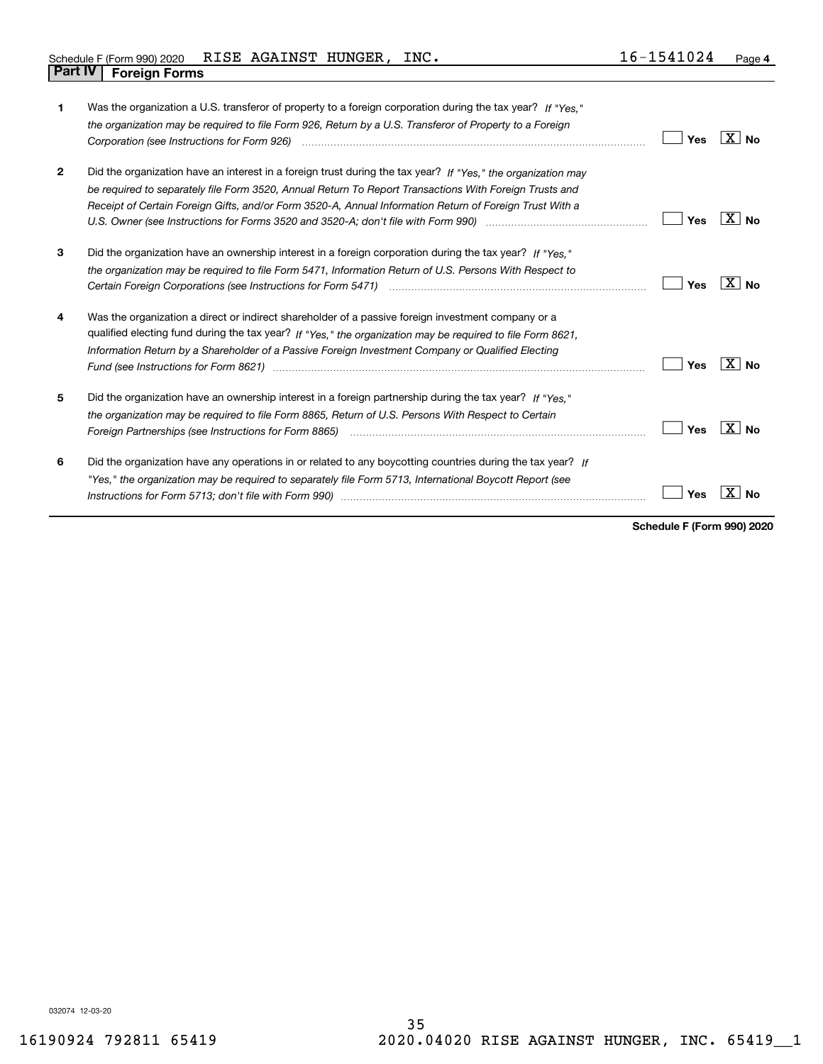## Part IV Foreign Forms

| | | | |
|---|---|---|---|
| **1** | Was the organization a U.S. transferor of property to a foreign corporation during the tax year? *If "Yes," the organization may be required to file Form 926, Return by a U.S. Transferor of Property to a Foreign Corporation (see Instructions for Form 926)* | Yes | [X] No |
| **2** | Did the organization have an interest in a foreign trust during the tax year? *If "Yes," the organization may be required to separately file Form 3520, Annual Return To Report Transactions With Foreign Trusts and Receipt of Certain Foreign Gifts, and/or Form 3520-A, Annual Information Return of Foreign Trust With a U.S. Owner (see Instructions for Forms 3520 and 3520-A; don't file with Form 990)* | Yes | [X] No |
| **3** | Did the organization have an ownership interest in a foreign corporation during the tax year? *If "Yes," the organization may be required to file Form 5471, Information Return of U.S. Persons With Respect to Certain Foreign Corporations (see Instructions for Form 5471)* | Yes | [X] No |
| **4** | Was the organization a direct or indirect shareholder of a passive foreign investment company or a qualified electing fund during the tax year? *If "Yes," the organization may be required to file Form 8621, Information Return by a Shareholder of a Passive Foreign Investment Company or Qualified Electing Fund (see Instructions for Form 8621)* | Yes | [X] No |
| **5** | Did the organization have an ownership interest in a foreign partnership during the tax year? *If "Yes," the organization may be required to file Form 8865, Return of U.S. Persons With Respect to Certain Foreign Partnerships (see Instructions for Form 8865)* | Yes | [X] No |
| **6** | Did the organization have any operations in or related to any boycotting countries during the tax year? *If "Yes," the organization may be required to separately file Form 5713, International Boycott Report (see Instructions for Form 5713; don't file with Form 990)* | Yes | [X] No |

**Schedule F (Form 990) 2020**

032074 12-03-20

16190924 792811 65419 2020.04020 RISE AGAINST HUNGER, INC. 65419__1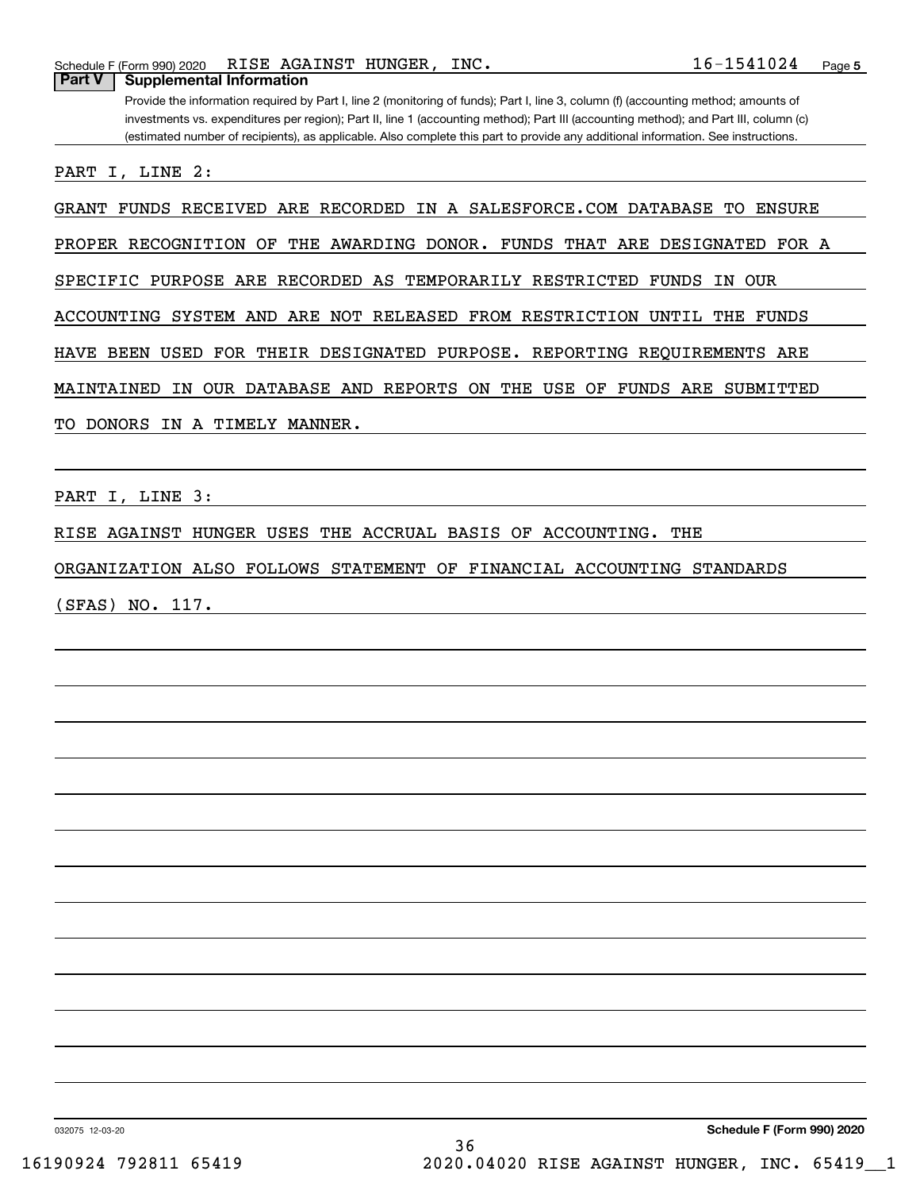## Part V Supplemental Information

Provide the information required by Part I, line 2 (monitoring of funds); Part I, line 3, column (f) (accounting method; amounts of investments vs. expenditures per region); Part II, line 1 (accounting method); Part III (accounting method); and Part III, column (c) (estimated number of recipients), as applicable. Also complete this part to provide any additional information. See instructions.

PART I, LINE 2:

GRANT FUNDS RECEIVED ARE RECORDED IN A SALESFORCE.COM DATABASE TO ENSURE PROPER RECOGNITION OF THE AWARDING DONOR. FUNDS THAT ARE DESIGNATED FOR A SPECIFIC PURPOSE ARE RECORDED AS TEMPORARILY RESTRICTED FUNDS IN OUR ACCOUNTING SYSTEM AND ARE NOT RELEASED FROM RESTRICTION UNTIL THE FUNDS HAVE BEEN USED FOR THEIR DESIGNATED PURPOSE. REPORTING REQUIREMENTS ARE MAINTAINED IN OUR DATABASE AND REPORTS ON THE USE OF FUNDS ARE SUBMITTED TO DONORS IN A TIMELY MANNER.

PART I, LINE 3:

RISE AGAINST HUNGER USES THE ACCRUAL BASIS OF ACCOUNTING. THE ORGANIZATION ALSO FOLLOWS STATEMENT OF FINANCIAL ACCOUNTING STANDARDS (SFAS) NO. 117.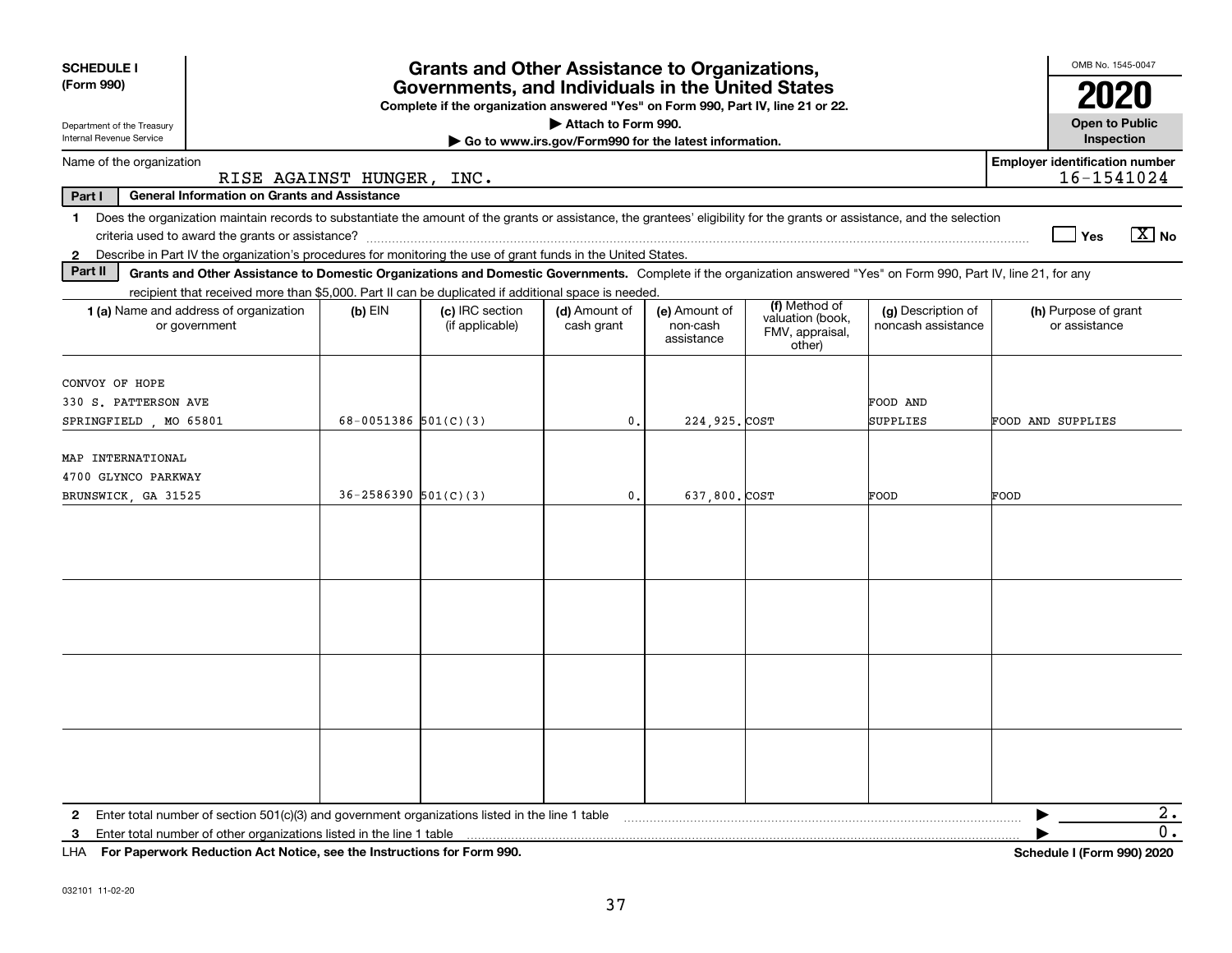**SCHEDULE I (Form 990)**

Department of the Treasury
Internal Revenue Service

# Grants and Other Assistance to Organizations, Governments, and Individuals in the United States

**Complete if the organization answered "Yes" on Form 990, Part IV, line 21 or 22.**
▶ **Attach to Form 990.**
▶ **Go to www.irs.gov/Form990 for the latest information.**

OMB No. 1545-0047
**2020**
**Open to Public Inspection**

Name of the organization: RISE AGAINST HUNGER, INC.
**Employer identification number:** 16-1541024

**Part I — General Information on Grants and Assistance**

1 Does the organization maintain records to substantiate the amount of the grants or assistance, the grantees' eligibility for the grants or assistance, and the selection criteria used to award the grants or assistance? ☐ Yes ☒ No

2 Describe in Part IV the organization's procedures for monitoring the use of grant funds in the United States.

**Part II — Grants and Other Assistance to Domestic Organizations and Domestic Governments.** Complete if the organization answered "Yes" on Form 990, Part IV, line 21, for any recipient that received more than $5,000. Part II can be duplicated if additional space is needed.

| 1 (a) Name and address of organization or government | (b) EIN | (c) IRC section (if applicable) | (d) Amount of cash grant | (e) Amount of non-cash assistance | (f) Method of valuation (book, FMV, appraisal, other) | (g) Description of noncash assistance | (h) Purpose of grant or assistance |
|---|---|---|---|---|---|---|---|
| CONVOY OF HOPE<br>330 S. PATTERSON AVE<br>SPRINGFIELD , MO 65801 | 68-0051386 | 501(C)(3) | 0. | 224,925. | COST | FOOD AND SUPPLIES | FOOD AND SUPPLIES |
| MAP INTERNATIONAL<br>4700 GLYNCO PARKWAY<br>BRUNSWICK, GA 31525 | 36-2586390 | 501(C)(3) | 0. | 637,800. | COST | FOOD | FOOD |
| | | | | | | | |
| | | | | | | | |
| | | | | | | | |
| | | | | | | | |

2 Enter total number of section 501(c)(3) and government organizations listed in the line 1 table ▶ 2.

3 Enter total number of other organizations listed in the line 1 table ▶ 0.

LHA **For Paperwork Reduction Act Notice, see the Instructions for Form 990.** **Schedule I (Form 990) 2020**

032101 11-02-20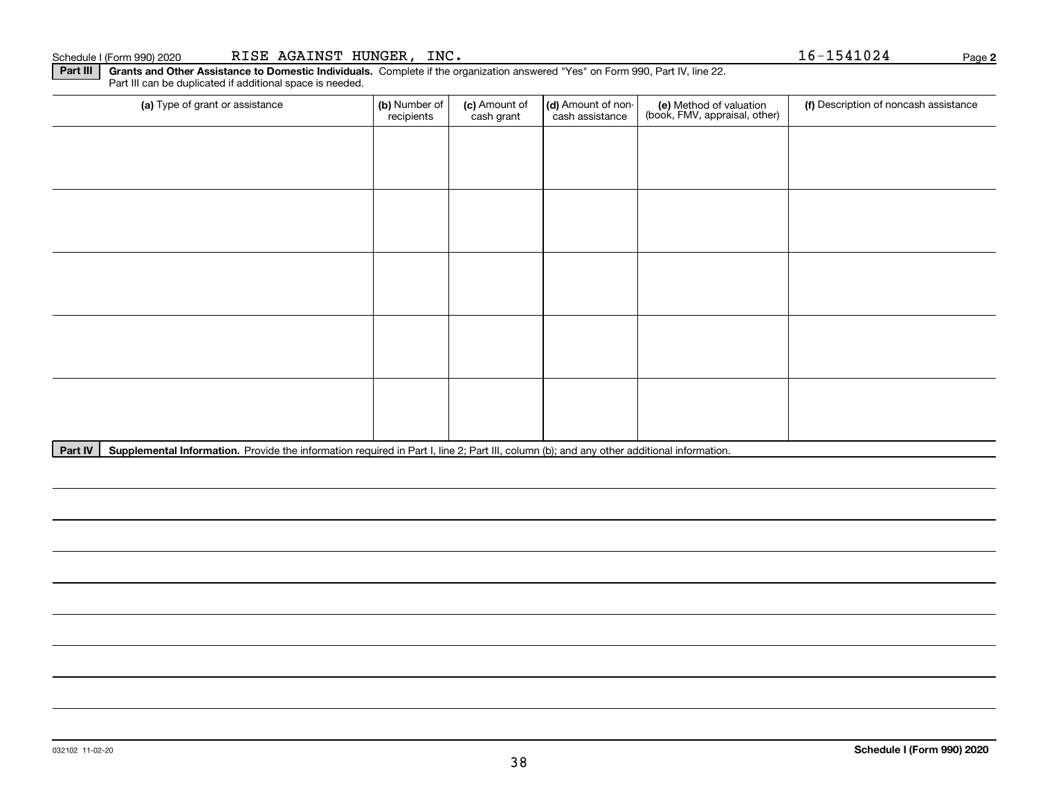Schedule I (Form 990) 2020 RISE AGAINST HUNGER, INC. 16-1541024 Page **2**

**Part III** **Grants and Other Assistance to Domestic Individuals.** Complete if the organization answered "Yes" on Form 990, Part IV, line 22. Part III can be duplicated if additional space is needed.

| (a) Type of grant or assistance | (b) Number of recipients | (c) Amount of cash grant | (d) Amount of non-cash assistance | (e) Method of valuation (book, FMV, appraisal, other) | (f) Description of noncash assistance |
|---|---|---|---|---|---|
| | | | | | |
| | | | | | |
| | | | | | |
| | | | | | |
| | | | | | |

**Part IV** **Supplemental Information.** Provide the information required in Part I, line 2; Part III, column (b); and any other additional information.

032102 11-02-20 **Schedule I (Form 990) 2020**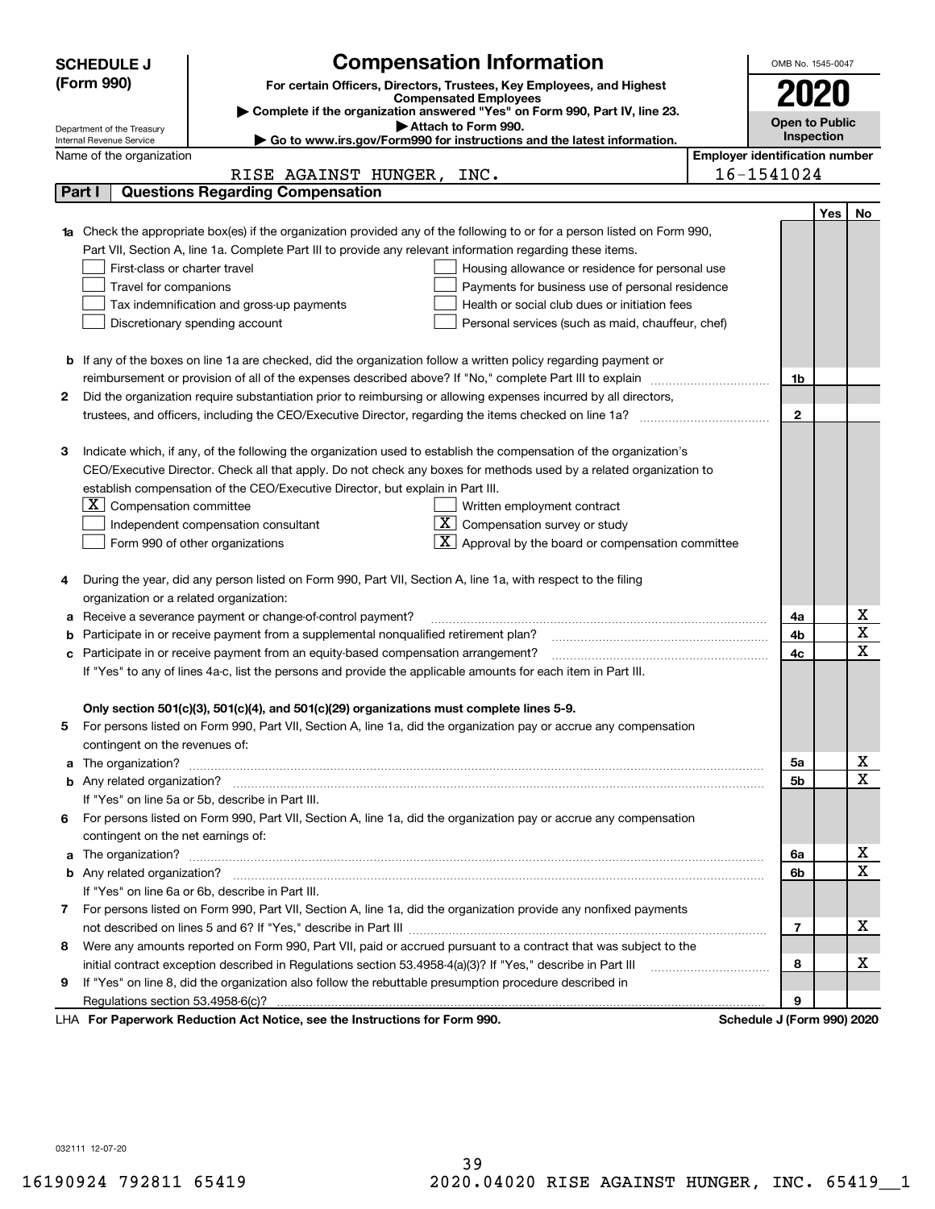**SCHEDULE J (Form 990)**

Department of the Treasury
Internal Revenue Service

# Compensation Information

**For certain Officers, Directors, Trustees, Key Employees, and Highest Compensated Employees**

▶ Complete if the organization answered "Yes" on Form 990, Part IV, line 23.
▶ Attach to Form 990.
▶ Go to www.irs.gov/Form990 for instructions and the latest information.

OMB No. 1545-0047

**2020**

**Open to Public Inspection**

Name of the organization: RISE AGAINST HUNGER, INC.

Employer identification number: 16-1541024

## Part I Questions Regarding Compensation

| | | | Yes | No |
|---|---|---|---|---|
| **1a** | Check the appropriate box(es) if the organization provided any of the following to or for a person listed on Form 990, Part VII, Section A, line 1a. Complete Part III to provide any relevant information regarding these items.<br>☐ First-class or charter travel ☐ Housing allowance or residence for personal use<br>☐ Travel for companions ☐ Payments for business use of personal residence<br>☐ Tax indemnification and gross-up payments ☐ Health or social club dues or initiation fees<br>☐ Discretionary spending account ☐ Personal services (such as maid, chauffeur, chef) | | | |
| **b** | If any of the boxes on line 1a are checked, did the organization follow a written policy regarding payment or reimbursement or provision of all of the expenses described above? If "No," complete Part III to explain | 1b | | |
| **2** | Did the organization require substantiation prior to reimbursing or allowing expenses incurred by all directors, trustees, and officers, including the CEO/Executive Director, regarding the items checked on line 1a? | 2 | | |
| **3** | Indicate which, if any, of the following the organization used to establish the compensation of the organization's CEO/Executive Director. Check all that apply. Do not check any boxes for methods used by a related organization to establish compensation of the CEO/Executive Director, but explain in Part III.<br>☒ Compensation committee ☐ Written employment contract<br>☐ Independent compensation consultant ☒ Compensation survey or study<br>☐ Form 990 of other organizations ☒ Approval by the board or compensation committee | | | |
| **4** | During the year, did any person listed on Form 990, Part VII, Section A, line 1a, with respect to the filing organization or a related organization: | | | |
| **a** | Receive a severance payment or change-of-control payment? | 4a | | X |
| **b** | Participate in or receive payment from a supplemental nonqualified retirement plan? | 4b | | X |
| **c** | Participate in or receive payment from an equity-based compensation arrangement? | 4c | | X |
| | If "Yes" to any of lines 4a-c, list the persons and provide the applicable amounts for each item in Part III. | | | |
| | **Only section 501(c)(3), 501(c)(4), and 501(c)(29) organizations must complete lines 5-9.** | | | |
| **5** | For persons listed on Form 990, Part VII, Section A, line 1a, did the organization pay or accrue any compensation contingent on the revenues of: | | | |
| **a** | The organization? | 5a | | X |
| **b** | Any related organization? | 5b | | X |
| | If "Yes" on line 5a or 5b, describe in Part III. | | | |
| **6** | For persons listed on Form 990, Part VII, Section A, line 1a, did the organization pay or accrue any compensation contingent on the net earnings of: | | | |
| **a** | The organization? | 6a | | X |
| **b** | Any related organization? | 6b | | X |
| | If "Yes" on line 6a or 6b, describe in Part III. | | | |
| **7** | For persons listed on Form 990, Part VII, Section A, line 1a, did the organization provide any nonfixed payments not described on lines 5 and 6? If "Yes," describe in Part III | 7 | | X |
| **8** | Were any amounts reported on Form 990, Part VII, paid or accrued pursuant to a contract that was subject to the initial contract exception described in Regulations section 53.4958-4(a)(3)? If "Yes," describe in Part III | 8 | | X |
| **9** | If "Yes" on line 8, did the organization also follow the rebuttable presumption procedure described in Regulations section 53.4958-6(c)? | 9 | | |

LHA **For Paperwork Reduction Act Notice, see the Instructions for Form 990.** **Schedule J (Form 990) 2020**

032111 12-07-20

16190924 792811 65419 2020.04020 RISE AGAINST HUNGER, INC. 65419__1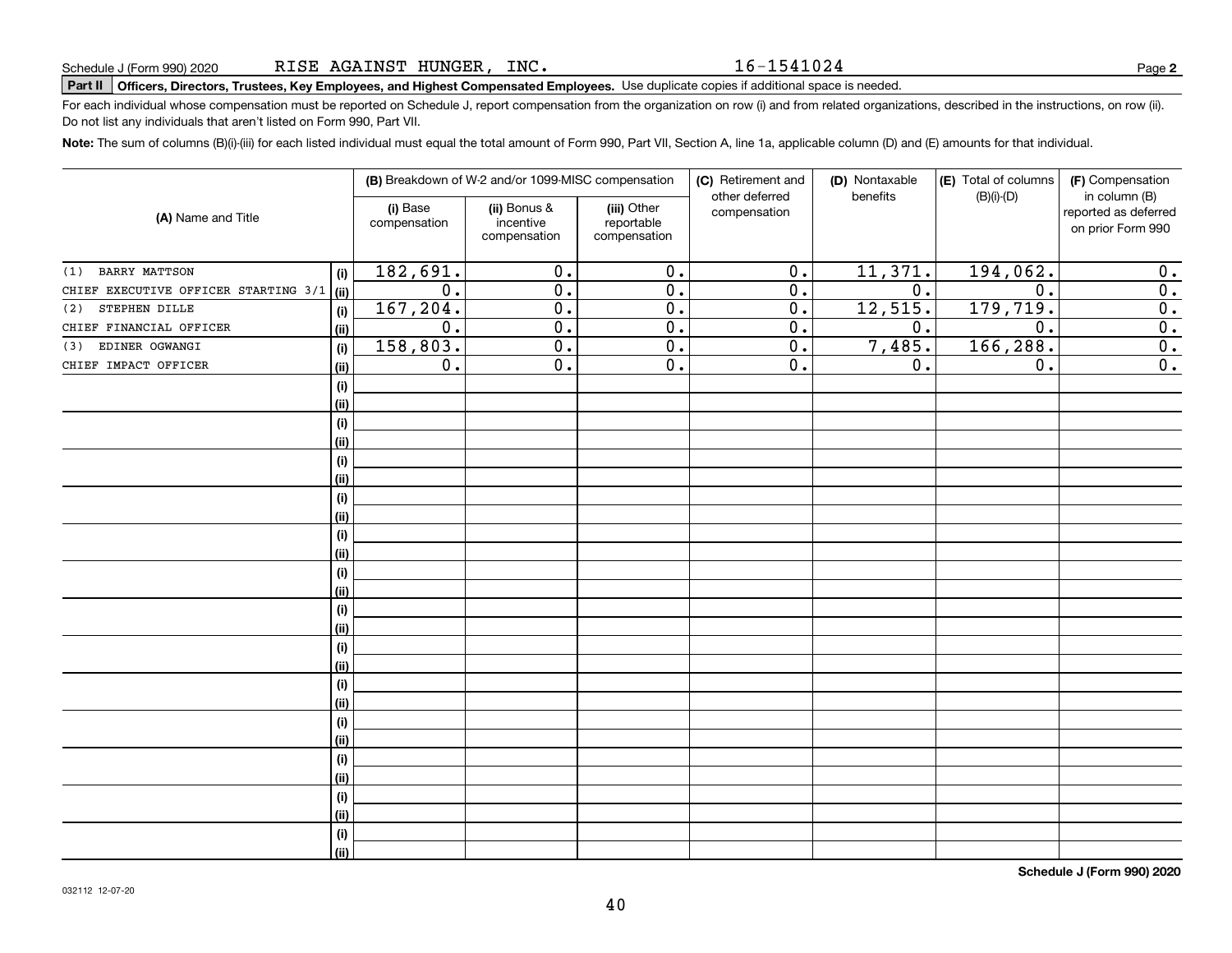Schedule J (Form 990) 2020 RISE AGAINST HUNGER, INC. 16-1541024

**Part II** **Officers, Directors, Trustees, Key Employees, and Highest Compensated Employees.** Use duplicate copies if additional space is needed.

For each individual whose compensation must be reported on Schedule J, report compensation from the organization on row (i) and from related organizations, described in the instructions, on row (ii). Do not list any individuals that aren't listed on Form 990, Part VII.

**Note:** The sum of columns (B)(i)-(iii) for each listed individual must equal the total amount of Form 990, Part VII, Section A, line 1a, applicable column (D) and (E) amounts for that individual.

| (A) Name and Title | | (B) Breakdown of W-2 and/or 1099-MISC compensation | | | (C) Retirement and other deferred compensation | (D) Nontaxable benefits | (E) Total of columns (B)(i)-(D) | (F) Compensation in column (B) reported as deferred on prior Form 990 |
|---|---|---|---|---|---|---|---|---|
| | | (i) Base compensation | (ii) Bonus & incentive compensation | (iii) Other reportable compensation | | | | |
| (1) BARRY MATTSON | (i) | 182,691. | 0. | 0. | 0. | 11,371. | 194,062. | 0. |
| CHIEF EXECUTIVE OFFICER STARTING 3/1 | (ii) | 0. | 0. | 0. | 0. | 0. | 0. | 0. |
| (2) STEPHEN DILLE | (i) | 167,204. | 0. | 0. | 0. | 12,515. | 179,719. | 0. |
| CHIEF FINANCIAL OFFICER | (ii) | 0. | 0. | 0. | 0. | 0. | 0. | 0. |
| (3) EDINER OGWANGI | (i) | 158,803. | 0. | 0. | 0. | 7,485. | 166,288. | 0. |
| CHIEF IMPACT OFFICER | (ii) | 0. | 0. | 0. | 0. | 0. | 0. | 0. |
| | (i) | | | | | | | |
| | (ii) | | | | | | | |
| | (i) | | | | | | | |
| | (ii) | | | | | | | |
| | (i) | | | | | | | |
| | (ii) | | | | | | | |
| | (i) | | | | | | | |
| | (ii) | | | | | | | |
| | (i) | | | | | | | |
| | (ii) | | | | | | | |
| | (i) | | | | | | | |
| | (ii) | | | | | | | |
| | (i) | | | | | | | |
| | (ii) | | | | | | | |
| | (i) | | | | | | | |
| | (ii) | | | | | | | |
| | (i) | | | | | | | |
| | (ii) | | | | | | | |
| | (i) | | | | | | | |
| | (ii) | | | | | | | |
| | (i) | | | | | | | |
| | (ii) | | | | | | | |
| | (i) | | | | | | | |
| | (ii) | | | | | | | |
| | (i) | | | | | | | |
| | (ii) | | | | | | | |

**Schedule J (Form 990) 2020**

032112 12-07-20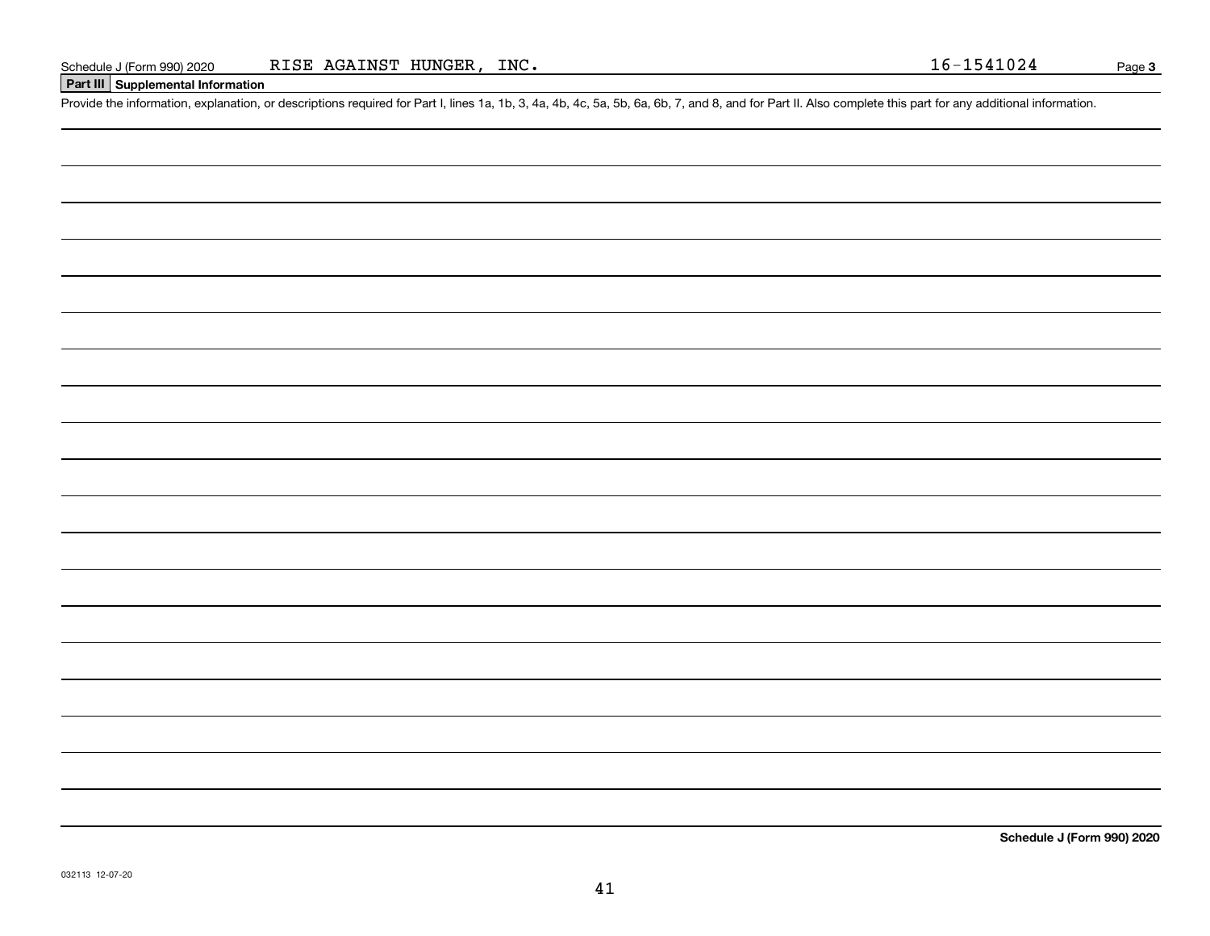Schedule J (Form 990) 2020 RISE AGAINST HUNGER, INC. 16-1541024 Page **3**

## Part III Supplemental Information

Provide the information, explanation, or descriptions required for Part I, lines 1a, 1b, 3, 4a, 4b, 4c, 5a, 5b, 6a, 6b, 7, and 8, and for Part II. Also complete this part for any additional information.

**Schedule J (Form 990) 2020**

032113 12-07-20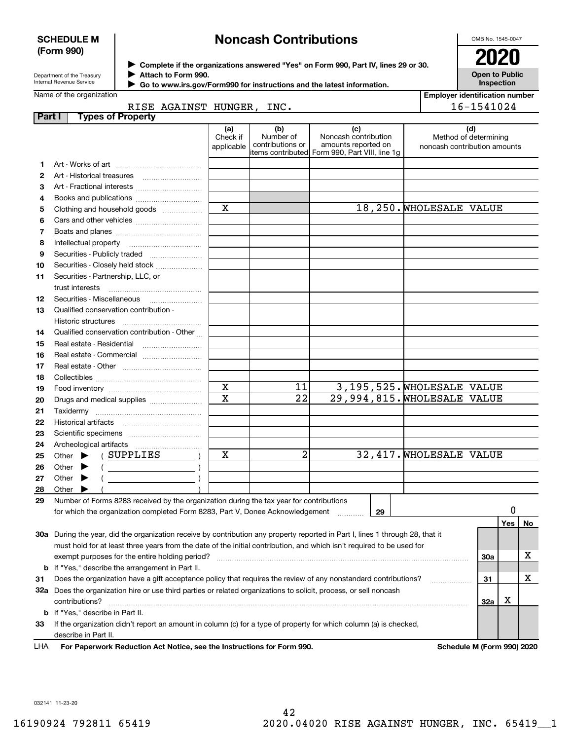**SCHEDULE M (Form 990)**

Department of the Treasury
Internal Revenue Service

# Noncash Contributions

▶ Complete if the organizations answered "Yes" on Form 990, Part IV, lines 29 or 30.
▶ Attach to Form 990.
▶ Go to www.irs.gov/Form990 for instructions and the latest information.

OMB No. 1545-0047

**2020**

**Open to Public Inspection**

Name of the organization: RISE AGAINST HUNGER, INC.

Employer identification number: 16-1541024

## Part I Types of Property

| | | (a) Check if applicable | (b) Number of contributions or items contributed | (c) Noncash contribution amounts reported on Form 990, Part VIII, line 1g | (d) Method of determining noncash contribution amounts |
|---|---|---|---|---|---|
| 1 | Art - Works of art | | | | |
| 2 | Art - Historical treasures | | | | |
| 3 | Art - Fractional interests | | | | |
| 4 | Books and publications | | | | |
| 5 | Clothing and household goods | X | | 18,250. | WHOLESALE VALUE |
| 6 | Cars and other vehicles | | | | |
| 7 | Boats and planes | | | | |
| 8 | Intellectual property | | | | |
| 9 | Securities - Publicly traded | | | | |
| 10 | Securities - Closely held stock | | | | |
| 11 | Securities - Partnership, LLC, or trust interests | | | | |
| 12 | Securities - Miscellaneous | | | | |
| 13 | Qualified conservation contribution - Historic structures | | | | |
| 14 | Qualified conservation contribution - Other | | | | |
| 15 | Real estate - Residential | | | | |
| 16 | Real estate - Commercial | | | | |
| 17 | Real estate - Other | | | | |
| 18 | Collectibles | | | | |
| 19 | Food inventory | X | 11 | 3,195,525. | WHOLESALE VALUE |
| 20 | Drugs and medical supplies | X | 22 | 29,994,815. | WHOLESALE VALUE |
| 21 | Taxidermy | | | | |
| 22 | Historical artifacts | | | | |
| 23 | Scientific specimens | | | | |
| 24 | Archeological artifacts | | | | |
| 25 | Other ▶ ( SUPPLIES ) | X | 2 | 32,417. | WHOLESALE VALUE |
| 26 | Other ▶ ( ) | | | | |
| 27 | Other ▶ ( ) | | | | |
| 28 | Other ▶ ( ) | | | | |

29 Number of Forms 8283 received by the organization during the tax year for contributions for which the organization completed Form 8283, Part V, Donee Acknowledgement ..... 29 | 0

| | | | Yes | No |
|---|---|---|---|---|
| 30a | During the year, did the organization receive by contribution any property reported in Part I, lines 1 through 28, that it must hold for at least three years from the date of the initial contribution, and which isn't required to be used for exempt purposes for the entire holding period? | 30a | | X |
| b | If "Yes," describe the arrangement in Part II. | | | |
| 31 | Does the organization have a gift acceptance policy that requires the review of any nonstandard contributions? | 31 | | X |
| 32a | Does the organization hire or use third parties or related organizations to solicit, process, or sell noncash contributions? | 32a | X | |
| b | If "Yes," describe in Part II. | | | |
| 33 | If the organization didn't report an amount in column (c) for a type of property for which column (a) is checked, describe in Part II. | | | |

LHA For Paperwork Reduction Act Notice, see the Instructions for Form 990. Schedule M (Form 990) 2020

032141 11-23-20

16190924 792811 65419 2020.04020 RISE AGAINST HUNGER, INC. 65419__1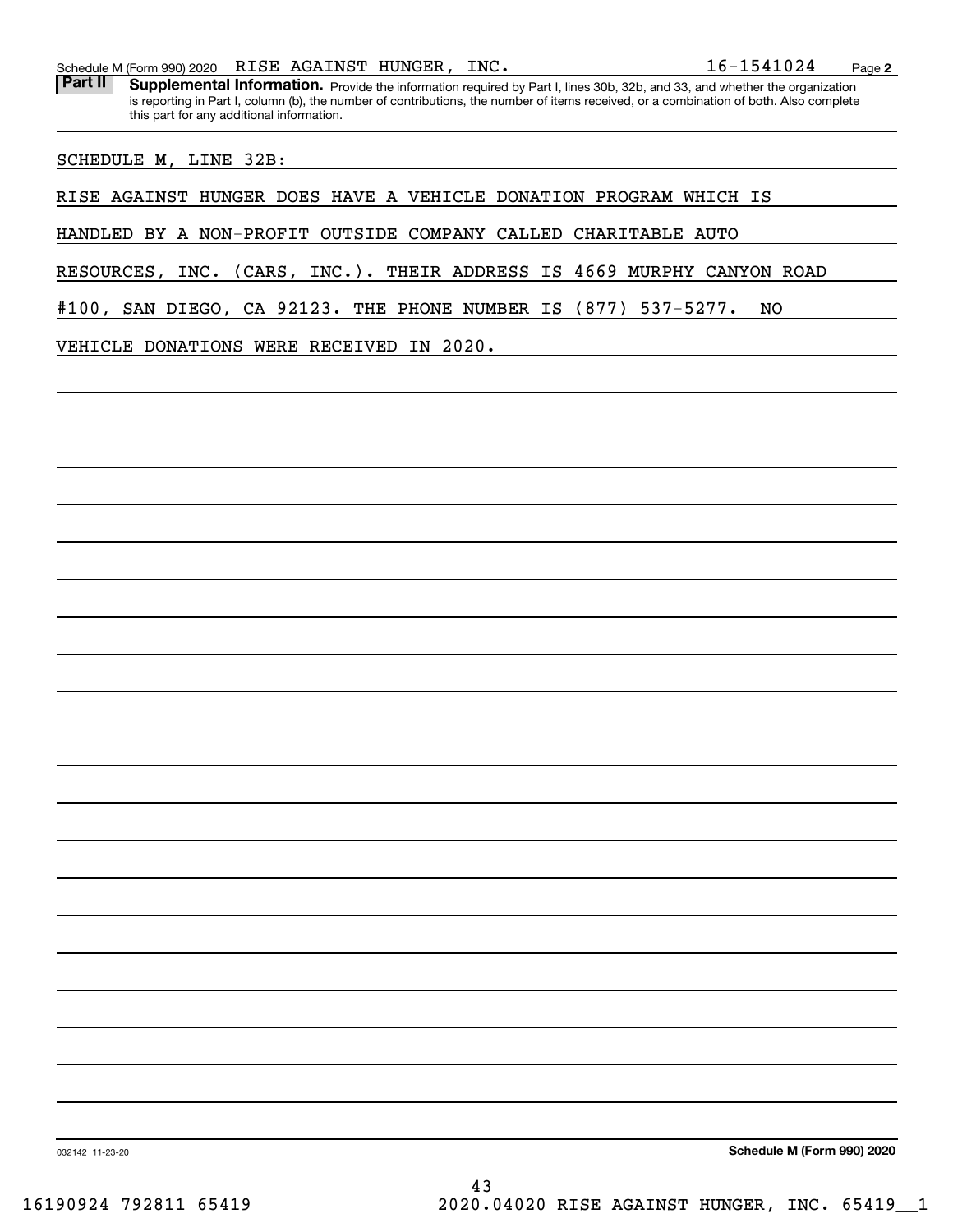Schedule M (Form 990) 2020 RISE AGAINST HUNGER, INC. 16-1541024 Page 2

**Part II** **Supplemental Information.** Provide the information required by Part I, lines 30b, 32b, and 33, and whether the organization is reporting in Part I, column (b), the number of contributions, the number of items received, or a combination of both. Also complete this part for any additional information.

SCHEDULE M, LINE 32B:

RISE AGAINST HUNGER DOES HAVE A VEHICLE DONATION PROGRAM WHICH IS HANDLED BY A NON-PROFIT OUTSIDE COMPANY CALLED CHARITABLE AUTO RESOURCES, INC. (CARS, INC.). THEIR ADDRESS IS 4669 MURPHY CANYON ROAD #100, SAN DIEGO, CA 92123. THE PHONE NUMBER IS (877) 537-5277. NO VEHICLE DONATIONS WERE RECEIVED IN 2020.

032142 11-23-20 **Schedule M (Form 990) 2020**

16190924 792811 65419 2020.04020 RISE AGAINST HUNGER, INC. 65419__1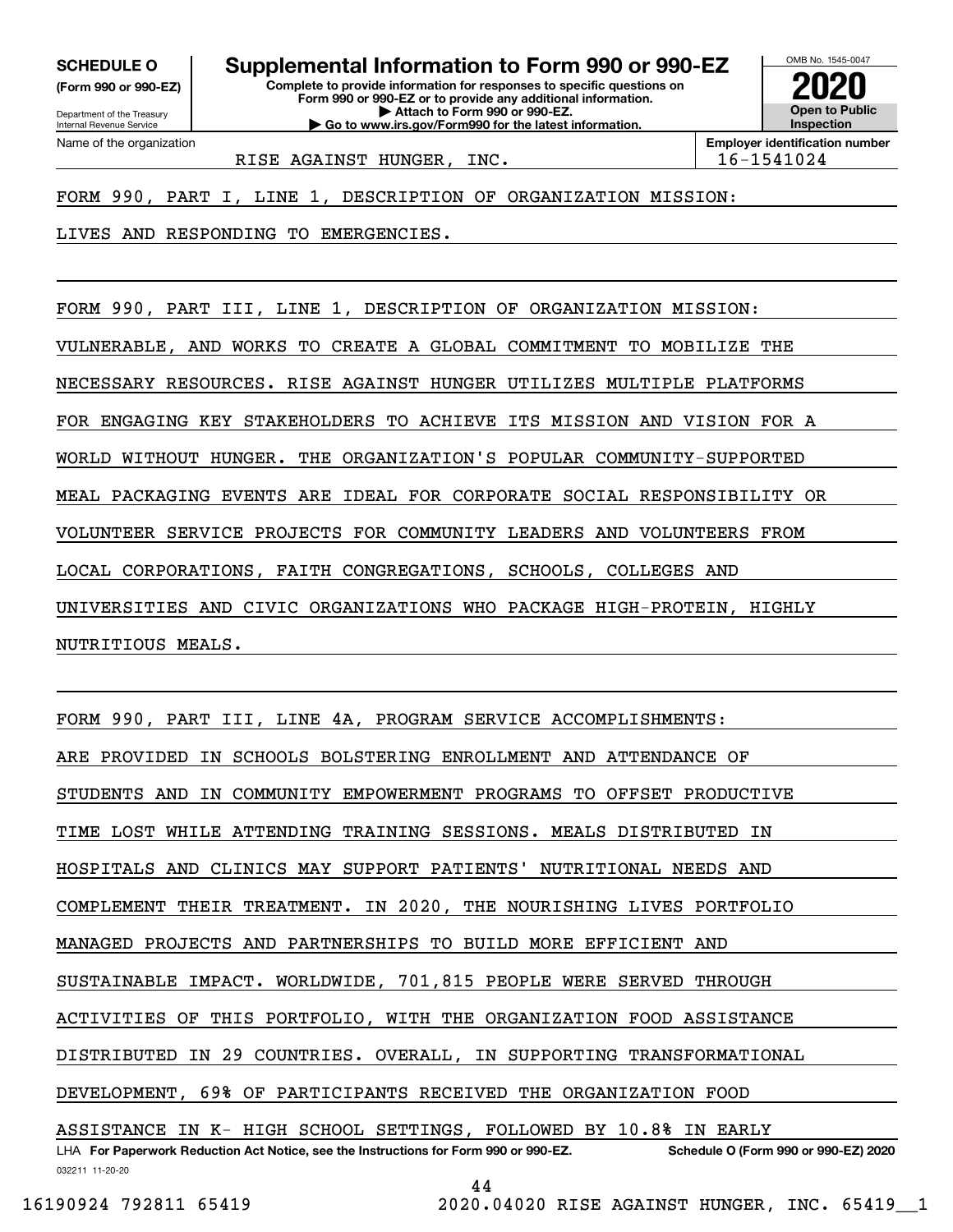**SCHEDULE O**
**(Form 990 or 990-EZ)**

Department of the Treasury
Internal Revenue Service

# Supplemental Information to Form 990 or 990-EZ

**Complete to provide information for responses to specific questions on Form 990 or 990-EZ or to provide any additional information.**
**▶ Attach to Form 990 or 990-EZ.**
**▶ Go to www.irs.gov/Form990 for the latest information.**

OMB No. 1545-0047
**2020**
**Open to Public Inspection**

| Name of the organization | Employer identification number |
|---|---|
| RISE AGAINST HUNGER, INC. | 16-1541024 |

FORM 990, PART I, LINE 1, DESCRIPTION OF ORGANIZATION MISSION:

LIVES AND RESPONDING TO EMERGENCIES.

FORM 990, PART III, LINE 1, DESCRIPTION OF ORGANIZATION MISSION:

VULNERABLE, AND WORKS TO CREATE A GLOBAL COMMITMENT TO MOBILIZE THE NECESSARY RESOURCES. RISE AGAINST HUNGER UTILIZES MULTIPLE PLATFORMS FOR ENGAGING KEY STAKEHOLDERS TO ACHIEVE ITS MISSION AND VISION FOR A WORLD WITHOUT HUNGER. THE ORGANIZATION'S POPULAR COMMUNITY-SUPPORTED MEAL PACKAGING EVENTS ARE IDEAL FOR CORPORATE SOCIAL RESPONSIBILITY OR VOLUNTEER SERVICE PROJECTS FOR COMMUNITY LEADERS AND VOLUNTEERS FROM LOCAL CORPORATIONS, FAITH CONGREGATIONS, SCHOOLS, COLLEGES AND UNIVERSITIES AND CIVIC ORGANIZATIONS WHO PACKAGE HIGH-PROTEIN, HIGHLY NUTRITIOUS MEALS.

FORM 990, PART III, LINE 4A, PROGRAM SERVICE ACCOMPLISHMENTS:

ARE PROVIDED IN SCHOOLS BOLSTERING ENROLLMENT AND ATTENDANCE OF STUDENTS AND IN COMMUNITY EMPOWERMENT PROGRAMS TO OFFSET PRODUCTIVE TIME LOST WHILE ATTENDING TRAINING SESSIONS. MEALS DISTRIBUTED IN HOSPITALS AND CLINICS MAY SUPPORT PATIENTS' NUTRITIONAL NEEDS AND COMPLEMENT THEIR TREATMENT. IN 2020, THE NOURISHING LIVES PORTFOLIO MANAGED PROJECTS AND PARTNERSHIPS TO BUILD MORE EFFICIENT AND SUSTAINABLE IMPACT. WORLDWIDE, 701,815 PEOPLE WERE SERVED THROUGH ACTIVITIES OF THIS PORTFOLIO, WITH THE ORGANIZATION FOOD ASSISTANCE DISTRIBUTED IN 29 COUNTRIES. OVERALL, IN SUPPORTING TRANSFORMATIONAL DEVELOPMENT, 69% OF PARTICIPANTS RECEIVED THE ORGANIZATION FOOD ASSISTANCE IN K- HIGH SCHOOL SETTINGS, FOLLOWED BY 10.8% IN EARLY

LHA **For Paperwork Reduction Act Notice, see the Instructions for Form 990 or 990-EZ.** **Schedule O (Form 990 or 990-EZ) 2020**

032211 11-20-20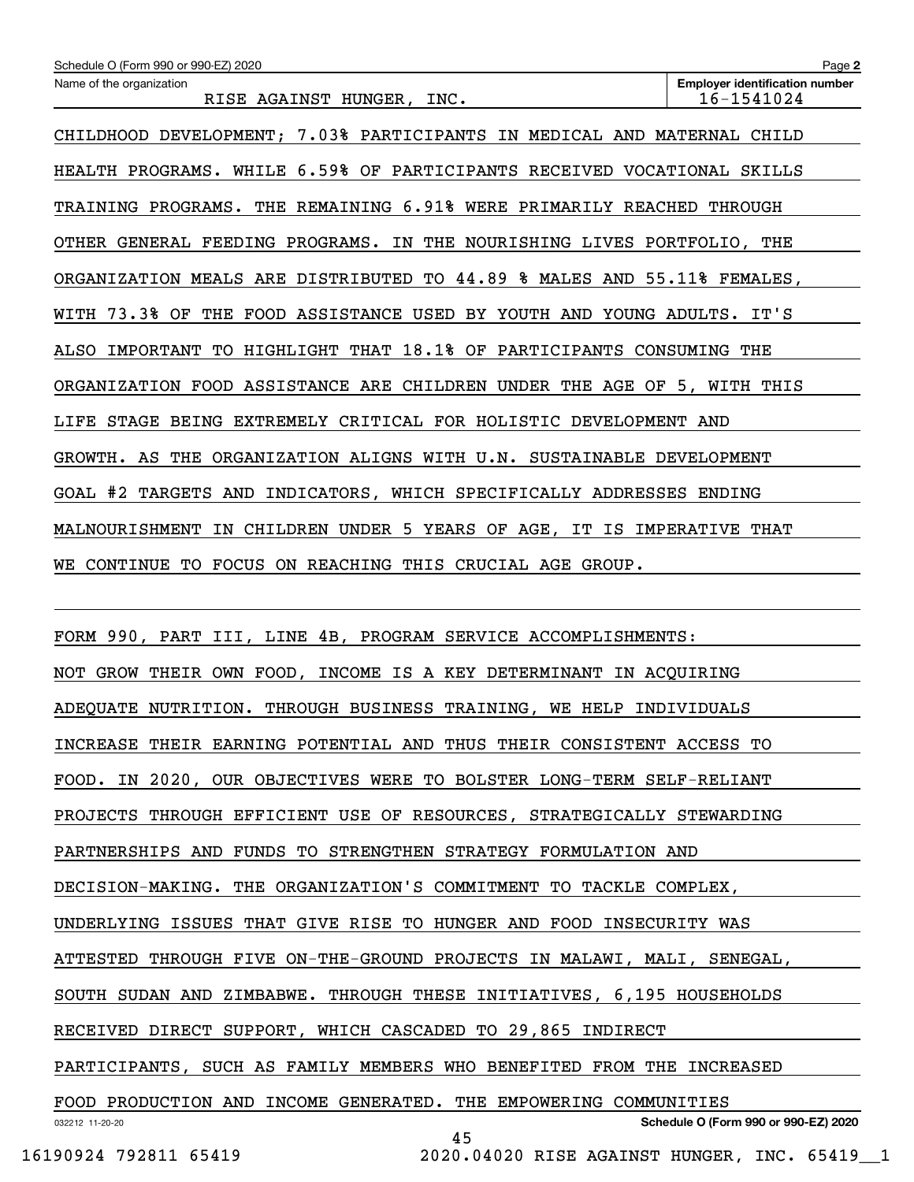Schedule O (Form 990 or 990-EZ) 2020

Name of the organization: RISE AGAINST HUNGER, INC.

Employer identification number: 16-1541024

CHILDHOOD DEVELOPMENT; 7.03% PARTICIPANTS IN MEDICAL AND MATERNAL CHILD HEALTH PROGRAMS. WHILE 6.59% OF PARTICIPANTS RECEIVED VOCATIONAL SKILLS TRAINING PROGRAMS. THE REMAINING 6.91% WERE PRIMARILY REACHED THROUGH OTHER GENERAL FEEDING PROGRAMS. IN THE NOURISHING LIVES PORTFOLIO, THE ORGANIZATION MEALS ARE DISTRIBUTED TO 44.89 % MALES AND 55.11% FEMALES, WITH 73.3% OF THE FOOD ASSISTANCE USED BY YOUTH AND YOUNG ADULTS. IT'S ALSO IMPORTANT TO HIGHLIGHT THAT 18.1% OF PARTICIPANTS CONSUMING THE ORGANIZATION FOOD ASSISTANCE ARE CHILDREN UNDER THE AGE OF 5, WITH THIS LIFE STAGE BEING EXTREMELY CRITICAL FOR HOLISTIC DEVELOPMENT AND GROWTH. AS THE ORGANIZATION ALIGNS WITH U.N. SUSTAINABLE DEVELOPMENT GOAL #2 TARGETS AND INDICATORS, WHICH SPECIFICALLY ADDRESSES ENDING MALNOURISHMENT IN CHILDREN UNDER 5 YEARS OF AGE, IT IS IMPERATIVE THAT WE CONTINUE TO FOCUS ON REACHING THIS CRUCIAL AGE GROUP.

FORM 990, PART III, LINE 4B, PROGRAM SERVICE ACCOMPLISHMENTS:

NOT GROW THEIR OWN FOOD, INCOME IS A KEY DETERMINANT IN ACQUIRING ADEQUATE NUTRITION. THROUGH BUSINESS TRAINING, WE HELP INDIVIDUALS INCREASE THEIR EARNING POTENTIAL AND THUS THEIR CONSISTENT ACCESS TO FOOD. IN 2020, OUR OBJECTIVES WERE TO BOLSTER LONG-TERM SELF-RELIANT PROJECTS THROUGH EFFICIENT USE OF RESOURCES, STRATEGICALLY STEWARDING PARTNERSHIPS AND FUNDS TO STRENGTHEN STRATEGY FORMULATION AND DECISION-MAKING. THE ORGANIZATION'S COMMITMENT TO TACKLE COMPLEX, UNDERLYING ISSUES THAT GIVE RISE TO HUNGER AND FOOD INSECURITY WAS ATTESTED THROUGH FIVE ON-THE-GROUND PROJECTS IN MALAWI, MALI, SENEGAL, SOUTH SUDAN AND ZIMBABWE. THROUGH THESE INITIATIVES, 6,195 HOUSEHOLDS RECEIVED DIRECT SUPPORT, WHICH CASCADED TO 29,865 INDIRECT PARTICIPANTS, SUCH AS FAMILY MEMBERS WHO BENEFITED FROM THE INCREASED FOOD PRODUCTION AND INCOME GENERATED. THE EMPOWERING COMMUNITIES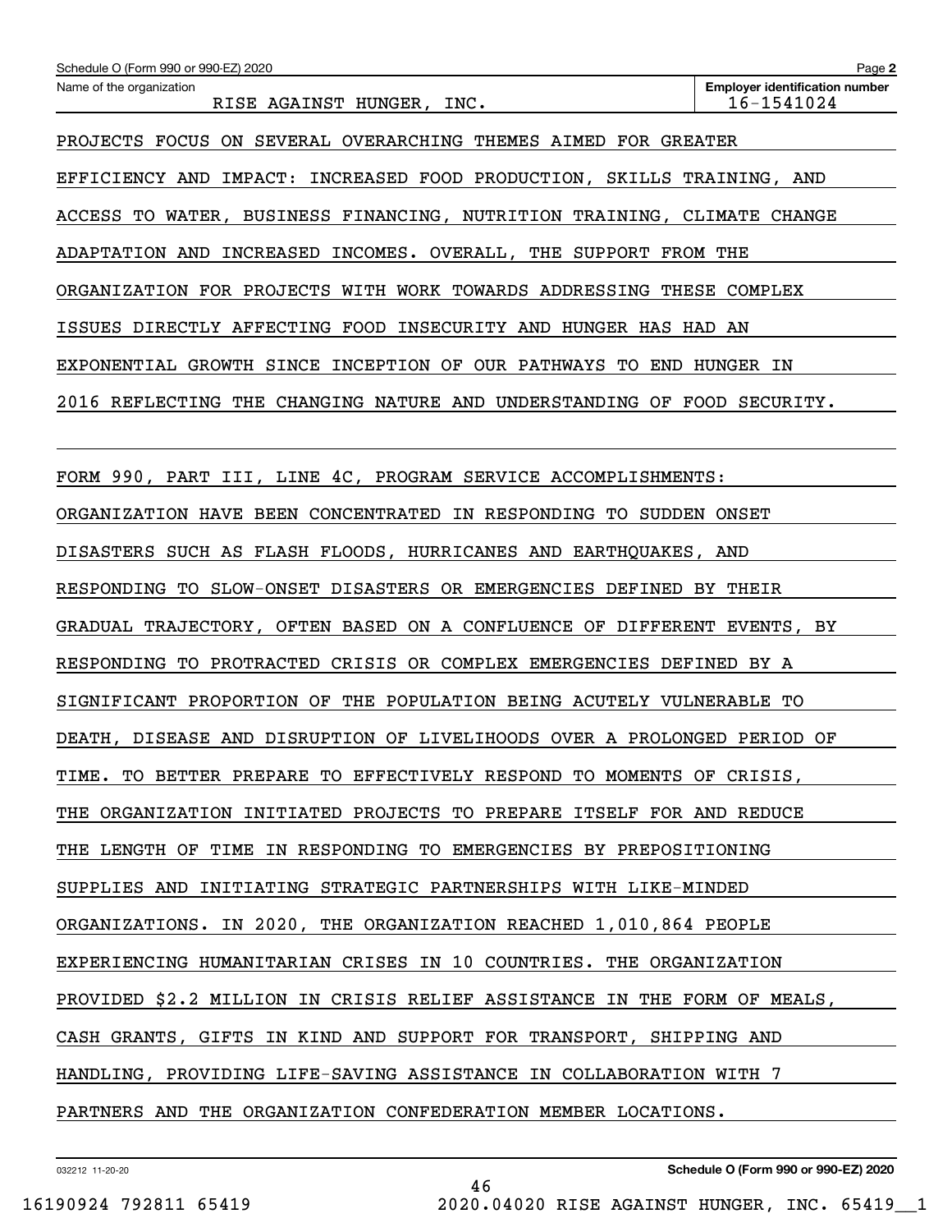Schedule O (Form 990 or 990-EZ) 2020

Name of the organization: RISE AGAINST HUNGER, INC.

Employer identification number: 16-1541024

PROJECTS FOCUS ON SEVERAL OVERARCHING THEMES AIMED FOR GREATER EFFICIENCY AND IMPACT: INCREASED FOOD PRODUCTION, SKILLS TRAINING, AND ACCESS TO WATER, BUSINESS FINANCING, NUTRITION TRAINING, CLIMATE CHANGE ADAPTATION AND INCREASED INCOMES. OVERALL, THE SUPPORT FROM THE ORGANIZATION FOR PROJECTS WITH WORK TOWARDS ADDRESSING THESE COMPLEX ISSUES DIRECTLY AFFECTING FOOD INSECURITY AND HUNGER HAS HAD AN EXPONENTIAL GROWTH SINCE INCEPTION OF OUR PATHWAYS TO END HUNGER IN 2016 REFLECTING THE CHANGING NATURE AND UNDERSTANDING OF FOOD SECURITY.

FORM 990, PART III, LINE 4C, PROGRAM SERVICE ACCOMPLISHMENTS:

ORGANIZATION HAVE BEEN CONCENTRATED IN RESPONDING TO SUDDEN ONSET DISASTERS SUCH AS FLASH FLOODS, HURRICANES AND EARTHQUAKES, AND RESPONDING TO SLOW-ONSET DISASTERS OR EMERGENCIES DEFINED BY THEIR GRADUAL TRAJECTORY, OFTEN BASED ON A CONFLUENCE OF DIFFERENT EVENTS, BY RESPONDING TO PROTRACTED CRISIS OR COMPLEX EMERGENCIES DEFINED BY A SIGNIFICANT PROPORTION OF THE POPULATION BEING ACUTELY VULNERABLE TO DEATH, DISEASE AND DISRUPTION OF LIVELIHOODS OVER A PROLONGED PERIOD OF TIME. TO BETTER PREPARE TO EFFECTIVELY RESPOND TO MOMENTS OF CRISIS, THE ORGANIZATION INITIATED PROJECTS TO PREPARE ITSELF FOR AND REDUCE THE LENGTH OF TIME IN RESPONDING TO EMERGENCIES BY PREPOSITIONING SUPPLIES AND INITIATING STRATEGIC PARTNERSHIPS WITH LIKE-MINDED ORGANIZATIONS. IN 2020, THE ORGANIZATION REACHED 1,010,864 PEOPLE EXPERIENCING HUMANITARIAN CRISES IN 10 COUNTRIES. THE ORGANIZATION PROVIDED $2.2 MILLION IN CRISIS RELIEF ASSISTANCE IN THE FORM OF MEALS, CASH GRANTS, GIFTS IN KIND AND SUPPORT FOR TRANSPORT, SHIPPING AND HANDLING, PROVIDING LIFE-SAVING ASSISTANCE IN COLLABORATION WITH 7 PARTNERS AND THE ORGANIZATION CONFEDERATION MEMBER LOCATIONS.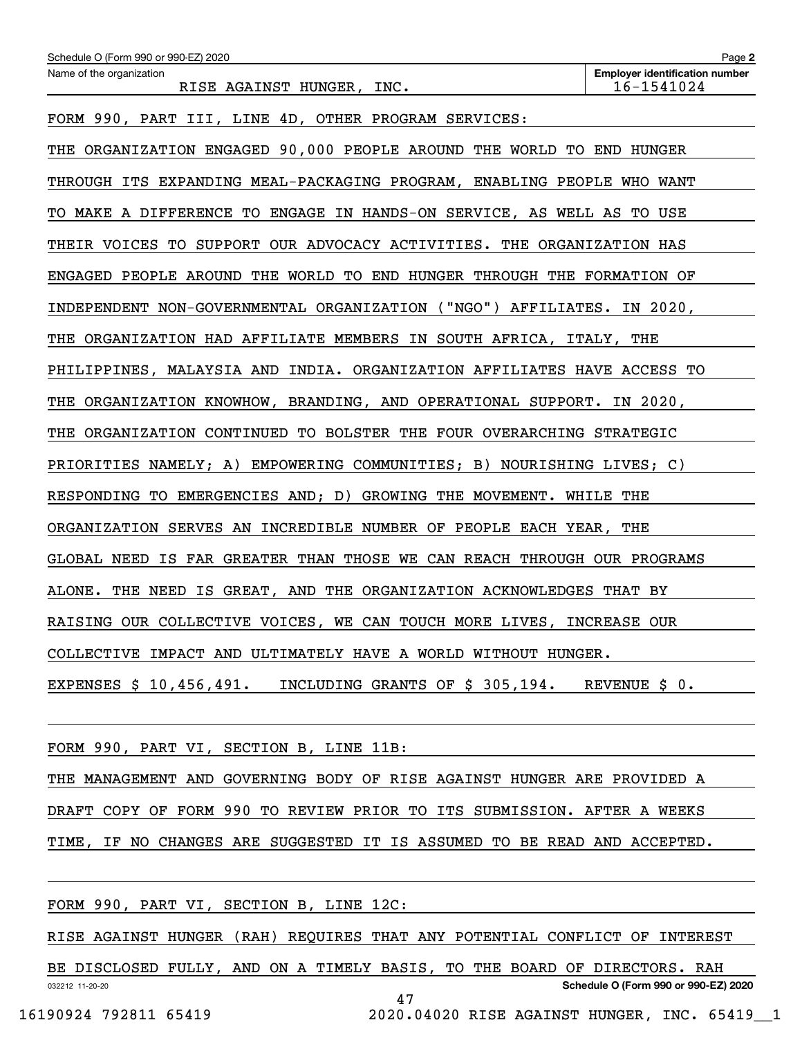Schedule O (Form 990 or 990-EZ) 2020

Name of the organization: RISE AGAINST HUNGER, INC.

Employer identification number: 16-1541024

FORM 990, PART III, LINE 4D, OTHER PROGRAM SERVICES:

THE ORGANIZATION ENGAGED 90,000 PEOPLE AROUND THE WORLD TO END HUNGER THROUGH ITS EXPANDING MEAL-PACKAGING PROGRAM, ENABLING PEOPLE WHO WANT TO MAKE A DIFFERENCE TO ENGAGE IN HANDS-ON SERVICE, AS WELL AS TO USE THEIR VOICES TO SUPPORT OUR ADVOCACY ACTIVITIES. THE ORGANIZATION HAS ENGAGED PEOPLE AROUND THE WORLD TO END HUNGER THROUGH THE FORMATION OF INDEPENDENT NON-GOVERNMENTAL ORGANIZATION ("NGO") AFFILIATES. IN 2020, THE ORGANIZATION HAD AFFILIATE MEMBERS IN SOUTH AFRICA, ITALY, THE PHILIPPINES, MALAYSIA AND INDIA. ORGANIZATION AFFILIATES HAVE ACCESS TO THE ORGANIZATION KNOWHOW, BRANDING, AND OPERATIONAL SUPPORT. IN 2020, THE ORGANIZATION CONTINUED TO BOLSTER THE FOUR OVERARCHING STRATEGIC PRIORITIES NAMELY; A) EMPOWERING COMMUNITIES; B) NOURISHING LIVES; C) RESPONDING TO EMERGENCIES AND; D) GROWING THE MOVEMENT. WHILE THE ORGANIZATION SERVES AN INCREDIBLE NUMBER OF PEOPLE EACH YEAR, THE GLOBAL NEED IS FAR GREATER THAN THOSE WE CAN REACH THROUGH OUR PROGRAMS ALONE. THE NEED IS GREAT, AND THE ORGANIZATION ACKNOWLEDGES THAT BY RAISING OUR COLLECTIVE VOICES, WE CAN TOUCH MORE LIVES, INCREASE OUR COLLECTIVE IMPACT AND ULTIMATELY HAVE A WORLD WITHOUT HUNGER.

EXPENSES $ 10,456,491.   INCLUDING GRANTS OF $ 305,194.   REVENUE $ 0.

FORM 990, PART VI, SECTION B, LINE 11B:

THE MANAGEMENT AND GOVERNING BODY OF RISE AGAINST HUNGER ARE PROVIDED A DRAFT COPY OF FORM 990 TO REVIEW PRIOR TO ITS SUBMISSION. AFTER A WEEKS TIME, IF NO CHANGES ARE SUGGESTED IT IS ASSUMED TO BE READ AND ACCEPTED.

FORM 990, PART VI, SECTION B, LINE 12C:

RISE AGAINST HUNGER (RAH) REQUIRES THAT ANY POTENTIAL CONFLICT OF INTEREST BE DISCLOSED FULLY, AND ON A TIMELY BASIS, TO THE BOARD OF DIRECTORS. RAH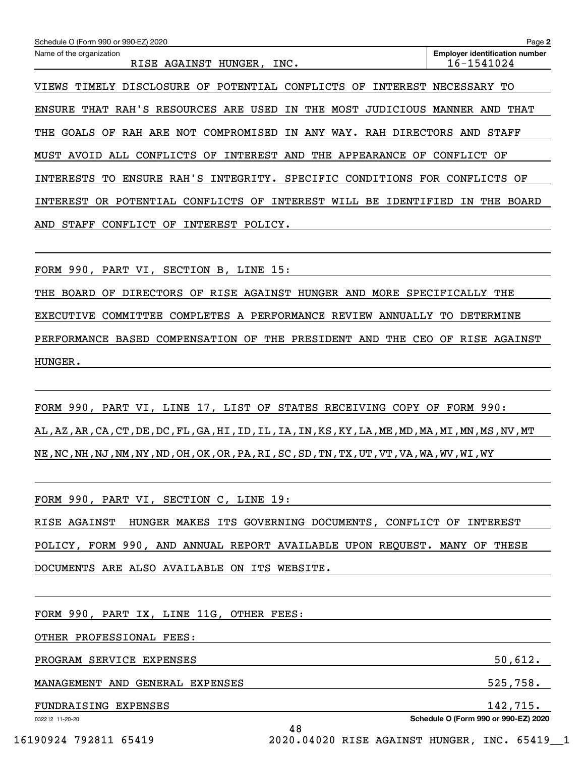Schedule O (Form 990 or 990-EZ) 2020 Page **2**

| Name of the organization | Employer identification number |
| --- | --- |
| RISE AGAINST HUNGER, INC. | 16-1541024 |

VIEWS TIMELY DISCLOSURE OF POTENTIAL CONFLICTS OF INTEREST NECESSARY TO ENSURE THAT RAH'S RESOURCES ARE USED IN THE MOST JUDICIOUS MANNER AND THAT THE GOALS OF RAH ARE NOT COMPROMISED IN ANY WAY. RAH DIRECTORS AND STAFF MUST AVOID ALL CONFLICTS OF INTEREST AND THE APPEARANCE OF CONFLICT OF INTERESTS TO ENSURE RAH'S INTEGRITY. SPECIFIC CONDITIONS FOR CONFLICTS OF INTEREST OR POTENTIAL CONFLICTS OF INTEREST WILL BE IDENTIFIED IN THE BOARD AND STAFF CONFLICT OF INTEREST POLICY.

FORM 990, PART VI, SECTION B, LINE 15:

THE BOARD OF DIRECTORS OF RISE AGAINST HUNGER AND MORE SPECIFICALLY THE EXECUTIVE COMMITTEE COMPLETES A PERFORMANCE REVIEW ANNUALLY TO DETERMINE PERFORMANCE BASED COMPENSATION OF THE PRESIDENT AND THE CEO OF RISE AGAINST HUNGER.

FORM 990, PART VI, LINE 17, LIST OF STATES RECEIVING COPY OF FORM 990:

AL,AZ,AR,CA,CT,DE,DC,FL,GA,HI,ID,IL,IA,IN,KS,KY,LA,ME,MD,MA,MI,MN,MS,NV,MT NE,NC,NH,NJ,NM,NY,ND,OH,OK,OR,PA,RI,SC,SD,TN,TX,UT,VT,VA,WA,WV,WI,WY

FORM 990, PART VI, SECTION C, LINE 19:

RISE AGAINST HUNGER MAKES ITS GOVERNING DOCUMENTS, CONFLICT OF INTEREST POLICY, FORM 990, AND ANNUAL REPORT AVAILABLE UPON REQUEST. MANY OF THESE DOCUMENTS ARE ALSO AVAILABLE ON ITS WEBSITE.

FORM 990, PART IX, LINE 11G, OTHER FEES:

OTHER PROFESSIONAL FEES:

| | |
| --- | --- |
| PROGRAM SERVICE EXPENSES | 50,612. |
| MANAGEMENT AND GENERAL EXPENSES | 525,758. |
| FUNDRAISING EXPENSES | 142,715. |

032212 11-20-20 Schedule O (Form 990 or 990-EZ) 2020

16190924 792811 65419 2020.04020 RISE AGAINST HUNGER, INC. 65419__1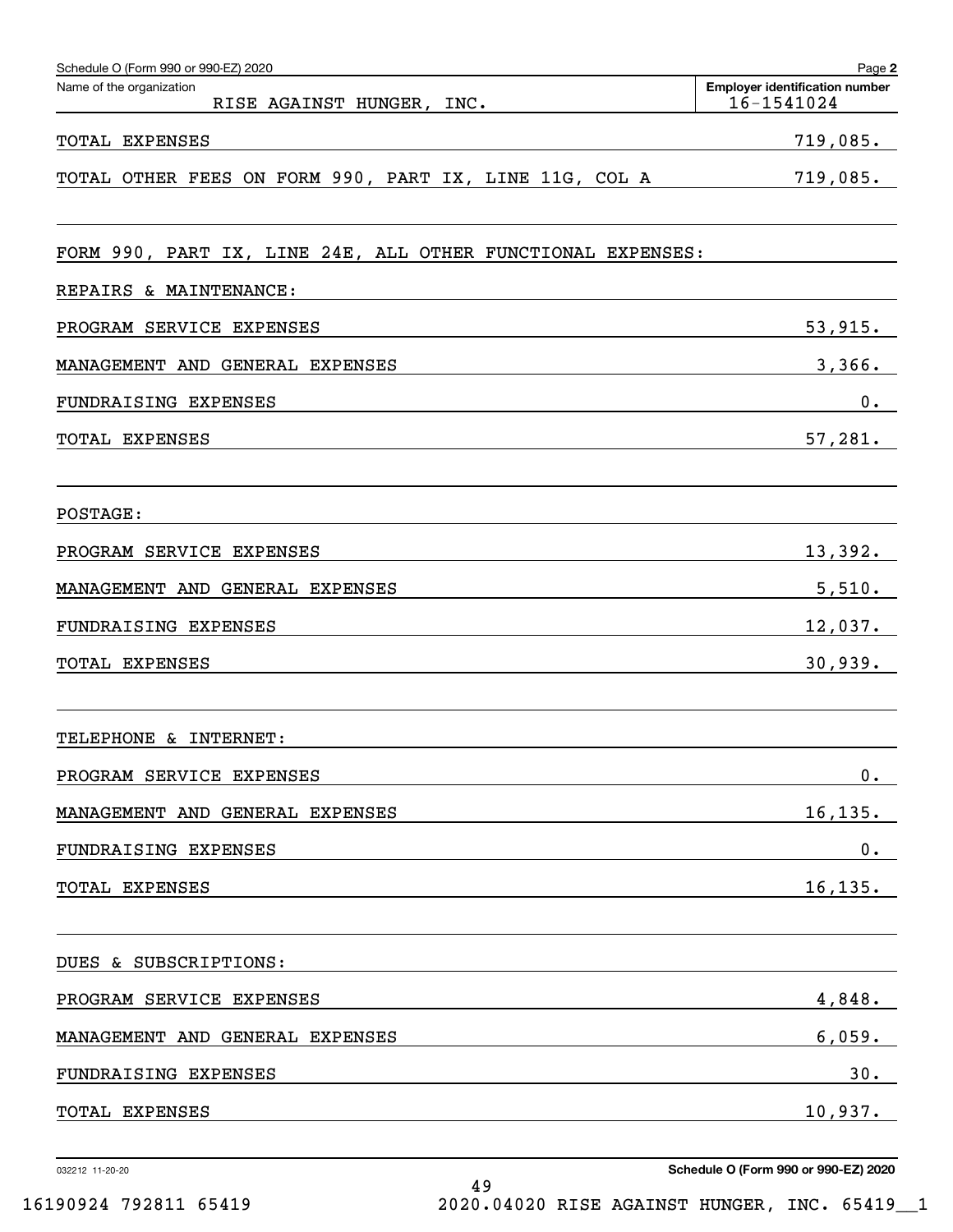Schedule O (Form 990 or 990-EZ) 2020

Name of the organization: RISE AGAINST HUNGER, INC.

Employer identification number: 16-1541024

| | |
|---|---|
| TOTAL EXPENSES | 719,085. |
| TOTAL OTHER FEES ON FORM 990, PART IX, LINE 11G, COL A | 719,085. |

FORM 990, PART IX, LINE 24E, ALL OTHER FUNCTIONAL EXPENSES:

REPAIRS & MAINTENANCE:

| | |
|---|---|
| PROGRAM SERVICE EXPENSES | 53,915. |
| MANAGEMENT AND GENERAL EXPENSES | 3,366. |
| FUNDRAISING EXPENSES | 0. |
| TOTAL EXPENSES | 57,281. |

POSTAGE:

| | |
|---|---|
| PROGRAM SERVICE EXPENSES | 13,392. |
| MANAGEMENT AND GENERAL EXPENSES | 5,510. |
| FUNDRAISING EXPENSES | 12,037. |
| TOTAL EXPENSES | 30,939. |

TELEPHONE & INTERNET:

| | |
|---|---|
| PROGRAM SERVICE EXPENSES | 0. |
| MANAGEMENT AND GENERAL EXPENSES | 16,135. |
| FUNDRAISING EXPENSES | 0. |
| TOTAL EXPENSES | 16,135. |

DUES & SUBSCRIPTIONS:

| | |
|---|---|
| PROGRAM SERVICE EXPENSES | 4,848. |
| MANAGEMENT AND GENERAL EXPENSES | 6,059. |
| FUNDRAISING EXPENSES | 30. |
| TOTAL EXPENSES | 10,937. |

032212 11-20-20

Schedule O (Form 990 or 990-EZ) 2020

16190924 792811 65419 2020.04020 RISE AGAINST HUNGER, INC. 65419__1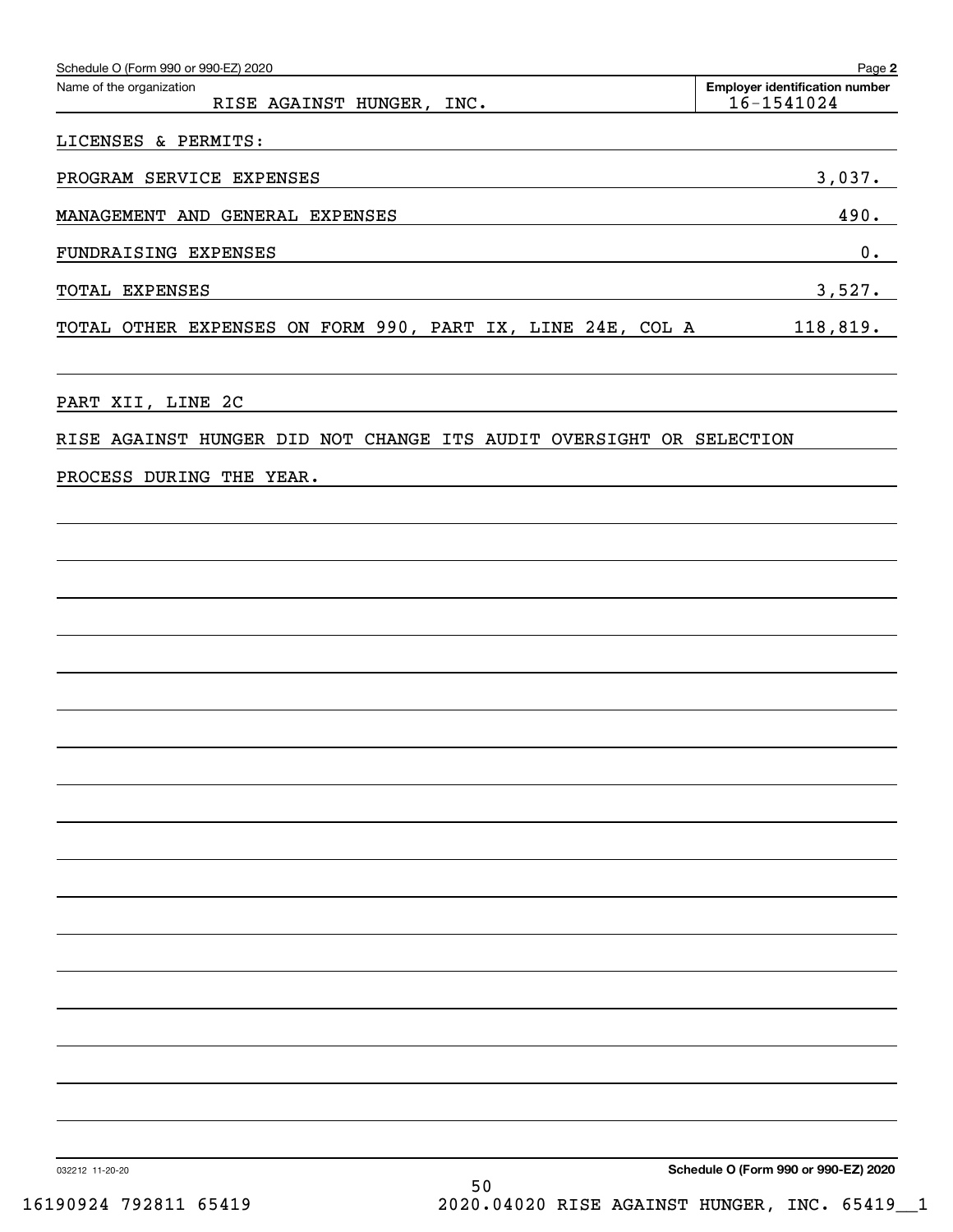Schedule O (Form 990 or 990-EZ) 2020 Page **2**

Name of the organization: RISE AGAINST HUNGER, INC.

**Employer identification number**: 16-1541024

LICENSES & PERMITS:

| | |
|---|---|
| PROGRAM SERVICE EXPENSES | 3,037. |
| MANAGEMENT AND GENERAL EXPENSES | 490. |
| FUNDRAISING EXPENSES | 0. |
| TOTAL EXPENSES | 3,527. |
| TOTAL OTHER EXPENSES ON FORM 990, PART IX, LINE 24E, COL A | 118,819. |

PART XII, LINE 2C

RISE AGAINST HUNGER DID NOT CHANGE ITS AUDIT OVERSIGHT OR SELECTION PROCESS DURING THE YEAR.

032212 11-20-20 **Schedule O (Form 990 or 990-EZ) 2020**

16190924 792811 65419 2020.04020 RISE AGAINST HUNGER, INC. 65419__1